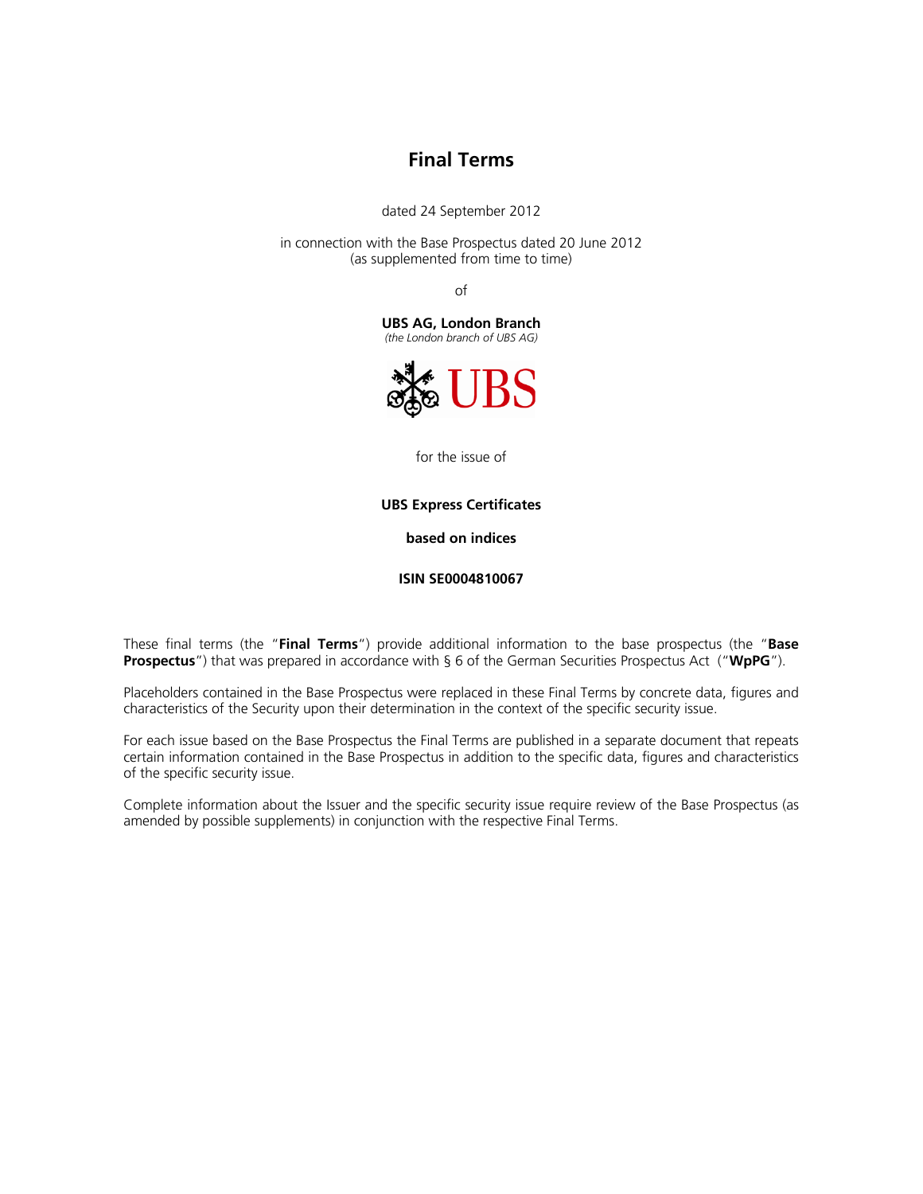# Final Terms

dated 24 September 2012

in connection with the Base Prospectus dated 20 June 2012
(as supplemented from time to time)

of

**UBS AG, London Branch**
*(the London branch of UBS AG)*

UBS

for the issue of

**UBS Express Certificates**

**based on indices**

**ISIN SE0004810067**

These final terms (the "**Final Terms**") provide additional information to the base prospectus (the "**Base Prospectus**") that was prepared in accordance with § 6 of the German Securities Prospectus Act ("**WpPG**").

Placeholders contained in the Base Prospectus were replaced in these Final Terms by concrete data, figures and characteristics of the Security upon their determination in the context of the specific security issue.

For each issue based on the Base Prospectus the Final Terms are published in a separate document that repeats certain information contained in the Base Prospectus in addition to the specific data, figures and characteristics of the specific security issue.

Complete information about the Issuer and the specific security issue require review of the Base Prospectus (as amended by possible supplements) in conjunction with the respective Final Terms.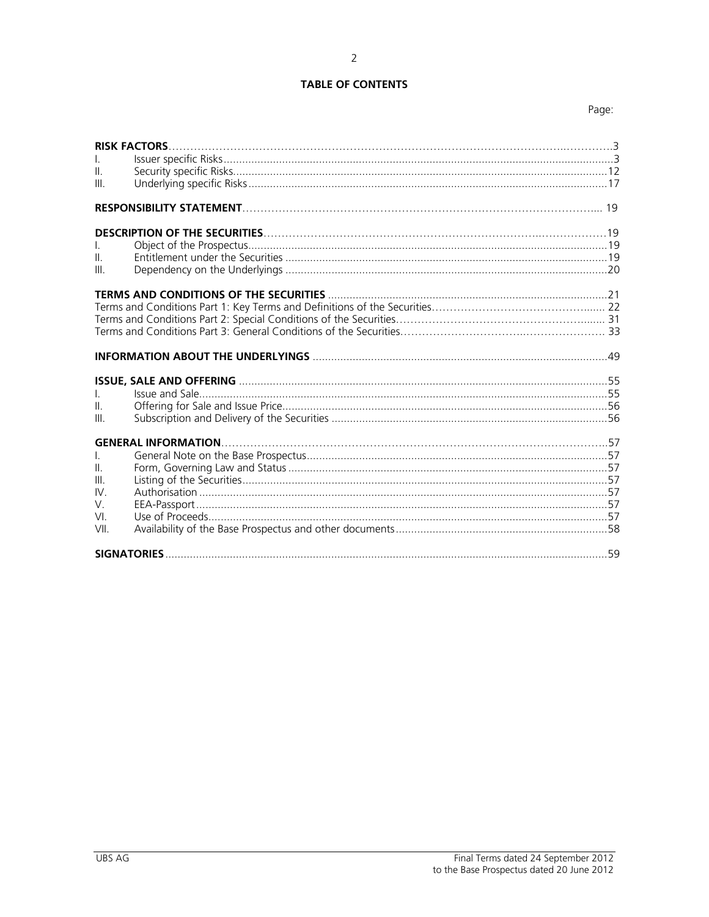# TABLE OF CONTENTS

| | | Page: |
|---|---|---|
| **RISK FACTORS** | | 3 |
| I. | Issuer specific Risks | 3 |
| II. | Security specific Risks | 12 |
| III. | Underlying specific Risks | 17 |
| **RESPONSIBILITY STATEMENT** | | 19 |
| **DESCRIPTION OF THE SECURITIES** | | 19 |
| I. | Object of the Prospectus | 19 |
| II. | Entitlement under the Securities | 19 |
| III. | Dependency on the Underlyings | 20 |
| **TERMS AND CONDITIONS OF THE SECURITIES** | | 21 |
| Terms and Conditions Part 1: Key Terms and Definitions of the Securities | | 22 |
| Terms and Conditions Part 2: Special Conditions of the Securities | | 31 |
| Terms and Conditions Part 3: General Conditions of the Securities | | 33 |
| **INFORMATION ABOUT THE UNDERLYINGS** | | 49 |
| **ISSUE, SALE AND OFFERING** | | 55 |
| I. | Issue and Sale | 55 |
| II. | Offering for Sale and Issue Price | 56 |
| III. | Subscription and Delivery of the Securities | 56 |
| **GENERAL INFORMATION** | | 57 |
| I. | General Note on the Base Prospectus | 57 |
| II. | Form, Governing Law and Status | 57 |
| III. | Listing of the Securities | 57 |
| IV. | Authorisation | 57 |
| V. | EEA-Passport | 57 |
| VI. | Use of Proceeds | 57 |
| VII. | Availability of the Base Prospectus and other documents | 58 |
| **SIGNATORIES** | | 59 |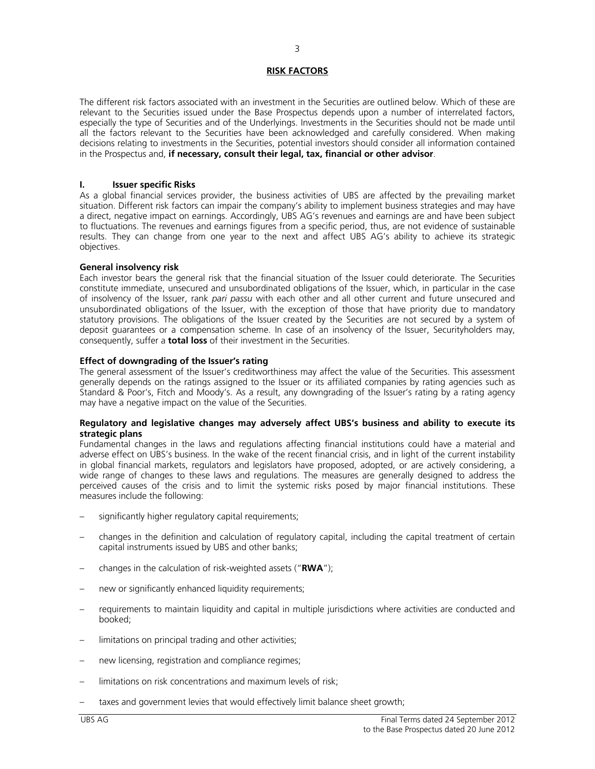## RISK FACTORS

The different risk factors associated with an investment in the Securities are outlined below. Which of these are relevant to the Securities issued under the Base Prospectus depends upon a number of interrelated factors, especially the type of Securities and of the Underlyings. Investments in the Securities should not be made until all the factors relevant to the Securities have been acknowledged and carefully considered. When making decisions relating to investments in the Securities, potential investors should consider all information contained in the Prospectus and, **if necessary, consult their legal, tax, financial or other advisor**.

### I. Issuer specific Risks

As a global financial services provider, the business activities of UBS are affected by the prevailing market situation. Different risk factors can impair the company's ability to implement business strategies and may have a direct, negative impact on earnings. Accordingly, UBS AG's revenues and earnings are and have been subject to fluctuations. The revenues and earnings figures from a specific period, thus, are not evidence of sustainable results. They can change from one year to the next and affect UBS AG's ability to achieve its strategic objectives.

**General insolvency risk**

Each investor bears the general risk that the financial situation of the Issuer could deteriorate. The Securities constitute immediate, unsecured and unsubordinated obligations of the Issuer, which, in particular in the case of insolvency of the Issuer, rank *pari passu* with each other and all other current and future unsecured and unsubordinated obligations of the Issuer, with the exception of those that have priority due to mandatory statutory provisions. The obligations of the Issuer created by the Securities are not secured by a system of deposit guarantees or a compensation scheme. In case of an insolvency of the Issuer, Securityholders may, consequently, suffer a **total loss** of their investment in the Securities.

**Effect of downgrading of the Issuer's rating**

The general assessment of the Issuer's creditworthiness may affect the value of the Securities. This assessment generally depends on the ratings assigned to the Issuer or its affiliated companies by rating agencies such as Standard & Poor's, Fitch and Moody's. As a result, any downgrading of the Issuer's rating by a rating agency may have a negative impact on the value of the Securities.

**Regulatory and legislative changes may adversely affect UBS's business and ability to execute its strategic plans**

Fundamental changes in the laws and regulations affecting financial institutions could have a material and adverse effect on UBS's business. In the wake of the recent financial crisis, and in light of the current instability in global financial markets, regulators and legislators have proposed, adopted, or are actively considering, a wide range of changes to these laws and regulations. The measures are generally designed to address the perceived causes of the crisis and to limit the systemic risks posed by major financial institutions. These measures include the following:

- significantly higher regulatory capital requirements;
- changes in the definition and calculation of regulatory capital, including the capital treatment of certain capital instruments issued by UBS and other banks;
- changes in the calculation of risk-weighted assets ("**RWA**");
- new or significantly enhanced liquidity requirements;
- requirements to maintain liquidity and capital in multiple jurisdictions where activities are conducted and booked;
- limitations on principal trading and other activities;
- new licensing, registration and compliance regimes;
- limitations on risk concentrations and maximum levels of risk;
- taxes and government levies that would effectively limit balance sheet growth;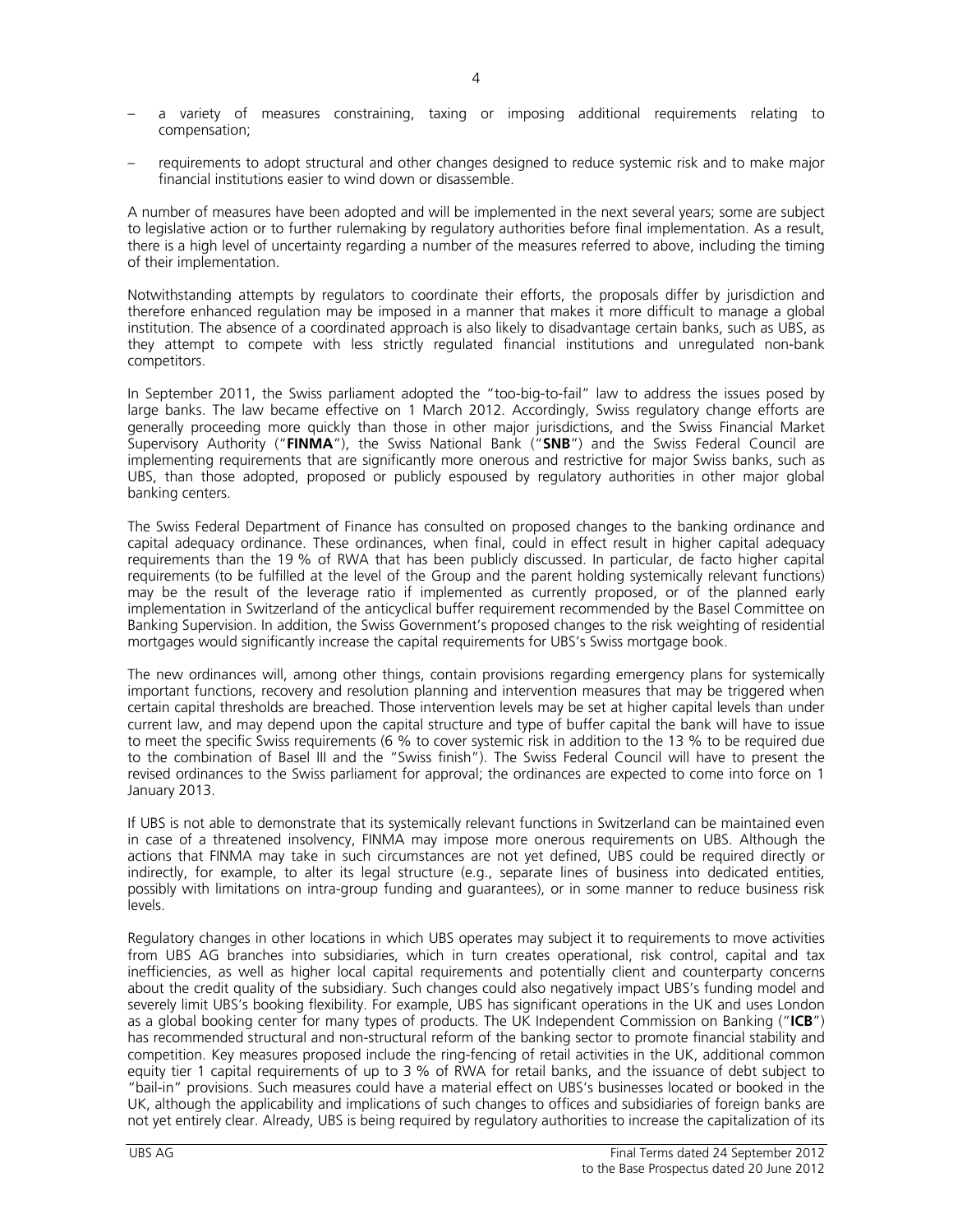- a variety of measures constraining, taxing or imposing additional requirements relating to compensation;
- requirements to adopt structural and other changes designed to reduce systemic risk and to make major financial institutions easier to wind down or disassemble.

A number of measures have been adopted and will be implemented in the next several years; some are subject to legislative action or to further rulemaking by regulatory authorities before final implementation. As a result, there is a high level of uncertainty regarding a number of the measures referred to above, including the timing of their implementation.

Notwithstanding attempts by regulators to coordinate their efforts, the proposals differ by jurisdiction and therefore enhanced regulation may be imposed in a manner that makes it more difficult to manage a global institution. The absence of a coordinated approach is also likely to disadvantage certain banks, such as UBS, as they attempt to compete with less strictly regulated financial institutions and unregulated non-bank competitors.

In September 2011, the Swiss parliament adopted the "too-big-to-fail" law to address the issues posed by large banks. The law became effective on 1 March 2012. Accordingly, Swiss regulatory change efforts are generally proceeding more quickly than those in other major jurisdictions, and the Swiss Financial Market Supervisory Authority ("**FINMA**"), the Swiss National Bank ("**SNB**") and the Swiss Federal Council are implementing requirements that are significantly more onerous and restrictive for major Swiss banks, such as UBS, than those adopted, proposed or publicly espoused by regulatory authorities in other major global banking centers.

The Swiss Federal Department of Finance has consulted on proposed changes to the banking ordinance and capital adequacy ordinance. These ordinances, when final, could in effect result in higher capital adequacy requirements than the 19 % of RWA that has been publicly discussed. In particular, de facto higher capital requirements (to be fulfilled at the level of the Group and the parent holding systemically relevant functions) may be the result of the leverage ratio if implemented as currently proposed, or of the planned early implementation in Switzerland of the anticyclical buffer requirement recommended by the Basel Committee on Banking Supervision. In addition, the Swiss Government's proposed changes to the risk weighting of residential mortgages would significantly increase the capital requirements for UBS's Swiss mortgage book.

The new ordinances will, among other things, contain provisions regarding emergency plans for systemically important functions, recovery and resolution planning and intervention measures that may be triggered when certain capital thresholds are breached. Those intervention levels may be set at higher capital levels than under current law, and may depend upon the capital structure and type of buffer capital the bank will have to issue to meet the specific Swiss requirements (6 % to cover systemic risk in addition to the 13 % to be required due to the combination of Basel III and the "Swiss finish"). The Swiss Federal Council will have to present the revised ordinances to the Swiss parliament for approval; the ordinances are expected to come into force on 1 January 2013.

If UBS is not able to demonstrate that its systemically relevant functions in Switzerland can be maintained even in case of a threatened insolvency, FINMA may impose more onerous requirements on UBS. Although the actions that FINMA may take in such circumstances are not yet defined, UBS could be required directly or indirectly, for example, to alter its legal structure (e.g., separate lines of business into dedicated entities, possibly with limitations on intra-group funding and guarantees), or in some manner to reduce business risk levels.

Regulatory changes in other locations in which UBS operates may subject it to requirements to move activities from UBS AG branches into subsidiaries, which in turn creates operational, risk control, capital and tax inefficiencies, as well as higher local capital requirements and potentially client and counterparty concerns about the credit quality of the subsidiary. Such changes could also negatively impact UBS's funding model and severely limit UBS's booking flexibility. For example, UBS has significant operations in the UK and uses London as a global booking center for many types of products. The UK Independent Commission on Banking ("**ICB**") has recommended structural and non-structural reform of the banking sector to promote financial stability and competition. Key measures proposed include the ring-fencing of retail activities in the UK, additional common equity tier 1 capital requirements of up to 3 % of RWA for retail banks, and the issuance of debt subject to "bail-in" provisions. Such measures could have a material effect on UBS's businesses located or booked in the UK, although the applicability and implications of such changes to offices and subsidiaries of foreign banks are not yet entirely clear. Already, UBS is being required by regulatory authorities to increase the capitalization of its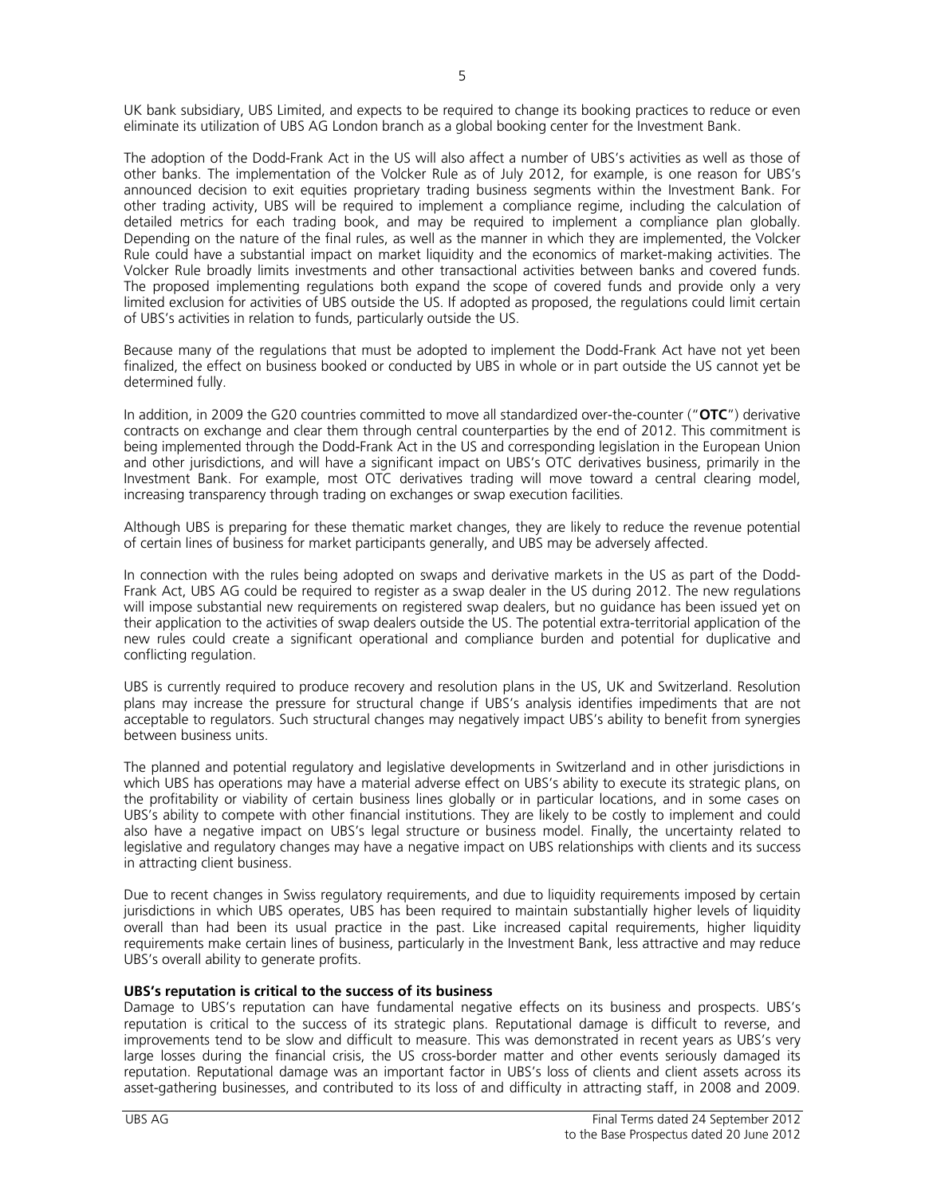UK bank subsidiary, UBS Limited, and expects to be required to change its booking practices to reduce or even eliminate its utilization of UBS AG London branch as a global booking center for the Investment Bank.

The adoption of the Dodd-Frank Act in the US will also affect a number of UBS's activities as well as those of other banks. The implementation of the Volcker Rule as of July 2012, for example, is one reason for UBS's announced decision to exit equities proprietary trading business segments within the Investment Bank. For other trading activity, UBS will be required to implement a compliance regime, including the calculation of detailed metrics for each trading book, and may be required to implement a compliance plan globally. Depending on the nature of the final rules, as well as the manner in which they are implemented, the Volcker Rule could have a substantial impact on market liquidity and the economics of market-making activities. The Volcker Rule broadly limits investments and other transactional activities between banks and covered funds. The proposed implementing regulations both expand the scope of covered funds and provide only a very limited exclusion for activities of UBS outside the US. If adopted as proposed, the regulations could limit certain of UBS's activities in relation to funds, particularly outside the US.

Because many of the regulations that must be adopted to implement the Dodd-Frank Act have not yet been finalized, the effect on business booked or conducted by UBS in whole or in part outside the US cannot yet be determined fully.

In addition, in 2009 the G20 countries committed to move all standardized over-the-counter ("**OTC**") derivative contracts on exchange and clear them through central counterparties by the end of 2012. This commitment is being implemented through the Dodd-Frank Act in the US and corresponding legislation in the European Union and other jurisdictions, and will have a significant impact on UBS's OTC derivatives business, primarily in the Investment Bank. For example, most OTC derivatives trading will move toward a central clearing model, increasing transparency through trading on exchanges or swap execution facilities.

Although UBS is preparing for these thematic market changes, they are likely to reduce the revenue potential of certain lines of business for market participants generally, and UBS may be adversely affected.

In connection with the rules being adopted on swaps and derivative markets in the US as part of the Dodd-Frank Act, UBS AG could be required to register as a swap dealer in the US during 2012. The new regulations will impose substantial new requirements on registered swap dealers, but no guidance has been issued yet on their application to the activities of swap dealers outside the US. The potential extra-territorial application of the new rules could create a significant operational and compliance burden and potential for duplicative and conflicting regulation.

UBS is currently required to produce recovery and resolution plans in the US, UK and Switzerland. Resolution plans may increase the pressure for structural change if UBS's analysis identifies impediments that are not acceptable to regulators. Such structural changes may negatively impact UBS's ability to benefit from synergies between business units.

The planned and potential regulatory and legislative developments in Switzerland and in other jurisdictions in which UBS has operations may have a material adverse effect on UBS's ability to execute its strategic plans, on the profitability or viability of certain business lines globally or in particular locations, and in some cases on UBS's ability to compete with other financial institutions. They are likely to be costly to implement and could also have a negative impact on UBS's legal structure or business model. Finally, the uncertainty related to legislative and regulatory changes may have a negative impact on UBS relationships with clients and its success in attracting client business.

Due to recent changes in Swiss regulatory requirements, and due to liquidity requirements imposed by certain jurisdictions in which UBS operates, UBS has been required to maintain substantially higher levels of liquidity overall than had been its usual practice in the past. Like increased capital requirements, higher liquidity requirements make certain lines of business, particularly in the Investment Bank, less attractive and may reduce UBS's overall ability to generate profits.

**UBS's reputation is critical to the success of its business**

Damage to UBS's reputation can have fundamental negative effects on its business and prospects. UBS's reputation is critical to the success of its strategic plans. Reputational damage is difficult to reverse, and improvements tend to be slow and difficult to measure. This was demonstrated in recent years as UBS's very large losses during the financial crisis, the US cross-border matter and other events seriously damaged its reputation. Reputational damage was an important factor in UBS's loss of clients and client assets across its asset-gathering businesses, and contributed to its loss of and difficulty in attracting staff, in 2008 and 2009.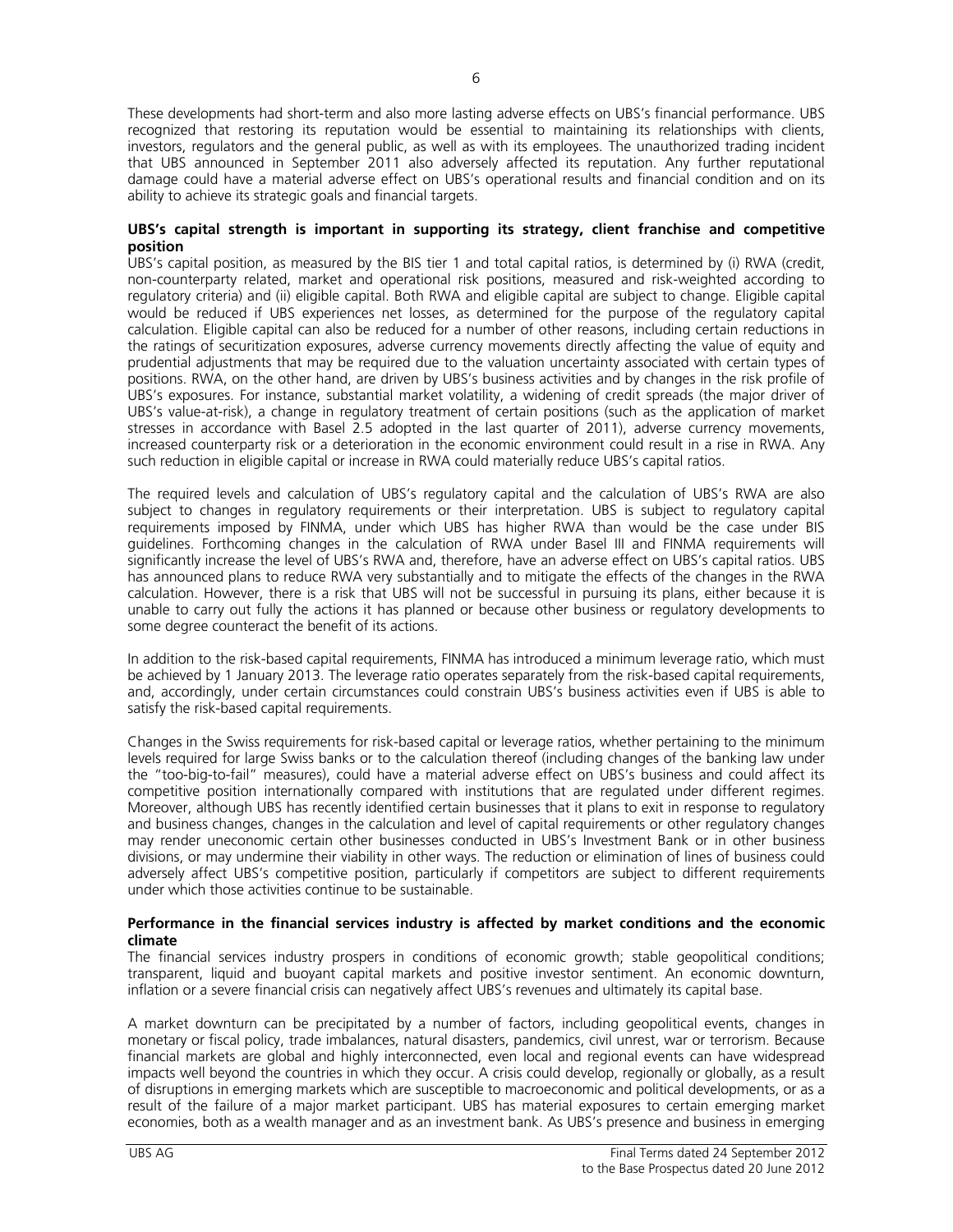These developments had short-term and also more lasting adverse effects on UBS's financial performance. UBS recognized that restoring its reputation would be essential to maintaining its relationships with clients, investors, regulators and the general public, as well as with its employees. The unauthorized trading incident that UBS announced in September 2011 also adversely affected its reputation. Any further reputational damage could have a material adverse effect on UBS's operational results and financial condition and on its ability to achieve its strategic goals and financial targets.

**UBS's capital strength is important in supporting its strategy, client franchise and competitive position**

UBS's capital position, as measured by the BIS tier 1 and total capital ratios, is determined by (i) RWA (credit, non-counterparty related, market and operational risk positions, measured and risk-weighted according to regulatory criteria) and (ii) eligible capital. Both RWA and eligible capital are subject to change. Eligible capital would be reduced if UBS experiences net losses, as determined for the purpose of the regulatory capital calculation. Eligible capital can also be reduced for a number of other reasons, including certain reductions in the ratings of securitization exposures, adverse currency movements directly affecting the value of equity and prudential adjustments that may be required due to the valuation uncertainty associated with certain types of positions. RWA, on the other hand, are driven by UBS's business activities and by changes in the risk profile of UBS's exposures. For instance, substantial market volatility, a widening of credit spreads (the major driver of UBS's value-at-risk), a change in regulatory treatment of certain positions (such as the application of market stresses in accordance with Basel 2.5 adopted in the last quarter of 2011), adverse currency movements, increased counterparty risk or a deterioration in the economic environment could result in a rise in RWA. Any such reduction in eligible capital or increase in RWA could materially reduce UBS's capital ratios.

The required levels and calculation of UBS's regulatory capital and the calculation of UBS's RWA are also subject to changes in regulatory requirements or their interpretation. UBS is subject to regulatory capital requirements imposed by FINMA, under which UBS has higher RWA than would be the case under BIS guidelines. Forthcoming changes in the calculation of RWA under Basel III and FINMA requirements will significantly increase the level of UBS's RWA and, therefore, have an adverse effect on UBS's capital ratios. UBS has announced plans to reduce RWA very substantially and to mitigate the effects of the changes in the RWA calculation. However, there is a risk that UBS will not be successful in pursuing its plans, either because it is unable to carry out fully the actions it has planned or because other business or regulatory developments to some degree counteract the benefit of its actions.

In addition to the risk-based capital requirements, FINMA has introduced a minimum leverage ratio, which must be achieved by 1 January 2013. The leverage ratio operates separately from the risk-based capital requirements, and, accordingly, under certain circumstances could constrain UBS's business activities even if UBS is able to satisfy the risk-based capital requirements.

Changes in the Swiss requirements for risk-based capital or leverage ratios, whether pertaining to the minimum levels required for large Swiss banks or to the calculation thereof (including changes of the banking law under the "too-big-to-fail" measures), could have a material adverse effect on UBS's business and could affect its competitive position internationally compared with institutions that are regulated under different regimes. Moreover, although UBS has recently identified certain businesses that it plans to exit in response to regulatory and business changes, changes in the calculation and level of capital requirements or other regulatory changes may render uneconomic certain other businesses conducted in UBS's Investment Bank or in other business divisions, or may undermine their viability in other ways. The reduction or elimination of lines of business could adversely affect UBS's competitive position, particularly if competitors are subject to different requirements under which those activities continue to be sustainable.

**Performance in the financial services industry is affected by market conditions and the economic climate**

The financial services industry prospers in conditions of economic growth; stable geopolitical conditions; transparent, liquid and buoyant capital markets and positive investor sentiment. An economic downturn, inflation or a severe financial crisis can negatively affect UBS's revenues and ultimately its capital base.

A market downturn can be precipitated by a number of factors, including geopolitical events, changes in monetary or fiscal policy, trade imbalances, natural disasters, pandemics, civil unrest, war or terrorism. Because financial markets are global and highly interconnected, even local and regional events can have widespread impacts well beyond the countries in which they occur. A crisis could develop, regionally or globally, as a result of disruptions in emerging markets which are susceptible to macroeconomic and political developments, or as a result of the failure of a major market participant. UBS has material exposures to certain emerging market economies, both as a wealth manager and as an investment bank. As UBS's presence and business in emerging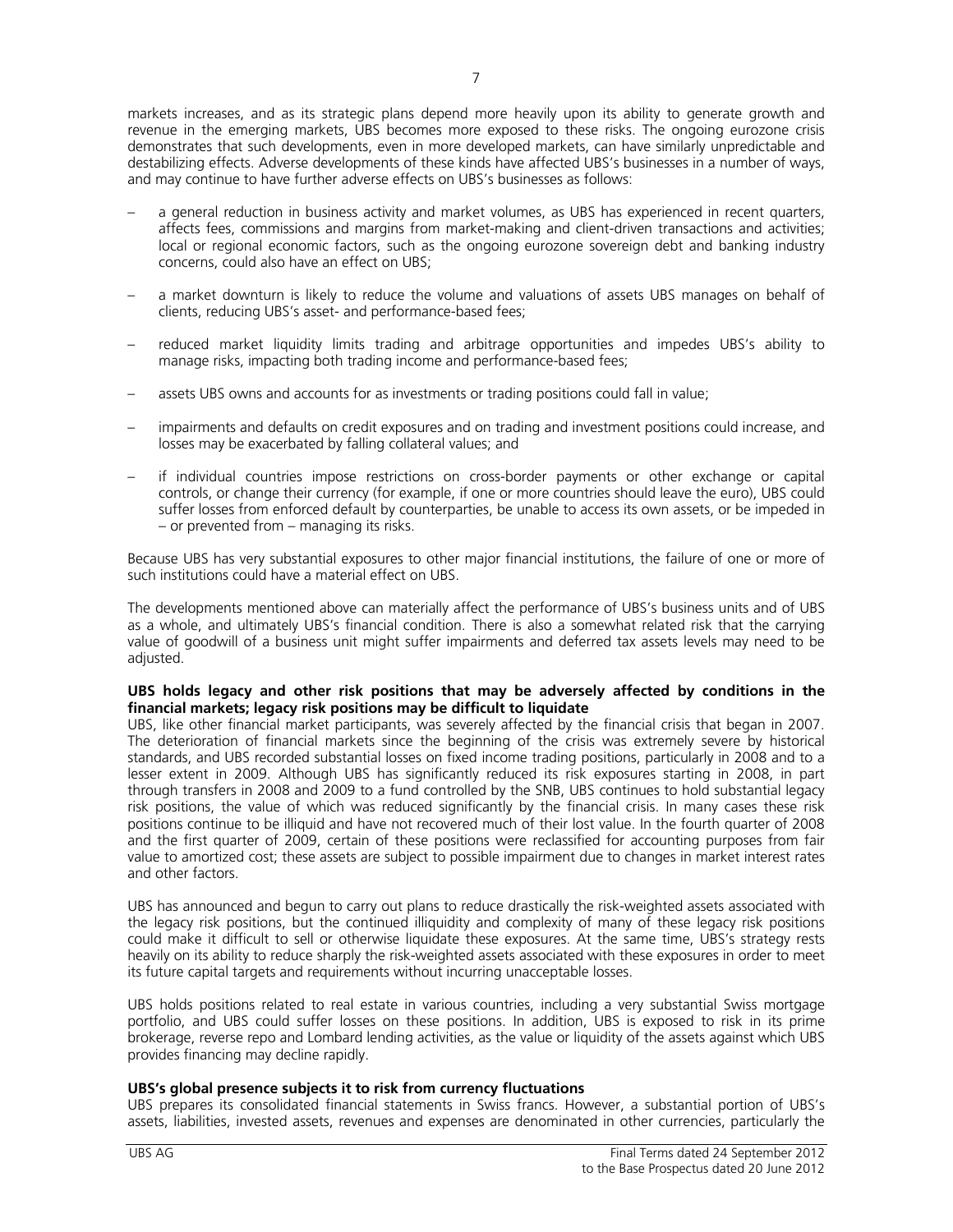markets increases, and as its strategic plans depend more heavily upon its ability to generate growth and revenue in the emerging markets, UBS becomes more exposed to these risks. The ongoing eurozone crisis demonstrates that such developments, even in more developed markets, can have similarly unpredictable and destabilizing effects. Adverse developments of these kinds have affected UBS's businesses in a number of ways, and may continue to have further adverse effects on UBS's businesses as follows:

- a general reduction in business activity and market volumes, as UBS has experienced in recent quarters, affects fees, commissions and margins from market-making and client-driven transactions and activities; local or regional economic factors, such as the ongoing eurozone sovereign debt and banking industry concerns, could also have an effect on UBS;
- a market downturn is likely to reduce the volume and valuations of assets UBS manages on behalf of clients, reducing UBS's asset- and performance-based fees;
- reduced market liquidity limits trading and arbitrage opportunities and impedes UBS's ability to manage risks, impacting both trading income and performance-based fees;
- assets UBS owns and accounts for as investments or trading positions could fall in value;
- impairments and defaults on credit exposures and on trading and investment positions could increase, and losses may be exacerbated by falling collateral values; and
- if individual countries impose restrictions on cross-border payments or other exchange or capital controls, or change their currency (for example, if one or more countries should leave the euro), UBS could suffer losses from enforced default by counterparties, be unable to access its own assets, or be impeded in – or prevented from – managing its risks.

Because UBS has very substantial exposures to other major financial institutions, the failure of one or more of such institutions could have a material effect on UBS.

The developments mentioned above can materially affect the performance of UBS's business units and of UBS as a whole, and ultimately UBS's financial condition. There is also a somewhat related risk that the carrying value of goodwill of a business unit might suffer impairments and deferred tax assets levels may need to be adjusted.

**UBS holds legacy and other risk positions that may be adversely affected by conditions in the financial markets; legacy risk positions may be difficult to liquidate**

UBS, like other financial market participants, was severely affected by the financial crisis that began in 2007. The deterioration of financial markets since the beginning of the crisis was extremely severe by historical standards, and UBS recorded substantial losses on fixed income trading positions, particularly in 2008 and to a lesser extent in 2009. Although UBS has significantly reduced its risk exposures starting in 2008, in part through transfers in 2008 and 2009 to a fund controlled by the SNB, UBS continues to hold substantial legacy risk positions, the value of which was reduced significantly by the financial crisis. In many cases these risk positions continue to be illiquid and have not recovered much of their lost value. In the fourth quarter of 2008 and the first quarter of 2009, certain of these positions were reclassified for accounting purposes from fair value to amortized cost; these assets are subject to possible impairment due to changes in market interest rates and other factors.

UBS has announced and begun to carry out plans to reduce drastically the risk-weighted assets associated with the legacy risk positions, but the continued illiquidity and complexity of many of these legacy risk positions could make it difficult to sell or otherwise liquidate these exposures. At the same time, UBS's strategy rests heavily on its ability to reduce sharply the risk-weighted assets associated with these exposures in order to meet its future capital targets and requirements without incurring unacceptable losses.

UBS holds positions related to real estate in various countries, including a very substantial Swiss mortgage portfolio, and UBS could suffer losses on these positions. In addition, UBS is exposed to risk in its prime brokerage, reverse repo and Lombard lending activities, as the value or liquidity of the assets against which UBS provides financing may decline rapidly.

**UBS's global presence subjects it to risk from currency fluctuations**

UBS prepares its consolidated financial statements in Swiss francs. However, a substantial portion of UBS's assets, liabilities, invested assets, revenues and expenses are denominated in other currencies, particularly the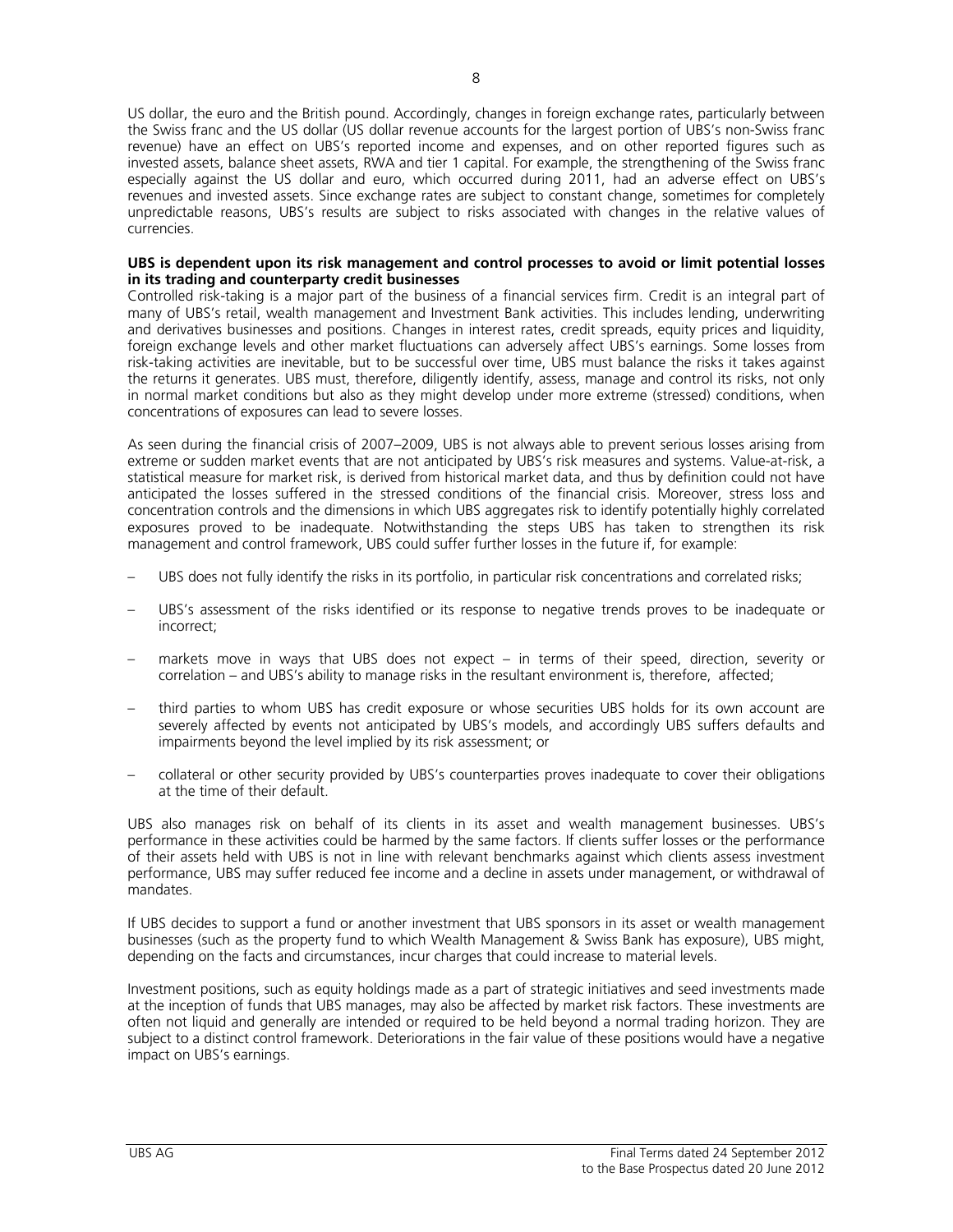US dollar, the euro and the British pound. Accordingly, changes in foreign exchange rates, particularly between the Swiss franc and the US dollar (US dollar revenue accounts for the largest portion of UBS's non-Swiss franc revenue) have an effect on UBS's reported income and expenses, and on other reported figures such as invested assets, balance sheet assets, RWA and tier 1 capital. For example, the strengthening of the Swiss franc especially against the US dollar and euro, which occurred during 2011, had an adverse effect on UBS's revenues and invested assets. Since exchange rates are subject to constant change, sometimes for completely unpredictable reasons, UBS's results are subject to risks associated with changes in the relative values of currencies.

**UBS is dependent upon its risk management and control processes to avoid or limit potential losses in its trading and counterparty credit businesses**

Controlled risk-taking is a major part of the business of a financial services firm. Credit is an integral part of many of UBS's retail, wealth management and Investment Bank activities. This includes lending, underwriting and derivatives businesses and positions. Changes in interest rates, credit spreads, equity prices and liquidity, foreign exchange levels and other market fluctuations can adversely affect UBS's earnings. Some losses from risk-taking activities are inevitable, but to be successful over time, UBS must balance the risks it takes against the returns it generates. UBS must, therefore, diligently identify, assess, manage and control its risks, not only in normal market conditions but also as they might develop under more extreme (stressed) conditions, when concentrations of exposures can lead to severe losses.

As seen during the financial crisis of 2007–2009, UBS is not always able to prevent serious losses arising from extreme or sudden market events that are not anticipated by UBS's risk measures and systems. Value-at-risk, a statistical measure for market risk, is derived from historical market data, and thus by definition could not have anticipated the losses suffered in the stressed conditions of the financial crisis. Moreover, stress loss and concentration controls and the dimensions in which UBS aggregates risk to identify potentially highly correlated exposures proved to be inadequate. Notwithstanding the steps UBS has taken to strengthen its risk management and control framework, UBS could suffer further losses in the future if, for example:

- UBS does not fully identify the risks in its portfolio, in particular risk concentrations and correlated risks;
- UBS's assessment of the risks identified or its response to negative trends proves to be inadequate or incorrect;
- markets move in ways that UBS does not expect – in terms of their speed, direction, severity or correlation – and UBS's ability to manage risks in the resultant environment is, therefore, affected;
- third parties to whom UBS has credit exposure or whose securities UBS holds for its own account are severely affected by events not anticipated by UBS's models, and accordingly UBS suffers defaults and impairments beyond the level implied by its risk assessment; or
- collateral or other security provided by UBS's counterparties proves inadequate to cover their obligations at the time of their default.

UBS also manages risk on behalf of its clients in its asset and wealth management businesses. UBS's performance in these activities could be harmed by the same factors. If clients suffer losses or the performance of their assets held with UBS is not in line with relevant benchmarks against which clients assess investment performance, UBS may suffer reduced fee income and a decline in assets under management, or withdrawal of mandates.

If UBS decides to support a fund or another investment that UBS sponsors in its asset or wealth management businesses (such as the property fund to which Wealth Management & Swiss Bank has exposure), UBS might, depending on the facts and circumstances, incur charges that could increase to material levels.

Investment positions, such as equity holdings made as a part of strategic initiatives and seed investments made at the inception of funds that UBS manages, may also be affected by market risk factors. These investments are often not liquid and generally are intended or required to be held beyond a normal trading horizon. They are subject to a distinct control framework. Deteriorations in the fair value of these positions would have a negative impact on UBS's earnings.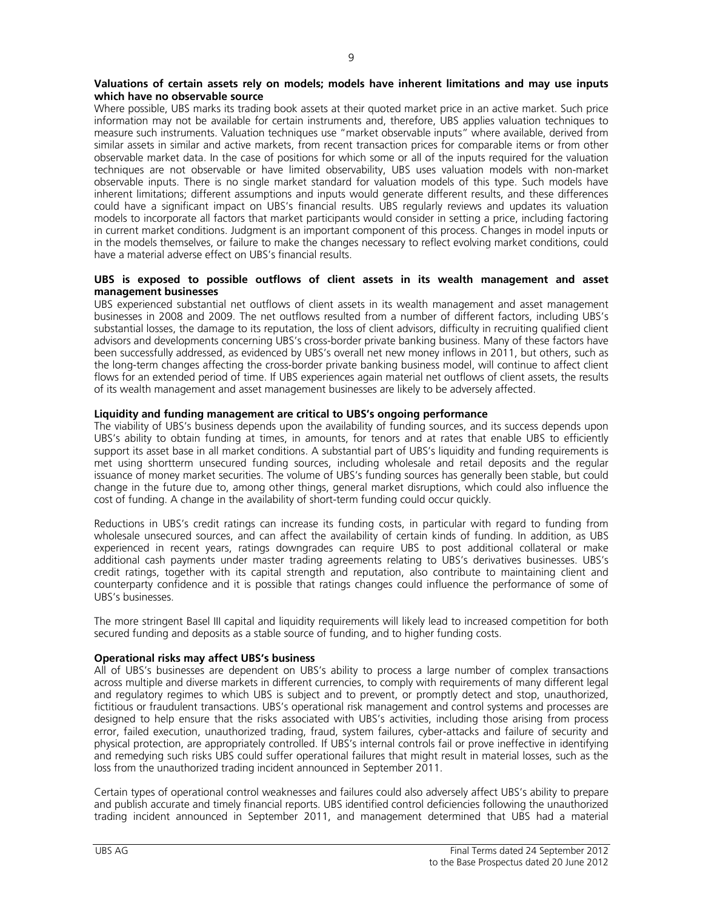**Valuations of certain assets rely on models; models have inherent limitations and may use inputs which have no observable source**

Where possible, UBS marks its trading book assets at their quoted market price in an active market. Such price information may not be available for certain instruments and, therefore, UBS applies valuation techniques to measure such instruments. Valuation techniques use "market observable inputs" where available, derived from similar assets in similar and active markets, from recent transaction prices for comparable items or from other observable market data. In the case of positions for which some or all of the inputs required for the valuation techniques are not observable or have limited observability, UBS uses valuation models with non-market observable inputs. There is no single market standard for valuation models of this type. Such models have inherent limitations; different assumptions and inputs would generate different results, and these differences could have a significant impact on UBS's financial results. UBS regularly reviews and updates its valuation models to incorporate all factors that market participants would consider in setting a price, including factoring in current market conditions. Judgment is an important component of this process. Changes in model inputs or in the models themselves, or failure to make the changes necessary to reflect evolving market conditions, could have a material adverse effect on UBS's financial results.

**UBS is exposed to possible outflows of client assets in its wealth management and asset management businesses**

UBS experienced substantial net outflows of client assets in its wealth management and asset management businesses in 2008 and 2009. The net outflows resulted from a number of different factors, including UBS's substantial losses, the damage to its reputation, the loss of client advisors, difficulty in recruiting qualified client advisors and developments concerning UBS's cross-border private banking business. Many of these factors have been successfully addressed, as evidenced by UBS's overall net new money inflows in 2011, but others, such as the long-term changes affecting the cross-border private banking business model, will continue to affect client flows for an extended period of time. If UBS experiences again material net outflows of client assets, the results of its wealth management and asset management businesses are likely to be adversely affected.

**Liquidity and funding management are critical to UBS's ongoing performance**

The viability of UBS's business depends upon the availability of funding sources, and its success depends upon UBS's ability to obtain funding at times, in amounts, for tenors and at rates that enable UBS to efficiently support its asset base in all market conditions. A substantial part of UBS's liquidity and funding requirements is met using shortterm unsecured funding sources, including wholesale and retail deposits and the regular issuance of money market securities. The volume of UBS's funding sources has generally been stable, but could change in the future due to, among other things, general market disruptions, which could also influence the cost of funding. A change in the availability of short-term funding could occur quickly.

Reductions in UBS's credit ratings can increase its funding costs, in particular with regard to funding from wholesale unsecured sources, and can affect the availability of certain kinds of funding. In addition, as UBS experienced in recent years, ratings downgrades can require UBS to post additional collateral or make additional cash payments under master trading agreements relating to UBS's derivatives businesses. UBS's credit ratings, together with its capital strength and reputation, also contribute to maintaining client and counterparty confidence and it is possible that ratings changes could influence the performance of some of UBS's businesses.

The more stringent Basel III capital and liquidity requirements will likely lead to increased competition for both secured funding and deposits as a stable source of funding, and to higher funding costs.

**Operational risks may affect UBS's business**

All of UBS's businesses are dependent on UBS's ability to process a large number of complex transactions across multiple and diverse markets in different currencies, to comply with requirements of many different legal and regulatory regimes to which UBS is subject and to prevent, or promptly detect and stop, unauthorized, fictitious or fraudulent transactions. UBS's operational risk management and control systems and processes are designed to help ensure that the risks associated with UBS's activities, including those arising from process error, failed execution, unauthorized trading, fraud, system failures, cyber-attacks and failure of security and physical protection, are appropriately controlled. If UBS's internal controls fail or prove ineffective in identifying and remedying such risks UBS could suffer operational failures that might result in material losses, such as the loss from the unauthorized trading incident announced in September 2011.

Certain types of operational control weaknesses and failures could also adversely affect UBS's ability to prepare and publish accurate and timely financial reports. UBS identified control deficiencies following the unauthorized trading incident announced in September 2011, and management determined that UBS had a material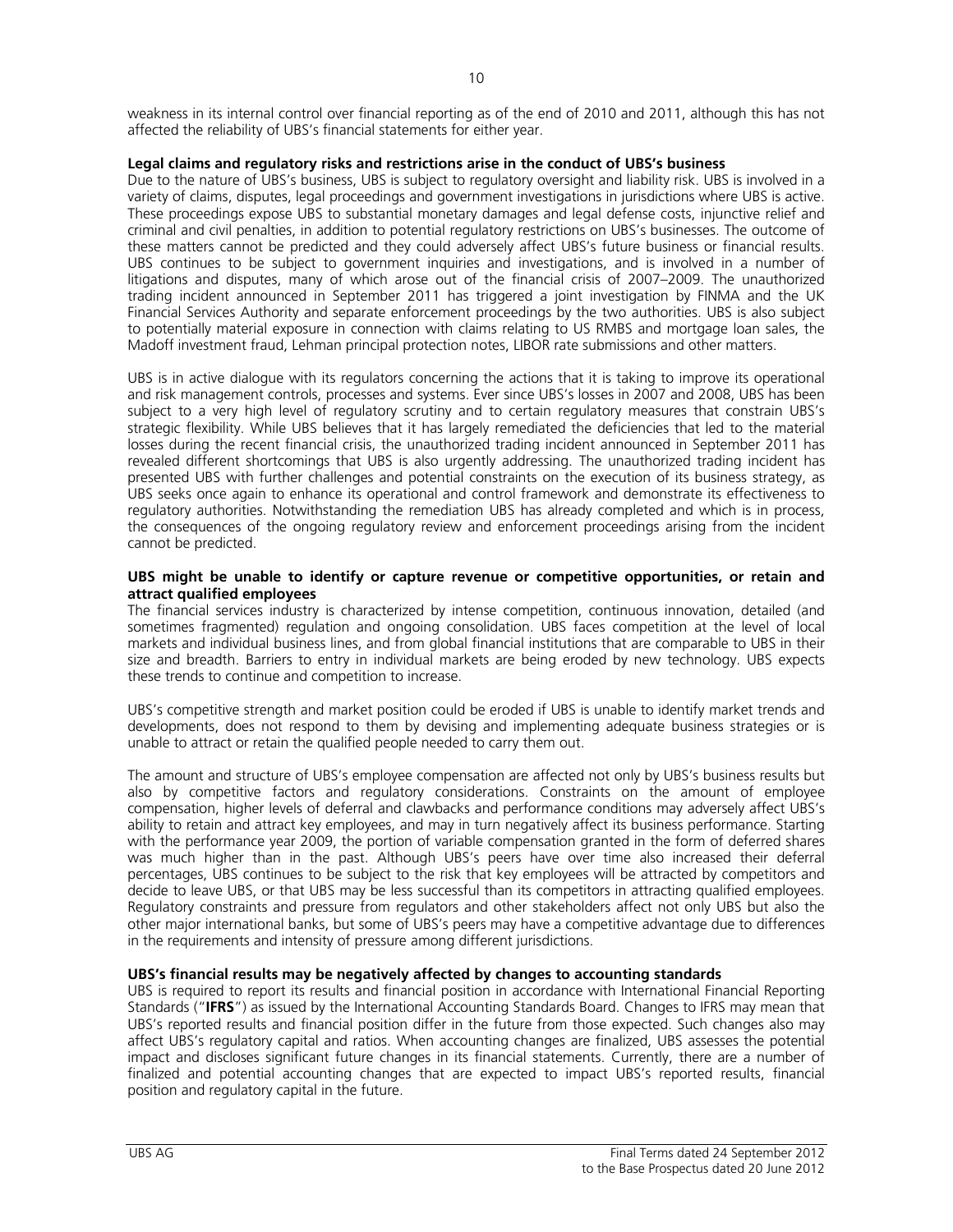weakness in its internal control over financial reporting as of the end of 2010 and 2011, although this has not affected the reliability of UBS's financial statements for either year.

**Legal claims and regulatory risks and restrictions arise in the conduct of UBS's business**

Due to the nature of UBS's business, UBS is subject to regulatory oversight and liability risk. UBS is involved in a variety of claims, disputes, legal proceedings and government investigations in jurisdictions where UBS is active. These proceedings expose UBS to substantial monetary damages and legal defense costs, injunctive relief and criminal and civil penalties, in addition to potential regulatory restrictions on UBS's businesses. The outcome of these matters cannot be predicted and they could adversely affect UBS's future business or financial results. UBS continues to be subject to government inquiries and investigations, and is involved in a number of litigations and disputes, many of which arose out of the financial crisis of 2007–2009. The unauthorized trading incident announced in September 2011 has triggered a joint investigation by FINMA and the UK Financial Services Authority and separate enforcement proceedings by the two authorities. UBS is also subject to potentially material exposure in connection with claims relating to US RMBS and mortgage loan sales, the Madoff investment fraud, Lehman principal protection notes, LIBOR rate submissions and other matters.

UBS is in active dialogue with its regulators concerning the actions that it is taking to improve its operational and risk management controls, processes and systems. Ever since UBS's losses in 2007 and 2008, UBS has been subject to a very high level of regulatory scrutiny and to certain regulatory measures that constrain UBS's strategic flexibility. While UBS believes that it has largely remediated the deficiencies that led to the material losses during the recent financial crisis, the unauthorized trading incident announced in September 2011 has revealed different shortcomings that UBS is also urgently addressing. The unauthorized trading incident has presented UBS with further challenges and potential constraints on the execution of its business strategy, as UBS seeks once again to enhance its operational and control framework and demonstrate its effectiveness to regulatory authorities. Notwithstanding the remediation UBS has already completed and which is in process, the consequences of the ongoing regulatory review and enforcement proceedings arising from the incident cannot be predicted.

**UBS might be unable to identify or capture revenue or competitive opportunities, or retain and attract qualified employees**

The financial services industry is characterized by intense competition, continuous innovation, detailed (and sometimes fragmented) regulation and ongoing consolidation. UBS faces competition at the level of local markets and individual business lines, and from global financial institutions that are comparable to UBS in their size and breadth. Barriers to entry in individual markets are being eroded by new technology. UBS expects these trends to continue and competition to increase.

UBS's competitive strength and market position could be eroded if UBS is unable to identify market trends and developments, does not respond to them by devising and implementing adequate business strategies or is unable to attract or retain the qualified people needed to carry them out.

The amount and structure of UBS's employee compensation are affected not only by UBS's business results but also by competitive factors and regulatory considerations. Constraints on the amount of employee compensation, higher levels of deferral and clawbacks and performance conditions may adversely affect UBS's ability to retain and attract key employees, and may in turn negatively affect its business performance. Starting with the performance year 2009, the portion of variable compensation granted in the form of deferred shares was much higher than in the past. Although UBS's peers have over time also increased their deferral percentages, UBS continues to be subject to the risk that key employees will be attracted by competitors and decide to leave UBS, or that UBS may be less successful than its competitors in attracting qualified employees. Regulatory constraints and pressure from regulators and other stakeholders affect not only UBS but also the other major international banks, but some of UBS's peers may have a competitive advantage due to differences in the requirements and intensity of pressure among different jurisdictions.

**UBS's financial results may be negatively affected by changes to accounting standards**

UBS is required to report its results and financial position in accordance with International Financial Reporting Standards ("**IFRS**") as issued by the International Accounting Standards Board. Changes to IFRS may mean that UBS's reported results and financial position differ in the future from those expected. Such changes also may affect UBS's regulatory capital and ratios. When accounting changes are finalized, UBS assesses the potential impact and discloses significant future changes in its financial statements. Currently, there are a number of finalized and potential accounting changes that are expected to impact UBS's reported results, financial position and regulatory capital in the future.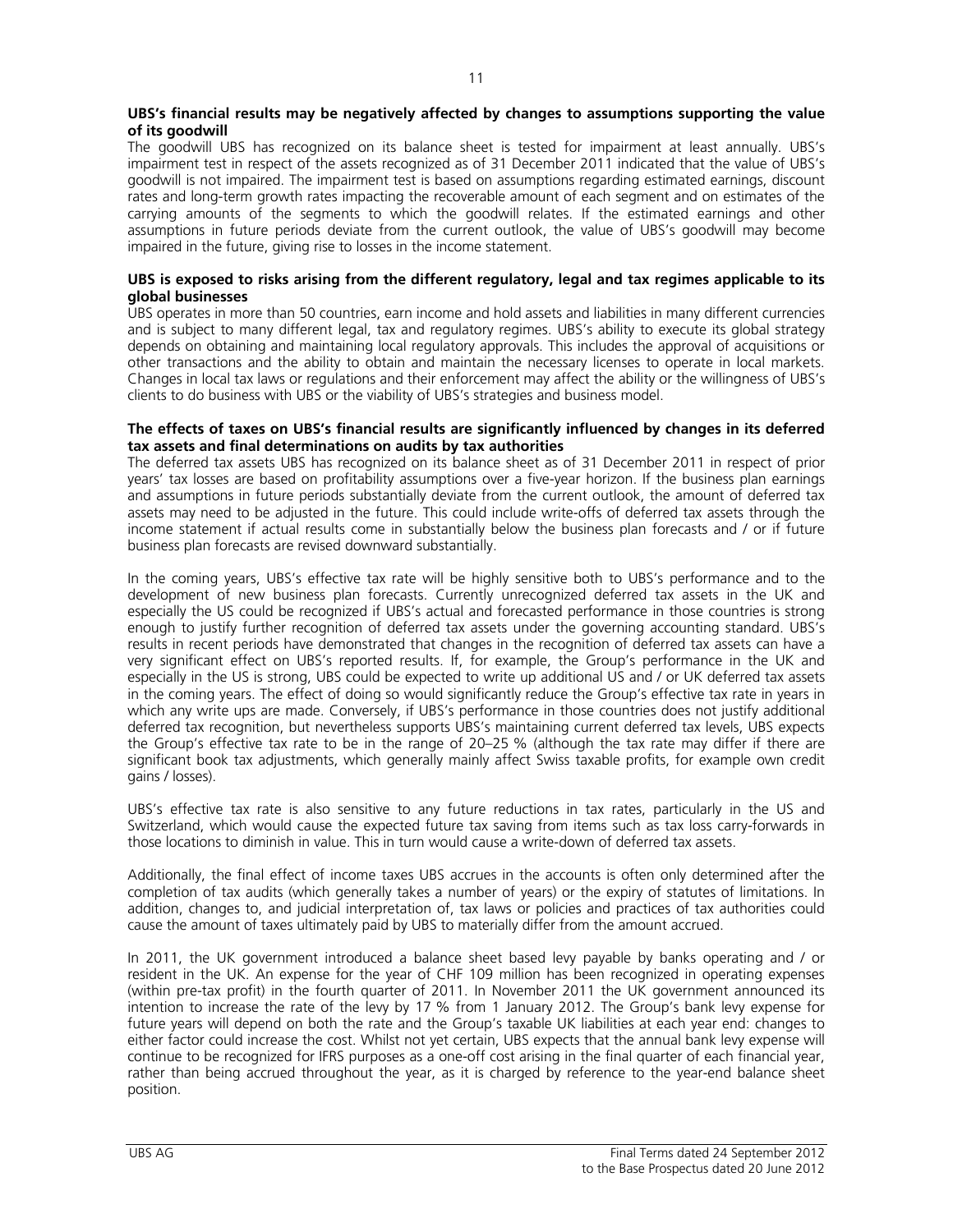**UBS's financial results may be negatively affected by changes to assumptions supporting the value of its goodwill**

The goodwill UBS has recognized on its balance sheet is tested for impairment at least annually. UBS's impairment test in respect of the assets recognized as of 31 December 2011 indicated that the value of UBS's goodwill is not impaired. The impairment test is based on assumptions regarding estimated earnings, discount rates and long-term growth rates impacting the recoverable amount of each segment and on estimates of the carrying amounts of the segments to which the goodwill relates. If the estimated earnings and other assumptions in future periods deviate from the current outlook, the value of UBS's goodwill may become impaired in the future, giving rise to losses in the income statement.

**UBS is exposed to risks arising from the different regulatory, legal and tax regimes applicable to its global businesses**

UBS operates in more than 50 countries, earn income and hold assets and liabilities in many different currencies and is subject to many different legal, tax and regulatory regimes. UBS's ability to execute its global strategy depends on obtaining and maintaining local regulatory approvals. This includes the approval of acquisitions or other transactions and the ability to obtain and maintain the necessary licenses to operate in local markets. Changes in local tax laws or regulations and their enforcement may affect the ability or the willingness of UBS's clients to do business with UBS or the viability of UBS's strategies and business model.

**The effects of taxes on UBS's financial results are significantly influenced by changes in its deferred tax assets and final determinations on audits by tax authorities**

The deferred tax assets UBS has recognized on its balance sheet as of 31 December 2011 in respect of prior years' tax losses are based on profitability assumptions over a five-year horizon. If the business plan earnings and assumptions in future periods substantially deviate from the current outlook, the amount of deferred tax assets may need to be adjusted in the future. This could include write-offs of deferred tax assets through the income statement if actual results come in substantially below the business plan forecasts and / or if future business plan forecasts are revised downward substantially.

In the coming years, UBS's effective tax rate will be highly sensitive both to UBS's performance and to the development of new business plan forecasts. Currently unrecognized deferred tax assets in the UK and especially the US could be recognized if UBS's actual and forecasted performance in those countries is strong enough to justify further recognition of deferred tax assets under the governing accounting standard. UBS's results in recent periods have demonstrated that changes in the recognition of deferred tax assets can have a very significant effect on UBS's reported results. If, for example, the Group's performance in the UK and especially in the US is strong, UBS could be expected to write up additional US and / or UK deferred tax assets in the coming years. The effect of doing so would significantly reduce the Group's effective tax rate in years in which any write ups are made. Conversely, if UBS's performance in those countries does not justify additional deferred tax recognition, but nevertheless supports UBS's maintaining current deferred tax levels, UBS expects the Group's effective tax rate to be in the range of 20–25 % (although the tax rate may differ if there are significant book tax adjustments, which generally mainly affect Swiss taxable profits, for example own credit gains / losses).

UBS's effective tax rate is also sensitive to any future reductions in tax rates, particularly in the US and Switzerland, which would cause the expected future tax saving from items such as tax loss carry-forwards in those locations to diminish in value. This in turn would cause a write-down of deferred tax assets.

Additionally, the final effect of income taxes UBS accrues in the accounts is often only determined after the completion of tax audits (which generally takes a number of years) or the expiry of statutes of limitations. In addition, changes to, and judicial interpretation of, tax laws or policies and practices of tax authorities could cause the amount of taxes ultimately paid by UBS to materially differ from the amount accrued.

In 2011, the UK government introduced a balance sheet based levy payable by banks operating and / or resident in the UK. An expense for the year of CHF 109 million has been recognized in operating expenses (within pre-tax profit) in the fourth quarter of 2011. In November 2011 the UK government announced its intention to increase the rate of the levy by 17 % from 1 January 2012. The Group's bank levy expense for future years will depend on both the rate and the Group's taxable UK liabilities at each year end: changes to either factor could increase the cost. Whilst not yet certain, UBS expects that the annual bank levy expense will continue to be recognized for IFRS purposes as a one-off cost arising in the final quarter of each financial year, rather than being accrued throughout the year, as it is charged by reference to the year-end balance sheet position.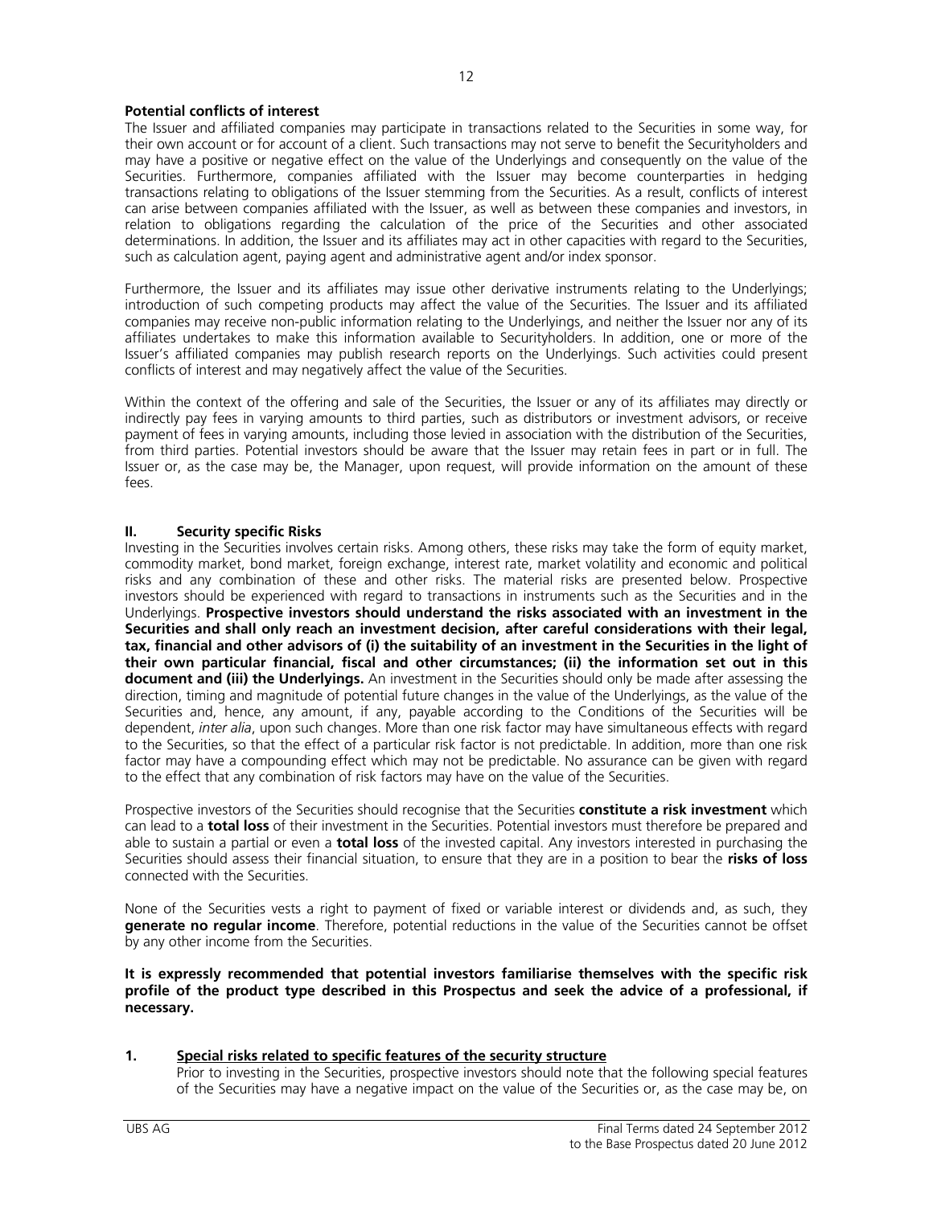**Potential conflicts of interest**

The Issuer and affiliated companies may participate in transactions related to the Securities in some way, for their own account or for account of a client. Such transactions may not serve to benefit the Securityholders and may have a positive or negative effect on the value of the Underlyings and consequently on the value of the Securities. Furthermore, companies affiliated with the Issuer may become counterparties in hedging transactions relating to obligations of the Issuer stemming from the Securities. As a result, conflicts of interest can arise between companies affiliated with the Issuer, as well as between these companies and investors, in relation to obligations regarding the calculation of the price of the Securities and other associated determinations. In addition, the Issuer and its affiliates may act in other capacities with regard to the Securities, such as calculation agent, paying agent and administrative agent and/or index sponsor.

Furthermore, the Issuer and its affiliates may issue other derivative instruments relating to the Underlyings; introduction of such competing products may affect the value of the Securities. The Issuer and its affiliated companies may receive non-public information relating to the Underlyings, and neither the Issuer nor any of its affiliates undertakes to make this information available to Securityholders. In addition, one or more of the Issuer's affiliated companies may publish research reports on the Underlyings. Such activities could present conflicts of interest and may negatively affect the value of the Securities.

Within the context of the offering and sale of the Securities, the Issuer or any of its affiliates may directly or indirectly pay fees in varying amounts to third parties, such as distributors or investment advisors, or receive payment of fees in varying amounts, including those levied in association with the distribution of the Securities, from third parties. Potential investors should be aware that the Issuer may retain fees in part or in full. The Issuer or, as the case may be, the Manager, upon request, will provide information on the amount of these fees.

## II. Security specific Risks

Investing in the Securities involves certain risks. Among others, these risks may take the form of equity market, commodity market, bond market, foreign exchange, interest rate, market volatility and economic and political risks and any combination of these and other risks. The material risks are presented below. Prospective investors should be experienced with regard to transactions in instruments such as the Securities and in the Underlyings. **Prospective investors should understand the risks associated with an investment in the Securities and shall only reach an investment decision, after careful considerations with their legal, tax, financial and other advisors of (i) the suitability of an investment in the Securities in the light of their own particular financial, fiscal and other circumstances; (ii) the information set out in this document and (iii) the Underlyings.** An investment in the Securities should only be made after assessing the direction, timing and magnitude of potential future changes in the value of the Underlyings, as the value of the Securities and, hence, any amount, if any, payable according to the Conditions of the Securities will be dependent, *inter alia*, upon such changes. More than one risk factor may have simultaneous effects with regard to the Securities, so that the effect of a particular risk factor is not predictable. In addition, more than one risk factor may have a compounding effect which may not be predictable. No assurance can be given with regard to the effect that any combination of risk factors may have on the value of the Securities.

Prospective investors of the Securities should recognise that the Securities **constitute a risk investment** which can lead to a **total loss** of their investment in the Securities. Potential investors must therefore be prepared and able to sustain a partial or even a **total loss** of the invested capital. Any investors interested in purchasing the Securities should assess their financial situation, to ensure that they are in a position to bear the **risks of loss** connected with the Securities.

None of the Securities vests a right to payment of fixed or variable interest or dividends and, as such, they **generate no regular income**. Therefore, potential reductions in the value of the Securities cannot be offset by any other income from the Securities.

**It is expressly recommended that potential investors familiarise themselves with the specific risk profile of the product type described in this Prospectus and seek the advice of a professional, if necessary.**

### 1. Special risks related to specific features of the security structure

Prior to investing in the Securities, prospective investors should note that the following special features of the Securities may have a negative impact on the value of the Securities or, as the case may be, on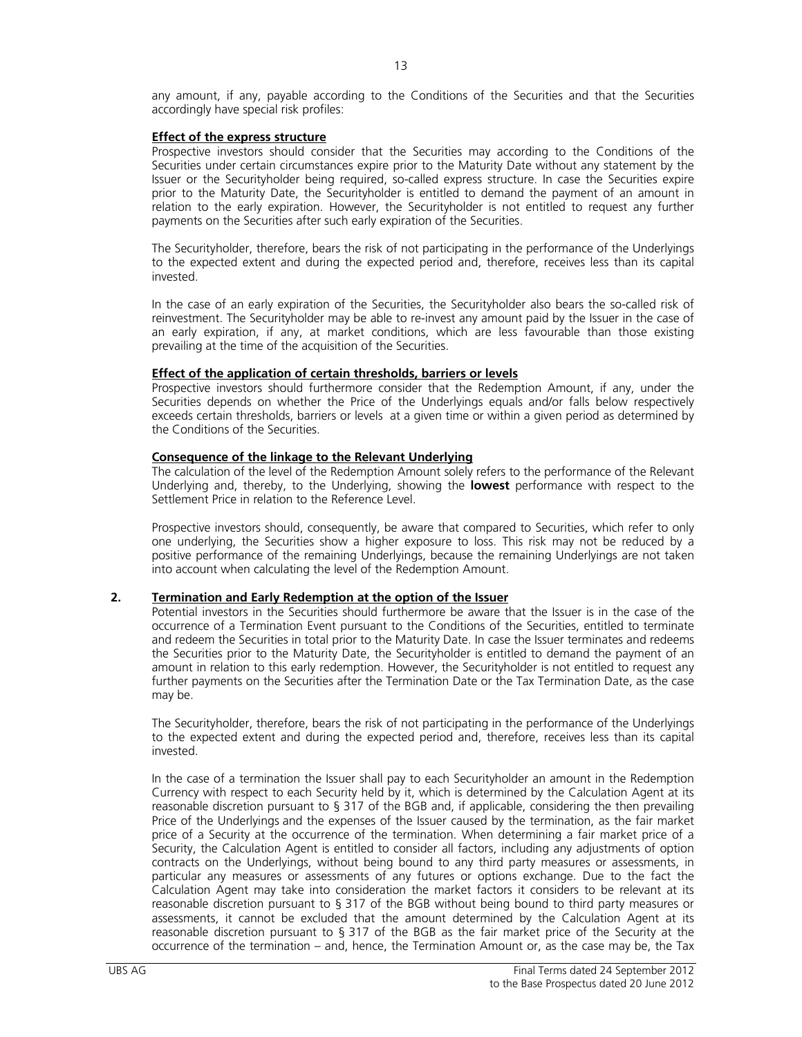any amount, if any, payable according to the Conditions of the Securities and that the Securities accordingly have special risk profiles:

**Effect of the express structure**

Prospective investors should consider that the Securities may according to the Conditions of the Securities under certain circumstances expire prior to the Maturity Date without any statement by the Issuer or the Securityholder being required, so-called express structure. In case the Securities expire prior to the Maturity Date, the Securityholder is entitled to demand the payment of an amount in relation to the early expiration. However, the Securityholder is not entitled to request any further payments on the Securities after such early expiration of the Securities.

The Securityholder, therefore, bears the risk of not participating in the performance of the Underlyings to the expected extent and during the expected period and, therefore, receives less than its capital invested.

In the case of an early expiration of the Securities, the Securityholder also bears the so-called risk of reinvestment. The Securityholder may be able to re-invest any amount paid by the Issuer in the case of an early expiration, if any, at market conditions, which are less favourable than those existing prevailing at the time of the acquisition of the Securities.

**Effect of the application of certain thresholds, barriers or levels**

Prospective investors should furthermore consider that the Redemption Amount, if any, under the Securities depends on whether the Price of the Underlyings equals and/or falls below respectively exceeds certain thresholds, barriers or levels at a given time or within a given period as determined by the Conditions of the Securities.

**Consequence of the linkage to the Relevant Underlying**

The calculation of the level of the Redemption Amount solely refers to the performance of the Relevant Underlying and, thereby, to the Underlying, showing the **lowest** performance with respect to the Settlement Price in relation to the Reference Level.

Prospective investors should, consequently, be aware that compared to Securities, which refer to only one underlying, the Securities show a higher exposure to loss. This risk may not be reduced by a positive performance of the remaining Underlyings, because the remaining Underlyings are not taken into account when calculating the level of the Redemption Amount.

**2. Termination and Early Redemption at the option of the Issuer**

Potential investors in the Securities should furthermore be aware that the Issuer is in the case of the occurrence of a Termination Event pursuant to the Conditions of the Securities, entitled to terminate and redeem the Securities in total prior to the Maturity Date. In case the Issuer terminates and redeems the Securities prior to the Maturity Date, the Securityholder is entitled to demand the payment of an amount in relation to this early redemption. However, the Securityholder is not entitled to request any further payments on the Securities after the Termination Date or the Tax Termination Date, as the case may be.

The Securityholder, therefore, bears the risk of not participating in the performance of the Underlyings to the expected extent and during the expected period and, therefore, receives less than its capital invested.

In the case of a termination the Issuer shall pay to each Securityholder an amount in the Redemption Currency with respect to each Security held by it, which is determined by the Calculation Agent at its reasonable discretion pursuant to § 317 of the BGB and, if applicable, considering the then prevailing Price of the Underlyings and the expenses of the Issuer caused by the termination, as the fair market price of a Security at the occurrence of the termination. When determining a fair market price of a Security, the Calculation Agent is entitled to consider all factors, including any adjustments of option contracts on the Underlyings, without being bound to any third party measures or assessments, in particular any measures or assessments of any futures or options exchange. Due to the fact the Calculation Agent may take into consideration the market factors it considers to be relevant at its reasonable discretion pursuant to § 317 of the BGB without being bound to third party measures or assessments, it cannot be excluded that the amount determined by the Calculation Agent at its reasonable discretion pursuant to § 317 of the BGB as the fair market price of the Security at the occurrence of the termination – and, hence, the Termination Amount or, as the case may be, the Tax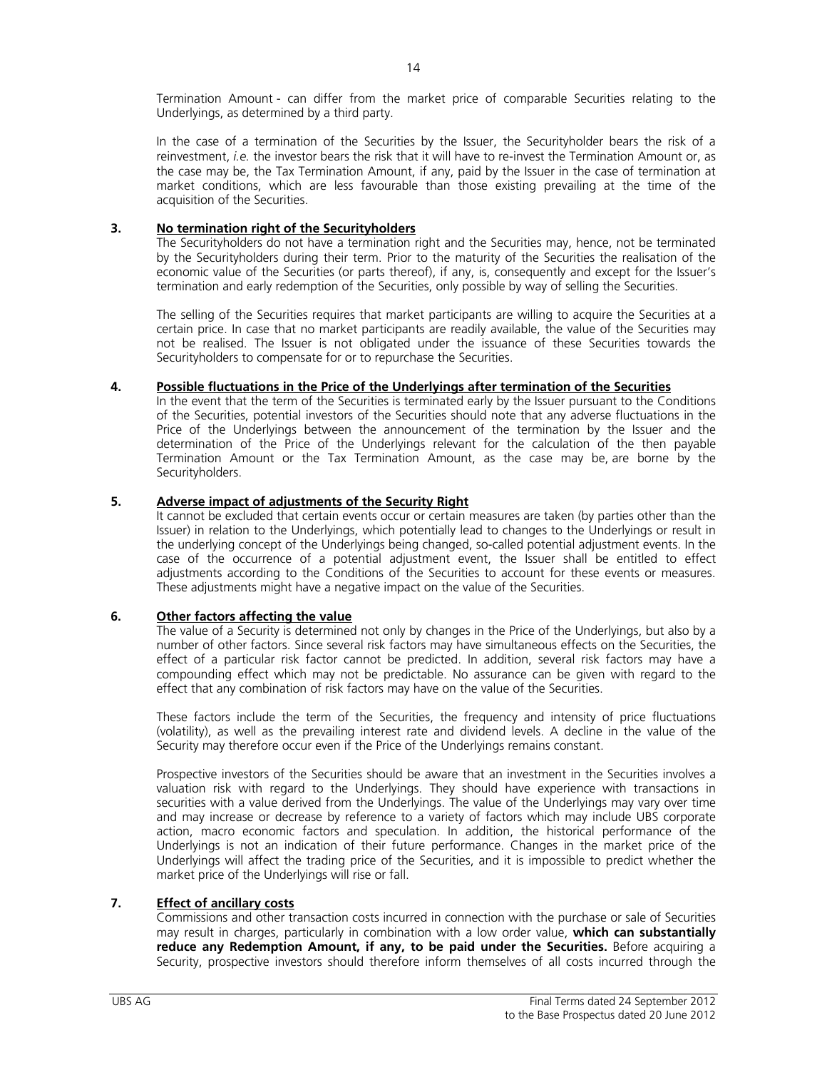Termination Amount - can differ from the market price of comparable Securities relating to the Underlyings, as determined by a third party.

In the case of a termination of the Securities by the Issuer, the Securityholder bears the risk of a reinvestment, *i.e.* the investor bears the risk that it will have to re-invest the Termination Amount or, as the case may be, the Tax Termination Amount, if any, paid by the Issuer in the case of termination at market conditions, which are less favourable than those existing prevailing at the time of the acquisition of the Securities.

### 3. No termination right of the Securityholders

The Securityholders do not have a termination right and the Securities may, hence, not be terminated by the Securityholders during their term. Prior to the maturity of the Securities the realisation of the economic value of the Securities (or parts thereof), if any, is, consequently and except for the Issuer's termination and early redemption of the Securities, only possible by way of selling the Securities.

The selling of the Securities requires that market participants are willing to acquire the Securities at a certain price. In case that no market participants are readily available, the value of the Securities may not be realised. The Issuer is not obligated under the issuance of these Securities towards the Securityholders to compensate for or to repurchase the Securities.

### 4. Possible fluctuations in the Price of the Underlyings after termination of the Securities

In the event that the term of the Securities is terminated early by the Issuer pursuant to the Conditions of the Securities, potential investors of the Securities should note that any adverse fluctuations in the Price of the Underlyings between the announcement of the termination by the Issuer and the determination of the Price of the Underlyings relevant for the calculation of the then payable Termination Amount or the Tax Termination Amount, as the case may be, are borne by the Securityholders.

### 5. Adverse impact of adjustments of the Security Right

It cannot be excluded that certain events occur or certain measures are taken (by parties other than the Issuer) in relation to the Underlyings, which potentially lead to changes to the Underlyings or result in the underlying concept of the Underlyings being changed, so-called potential adjustment events. In the case of the occurrence of a potential adjustment event, the Issuer shall be entitled to effect adjustments according to the Conditions of the Securities to account for these events or measures. These adjustments might have a negative impact on the value of the Securities.

### 6. Other factors affecting the value

The value of a Security is determined not only by changes in the Price of the Underlyings, but also by a number of other factors. Since several risk factors may have simultaneous effects on the Securities, the effect of a particular risk factor cannot be predicted. In addition, several risk factors may have a compounding effect which may not be predictable. No assurance can be given with regard to the effect that any combination of risk factors may have on the value of the Securities.

These factors include the term of the Securities, the frequency and intensity of price fluctuations (volatility), as well as the prevailing interest rate and dividend levels. A decline in the value of the Security may therefore occur even if the Price of the Underlyings remains constant.

Prospective investors of the Securities should be aware that an investment in the Securities involves a valuation risk with regard to the Underlyings. They should have experience with transactions in securities with a value derived from the Underlyings. The value of the Underlyings may vary over time and may increase or decrease by reference to a variety of factors which may include UBS corporate action, macro economic factors and speculation. In addition, the historical performance of the Underlyings is not an indication of their future performance. Changes in the market price of the Underlyings will affect the trading price of the Securities, and it is impossible to predict whether the market price of the Underlyings will rise or fall.

### 7. Effect of ancillary costs

Commissions and other transaction costs incurred in connection with the purchase or sale of Securities may result in charges, particularly in combination with a low order value, **which can substantially reduce any Redemption Amount, if any, to be paid under the Securities.** Before acquiring a Security, prospective investors should therefore inform themselves of all costs incurred through the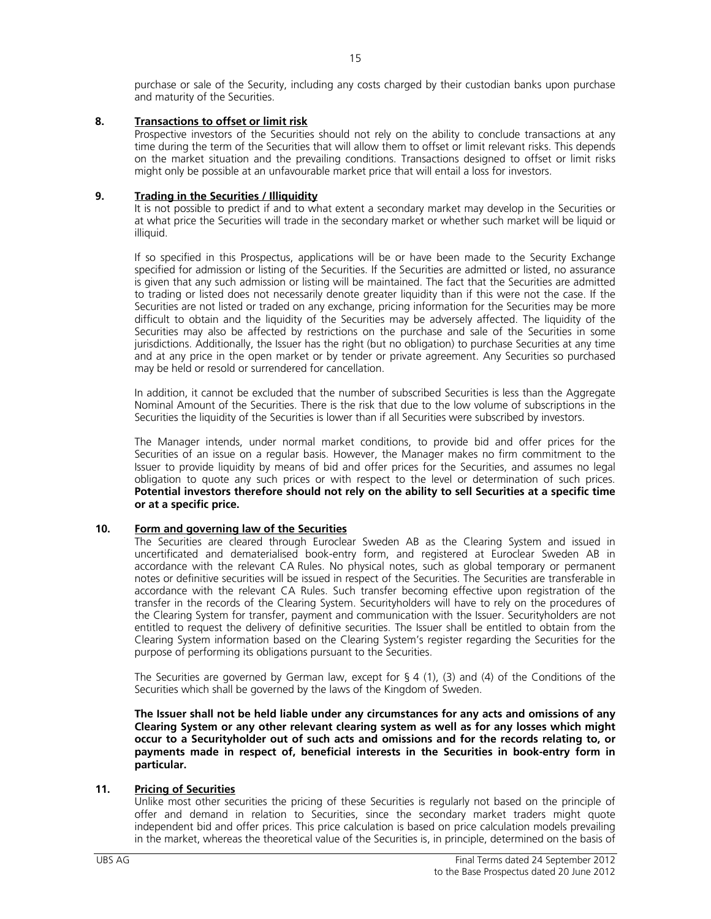purchase or sale of the Security, including any costs charged by their custodian banks upon purchase and maturity of the Securities.

## 8. Transactions to offset or limit risk

Prospective investors of the Securities should not rely on the ability to conclude transactions at any time during the term of the Securities that will allow them to offset or limit relevant risks. This depends on the market situation and the prevailing conditions. Transactions designed to offset or limit risks might only be possible at an unfavourable market price that will entail a loss for investors.

## 9. Trading in the Securities / Illiquidity

It is not possible to predict if and to what extent a secondary market may develop in the Securities or at what price the Securities will trade in the secondary market or whether such market will be liquid or illiquid.

If so specified in this Prospectus, applications will be or have been made to the Security Exchange specified for admission or listing of the Securities. If the Securities are admitted or listed, no assurance is given that any such admission or listing will be maintained. The fact that the Securities are admitted to trading or listed does not necessarily denote greater liquidity than if this were not the case. If the Securities are not listed or traded on any exchange, pricing information for the Securities may be more difficult to obtain and the liquidity of the Securities may be adversely affected. The liquidity of the Securities may also be affected by restrictions on the purchase and sale of the Securities in some jurisdictions. Additionally, the Issuer has the right (but no obligation) to purchase Securities at any time and at any price in the open market or by tender or private agreement. Any Securities so purchased may be held or resold or surrendered for cancellation.

In addition, it cannot be excluded that the number of subscribed Securities is less than the Aggregate Nominal Amount of the Securities. There is the risk that due to the low volume of subscriptions in the Securities the liquidity of the Securities is lower than if all Securities were subscribed by investors.

The Manager intends, under normal market conditions, to provide bid and offer prices for the Securities of an issue on a regular basis. However, the Manager makes no firm commitment to the Issuer to provide liquidity by means of bid and offer prices for the Securities, and assumes no legal obligation to quote any such prices or with respect to the level or determination of such prices. **Potential investors therefore should not rely on the ability to sell Securities at a specific time or at a specific price.**

## 10. Form and governing law of the Securities

The Securities are cleared through Euroclear Sweden AB as the Clearing System and issued in uncertificated and dematerialised book-entry form, and registered at Euroclear Sweden AB in accordance with the relevant CA Rules. No physical notes, such as global temporary or permanent notes or definitive securities will be issued in respect of the Securities. The Securities are transferable in accordance with the relevant CA Rules. Such transfer becoming effective upon registration of the transfer in the records of the Clearing System. Securityholders will have to rely on the procedures of the Clearing System for transfer, payment and communication with the Issuer. Securityholders are not entitled to request the delivery of definitive securities. The Issuer shall be entitled to obtain from the Clearing System information based on the Clearing System's register regarding the Securities for the purpose of performing its obligations pursuant to the Securities.

The Securities are governed by German law, except for § 4 (1), (3) and (4) of the Conditions of the Securities which shall be governed by the laws of the Kingdom of Sweden.

**The Issuer shall not be held liable under any circumstances for any acts and omissions of any Clearing System or any other relevant clearing system as well as for any losses which might occur to a Securityholder out of such acts and omissions and for the records relating to, or payments made in respect of, beneficial interests in the Securities in book-entry form in particular.**

## 11. Pricing of Securities

Unlike most other securities the pricing of these Securities is regularly not based on the principle of offer and demand in relation to Securities, since the secondary market traders might quote independent bid and offer prices. This price calculation is based on price calculation models prevailing in the market, whereas the theoretical value of the Securities is, in principle, determined on the basis of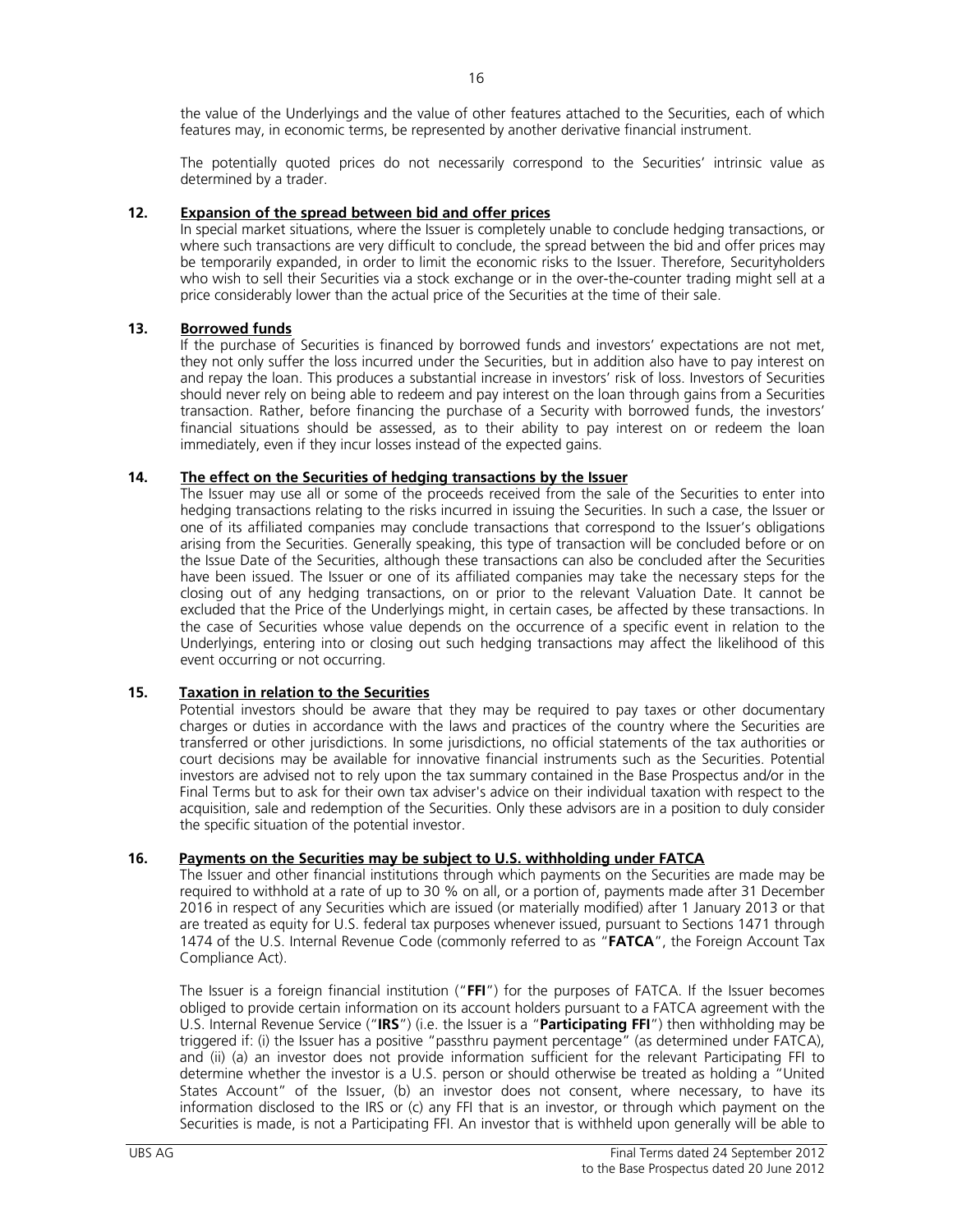the value of the Underlyings and the value of other features attached to the Securities, each of which features may, in economic terms, be represented by another derivative financial instrument.

The potentially quoted prices do not necessarily correspond to the Securities' intrinsic value as determined by a trader.

**12. Expansion of the spread between bid and offer prices**

In special market situations, where the Issuer is completely unable to conclude hedging transactions, or where such transactions are very difficult to conclude, the spread between the bid and offer prices may be temporarily expanded, in order to limit the economic risks to the Issuer. Therefore, Securityholders who wish to sell their Securities via a stock exchange or in the over-the-counter trading might sell at a price considerably lower than the actual price of the Securities at the time of their sale.

**13. Borrowed funds**

If the purchase of Securities is financed by borrowed funds and investors' expectations are not met, they not only suffer the loss incurred under the Securities, but in addition also have to pay interest on and repay the loan. This produces a substantial increase in investors' risk of loss. Investors of Securities should never rely on being able to redeem and pay interest on the loan through gains from a Securities transaction. Rather, before financing the purchase of a Security with borrowed funds, the investors' financial situations should be assessed, as to their ability to pay interest on or redeem the loan immediately, even if they incur losses instead of the expected gains.

**14. The effect on the Securities of hedging transactions by the Issuer**

The Issuer may use all or some of the proceeds received from the sale of the Securities to enter into hedging transactions relating to the risks incurred in issuing the Securities. In such a case, the Issuer or one of its affiliated companies may conclude transactions that correspond to the Issuer's obligations arising from the Securities. Generally speaking, this type of transaction will be concluded before or on the Issue Date of the Securities, although these transactions can also be concluded after the Securities have been issued. The Issuer or one of its affiliated companies may take the necessary steps for the closing out of any hedging transactions, on or prior to the relevant Valuation Date. It cannot be excluded that the Price of the Underlyings might, in certain cases, be affected by these transactions. In the case of Securities whose value depends on the occurrence of a specific event in relation to the Underlyings, entering into or closing out such hedging transactions may affect the likelihood of this event occurring or not occurring.

**15. Taxation in relation to the Securities**

Potential investors should be aware that they may be required to pay taxes or other documentary charges or duties in accordance with the laws and practices of the country where the Securities are transferred or other jurisdictions. In some jurisdictions, no official statements of the tax authorities or court decisions may be available for innovative financial instruments such as the Securities. Potential investors are advised not to rely upon the tax summary contained in the Base Prospectus and/or in the Final Terms but to ask for their own tax adviser's advice on their individual taxation with respect to the acquisition, sale and redemption of the Securities. Only these advisors are in a position to duly consider the specific situation of the potential investor.

**16. Payments on the Securities may be subject to U.S. withholding under FATCA**

The Issuer and other financial institutions through which payments on the Securities are made may be required to withhold at a rate of up to 30 % on all, or a portion of, payments made after 31 December 2016 in respect of any Securities which are issued (or materially modified) after 1 January 2013 or that are treated as equity for U.S. federal tax purposes whenever issued, pursuant to Sections 1471 through 1474 of the U.S. Internal Revenue Code (commonly referred to as "**FATCA**", the Foreign Account Tax Compliance Act).

The Issuer is a foreign financial institution ("**FFI**") for the purposes of FATCA. If the Issuer becomes obliged to provide certain information on its account holders pursuant to a FATCA agreement with the U.S. Internal Revenue Service ("**IRS**") (i.e. the Issuer is a "**Participating FFI**") then withholding may be triggered if: (i) the Issuer has a positive "passthru payment percentage" (as determined under FATCA), and (ii) (a) an investor does not provide information sufficient for the relevant Participating FFI to determine whether the investor is a U.S. person or should otherwise be treated as holding a "United States Account" of the Issuer, (b) an investor does not consent, where necessary, to have its information disclosed to the IRS or (c) any FFI that is an investor, or through which payment on the Securities is made, is not a Participating FFI. An investor that is withheld upon generally will be able to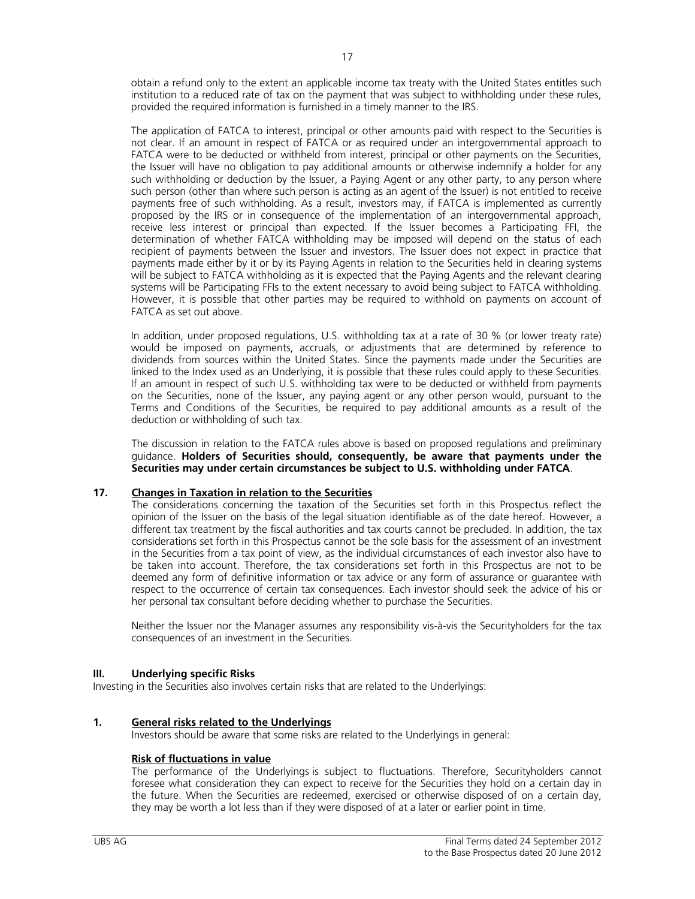obtain a refund only to the extent an applicable income tax treaty with the United States entitles such institution to a reduced rate of tax on the payment that was subject to withholding under these rules, provided the required information is furnished in a timely manner to the IRS.

The application of FATCA to interest, principal or other amounts paid with respect to the Securities is not clear. If an amount in respect of FATCA or as required under an intergovernmental approach to FATCA were to be deducted or withheld from interest, principal or other payments on the Securities, the Issuer will have no obligation to pay additional amounts or otherwise indemnify a holder for any such withholding or deduction by the Issuer, a Paying Agent or any other party, to any person where such person (other than where such person is acting as an agent of the Issuer) is not entitled to receive payments free of such withholding. As a result, investors may, if FATCA is implemented as currently proposed by the IRS or in consequence of the implementation of an intergovernmental approach, receive less interest or principal than expected. If the Issuer becomes a Participating FFI, the determination of whether FATCA withholding may be imposed will depend on the status of each recipient of payments between the Issuer and investors. The Issuer does not expect in practice that payments made either by it or by its Paying Agents in relation to the Securities held in clearing systems will be subject to FATCA withholding as it is expected that the Paying Agents and the relevant clearing systems will be Participating FFIs to the extent necessary to avoid being subject to FATCA withholding. However, it is possible that other parties may be required to withhold on payments on account of FATCA as set out above.

In addition, under proposed regulations, U.S. withholding tax at a rate of 30 % (or lower treaty rate) would be imposed on payments, accruals, or adjustments that are determined by reference to dividends from sources within the United States. Since the payments made under the Securities are linked to the Index used as an Underlying, it is possible that these rules could apply to these Securities. If an amount in respect of such U.S. withholding tax were to be deducted or withheld from payments on the Securities, none of the Issuer, any paying agent or any other person would, pursuant to the Terms and Conditions of the Securities, be required to pay additional amounts as a result of the deduction or withholding of such tax.

The discussion in relation to the FATCA rules above is based on proposed regulations and preliminary guidance. **Holders of Securities should, consequently, be aware that payments under the Securities may under certain circumstances be subject to U.S. withholding under FATCA**.

### 17. Changes in Taxation in relation to the Securities

The considerations concerning the taxation of the Securities set forth in this Prospectus reflect the opinion of the Issuer on the basis of the legal situation identifiable as of the date hereof. However, a different tax treatment by the fiscal authorities and tax courts cannot be precluded. In addition, the tax considerations set forth in this Prospectus cannot be the sole basis for the assessment of an investment in the Securities from a tax point of view, as the individual circumstances of each investor also have to be taken into account. Therefore, the tax considerations set forth in this Prospectus are not to be deemed any form of definitive information or tax advice or any form of assurance or guarantee with respect to the occurrence of certain tax consequences. Each investor should seek the advice of his or her personal tax consultant before deciding whether to purchase the Securities.

Neither the Issuer nor the Manager assumes any responsibility vis-à-vis the Securityholders for the tax consequences of an investment in the Securities.

## III. Underlying specific Risks

Investing in the Securities also involves certain risks that are related to the Underlyings:

### 1. General risks related to the Underlyings

Investors should be aware that some risks are related to the Underlyings in general:

**Risk of fluctuations in value**

The performance of the Underlyings is subject to fluctuations. Therefore, Securityholders cannot foresee what consideration they can expect to receive for the Securities they hold on a certain day in the future. When the Securities are redeemed, exercised or otherwise disposed of on a certain day, they may be worth a lot less than if they were disposed of at a later or earlier point in time.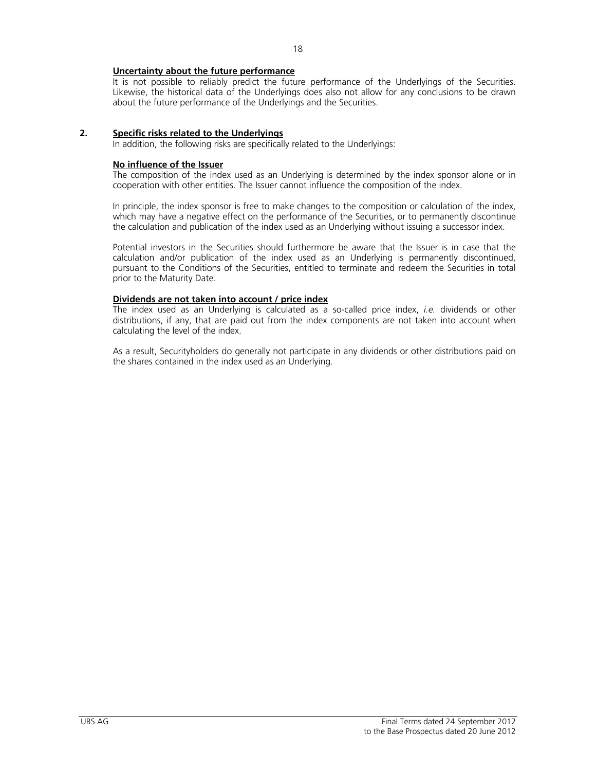**Uncertainty about the future performance**

It is not possible to reliably predict the future performance of the Underlyings of the Securities. Likewise, the historical data of the Underlyings does also not allow for any conclusions to be drawn about the future performance of the Underlyings and the Securities.

## 2. Specific risks related to the Underlyings

In addition, the following risks are specifically related to the Underlyings:

**No influence of the Issuer**

The composition of the index used as an Underlying is determined by the index sponsor alone or in cooperation with other entities. The Issuer cannot influence the composition of the index.

In principle, the index sponsor is free to make changes to the composition or calculation of the index, which may have a negative effect on the performance of the Securities, or to permanently discontinue the calculation and publication of the index used as an Underlying without issuing a successor index.

Potential investors in the Securities should furthermore be aware that the Issuer is in case that the calculation and/or publication of the index used as an Underlying is permanently discontinued, pursuant to the Conditions of the Securities, entitled to terminate and redeem the Securities in total prior to the Maturity Date.

**Dividends are not taken into account / price index**

The index used as an Underlying is calculated as a so-called price index, *i.e.* dividends or other distributions, if any, that are paid out from the index components are not taken into account when calculating the level of the index.

As a result, Securityholders do generally not participate in any dividends or other distributions paid on the shares contained in the index used as an Underlying.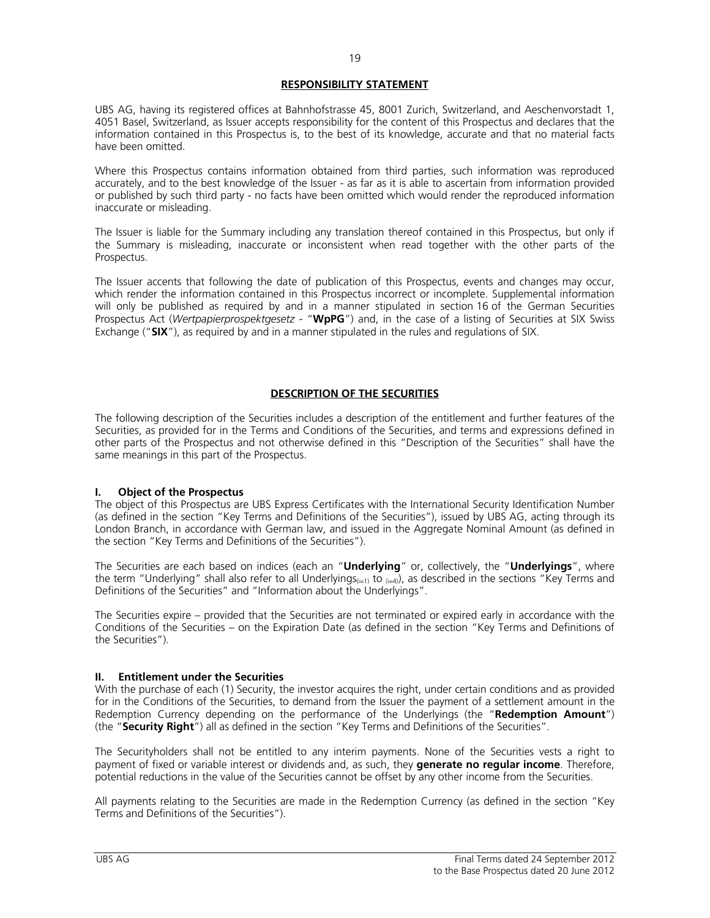## RESPONSIBILITY STATEMENT

UBS AG, having its registered offices at Bahnhofstrasse 45, 8001 Zurich, Switzerland, and Aeschenvorstadt 1, 4051 Basel, Switzerland, as Issuer accepts responsibility for the content of this Prospectus and declares that the information contained in this Prospectus is, to the best of its knowledge, accurate and that no material facts have been omitted.

Where this Prospectus contains information obtained from third parties, such information was reproduced accurately, and to the best knowledge of the Issuer - as far as it is able to ascertain from information provided or published by such third party - no facts have been omitted which would render the reproduced information inaccurate or misleading.

The Issuer is liable for the Summary including any translation thereof contained in this Prospectus, but only if the Summary is misleading, inaccurate or inconsistent when read together with the other parts of the Prospectus.

The Issuer accents that following the date of publication of this Prospectus, events and changes may occur, which render the information contained in this Prospectus incorrect or incomplete. Supplemental information will only be published as required by and in a manner stipulated in section 16 of the German Securities Prospectus Act (*Wertpapierprospektgesetz* - "**WpPG**") and, in the case of a listing of Securities at SIX Swiss Exchange ("**SIX**"), as required by and in a manner stipulated in the rules and regulations of SIX.

## DESCRIPTION OF THE SECURITIES

The following description of the Securities includes a description of the entitlement and further features of the Securities, as provided for in the Terms and Conditions of the Securities, and terms and expressions defined in other parts of the Prospectus and not otherwise defined in this "Description of the Securities" shall have the same meanings in this part of the Prospectus.

### I. Object of the Prospectus

The object of this Prospectus are UBS Express Certificates with the International Security Identification Number (as defined in the section "Key Terms and Definitions of the Securities"), issued by UBS AG, acting through its London Branch, in accordance with German law, and issued in the Aggregate Nominal Amount (as defined in the section "Key Terms and Definitions of the Securities").

The Securities are each based on indices (each an "**Underlying**" or, collectively, the "**Underlyings**", where the term "Underlying" shall also refer to all Underlyings$_{(i=1)}$ to $_{(i=4)}$), as described in the sections "Key Terms and Definitions of the Securities" and "Information about the Underlyings".

The Securities expire – provided that the Securities are not terminated or expired early in accordance with the Conditions of the Securities – on the Expiration Date (as defined in the section "Key Terms and Definitions of the Securities").

### II. Entitlement under the Securities

With the purchase of each (1) Security, the investor acquires the right, under certain conditions and as provided for in the Conditions of the Securities, to demand from the Issuer the payment of a settlement amount in the Redemption Currency depending on the performance of the Underlyings (the "**Redemption Amount**") (the "**Security Right**") all as defined in the section "Key Terms and Definitions of the Securities".

The Securityholders shall not be entitled to any interim payments. None of the Securities vests a right to payment of fixed or variable interest or dividends and, as such, they **generate no regular income**. Therefore, potential reductions in the value of the Securities cannot be offset by any other income from the Securities.

All payments relating to the Securities are made in the Redemption Currency (as defined in the section "Key Terms and Definitions of the Securities").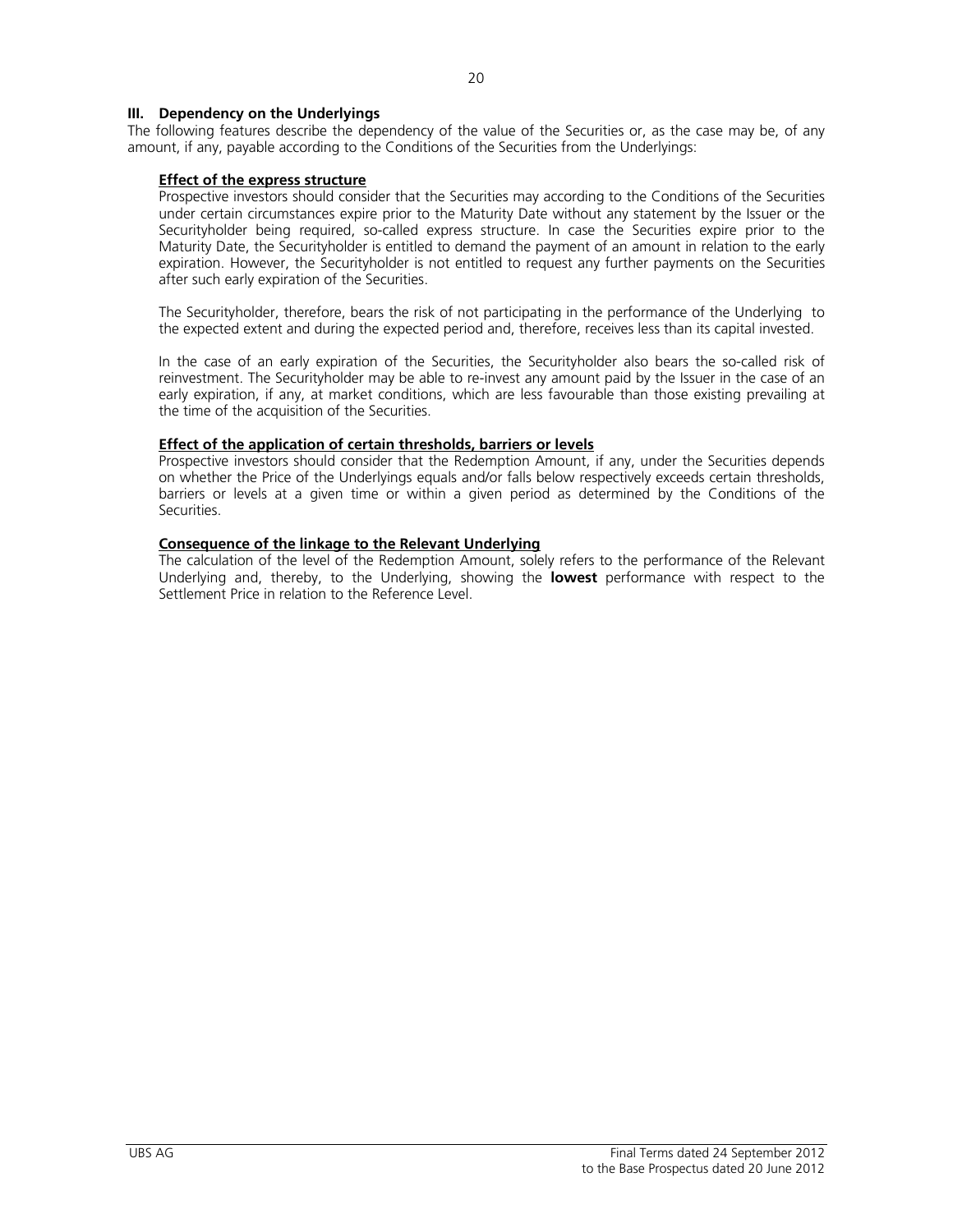### III. Dependency on the Underlyings

The following features describe the dependency of the value of the Securities or, as the case may be, of any amount, if any, payable according to the Conditions of the Securities from the Underlyings:

**Effect of the express structure**

Prospective investors should consider that the Securities may according to the Conditions of the Securities under certain circumstances expire prior to the Maturity Date without any statement by the Issuer or the Securityholder being required, so-called express structure. In case the Securities expire prior to the Maturity Date, the Securityholder is entitled to demand the payment of an amount in relation to the early expiration. However, the Securityholder is not entitled to request any further payments on the Securities after such early expiration of the Securities.

The Securityholder, therefore, bears the risk of not participating in the performance of the Underlying to the expected extent and during the expected period and, therefore, receives less than its capital invested.

In the case of an early expiration of the Securities, the Securityholder also bears the so-called risk of reinvestment. The Securityholder may be able to re-invest any amount paid by the Issuer in the case of an early expiration, if any, at market conditions, which are less favourable than those existing prevailing at the time of the acquisition of the Securities.

**Effect of the application of certain thresholds, barriers or levels**

Prospective investors should consider that the Redemption Amount, if any, under the Securities depends on whether the Price of the Underlyings equals and/or falls below respectively exceeds certain thresholds, barriers or levels at a given time or within a given period as determined by the Conditions of the Securities.

**Consequence of the linkage to the Relevant Underlying**

The calculation of the level of the Redemption Amount, solely refers to the performance of the Relevant Underlying and, thereby, to the Underlying, showing the **lowest** performance with respect to the Settlement Price in relation to the Reference Level.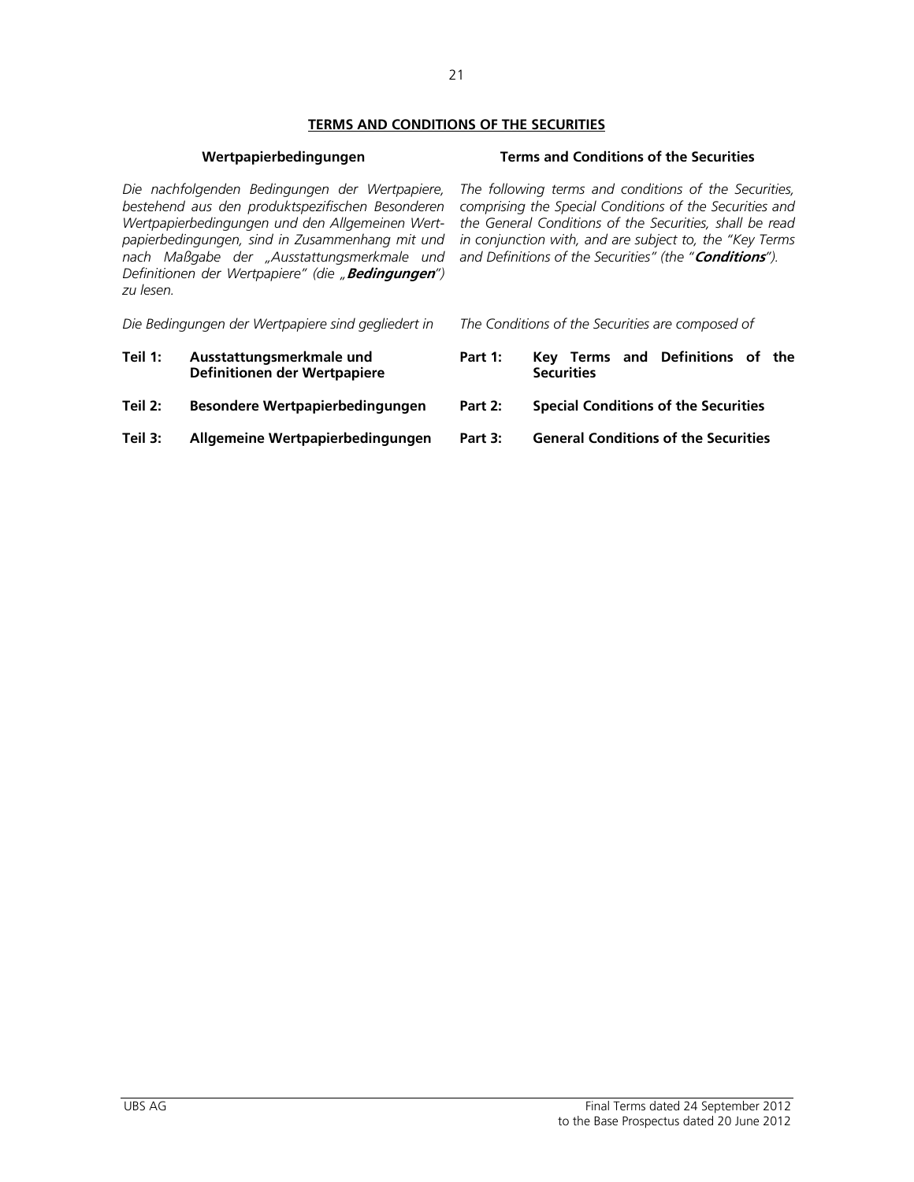## TERMS AND CONDITIONS OF THE SECURITIES

### Wertpapierbedingungen

*Die nachfolgenden Bedingungen der Wertpapiere, bestehend aus den produktspezifischen Besonderen Wertpapierbedingungen und den Allgemeinen Wertpapierbedingungen, sind in Zusammenhang mit und nach Maßgabe der „Ausstattungsmerkmale und Definitionen der Wertpapiere" (die „**Bedingungen**") zu lesen.*

*Die Bedingungen der Wertpapiere sind gegliedert in*

| | |
|---|---|
| **Teil 1:** | **Ausstattungsmerkmale und Definitionen der Wertpapiere** |
| **Teil 2:** | **Besondere Wertpapierbedingungen** |
| **Teil 3:** | **Allgemeine Wertpapierbedingungen** |

### Terms and Conditions of the Securities

*The following terms and conditions of the Securities, comprising the Special Conditions of the Securities and the General Conditions of the Securities, shall be read in conjunction with, and are subject to, the "Key Terms and Definitions of the Securities" (the "**Conditions**").*

*The Conditions of the Securities are composed of*

| | |
|---|---|
| **Part 1:** | **Key Terms and Definitions of the Securities** |
| **Part 2:** | **Special Conditions of the Securities** |
| **Part 3:** | **General Conditions of the Securities** |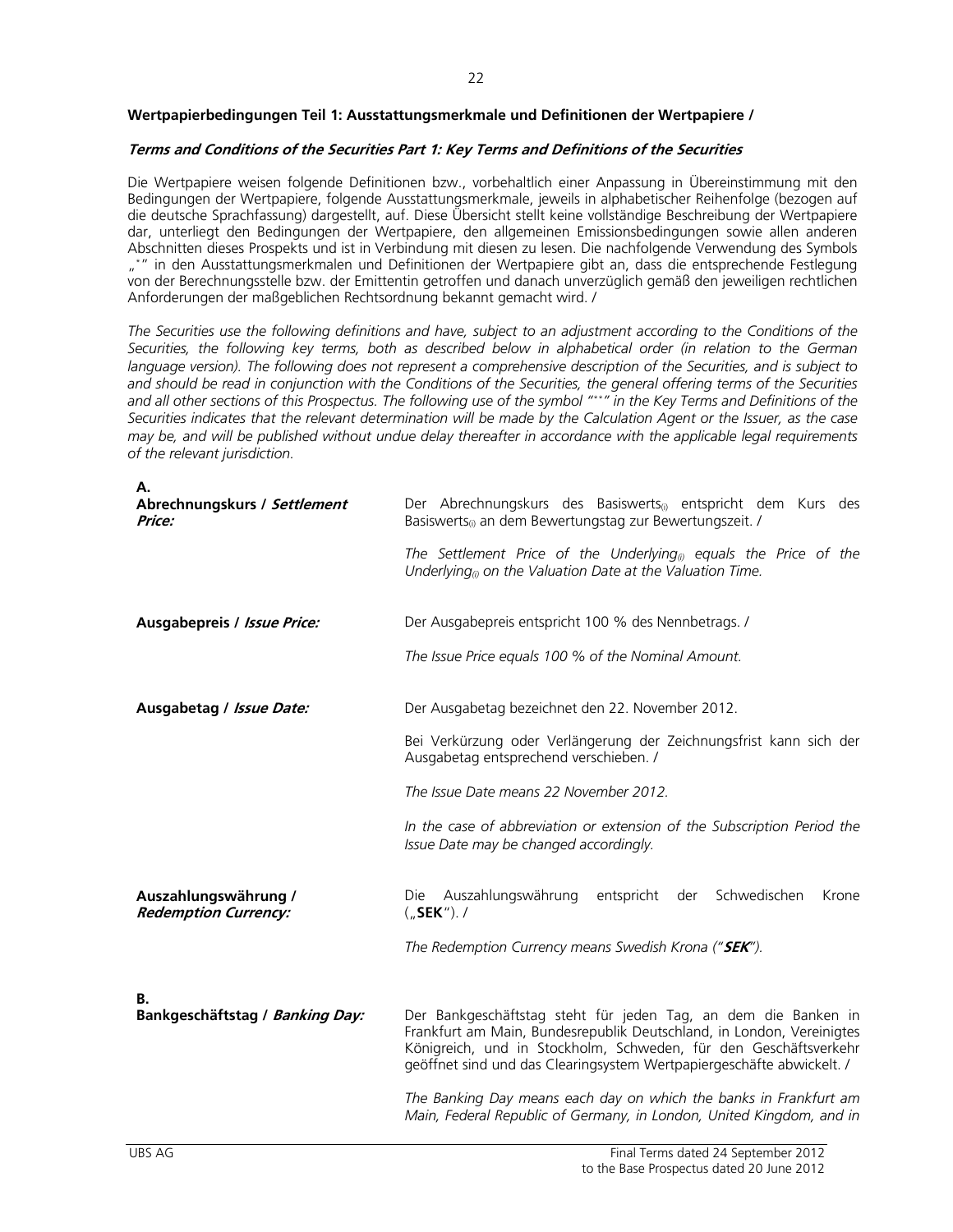**Wertpapierbedingungen Teil 1: Ausstattungsmerkmale und Definitionen der Wertpapiere /**

***Terms and Conditions of the Securities Part 1: Key Terms and Definitions of the Securities***

Die Wertpapiere weisen folgende Definitionen bzw., vorbehaltlich einer Anpassung in Übereinstimmung mit den Bedingungen der Wertpapiere, folgende Ausstattungsmerkmale, jeweils in alphabetischer Reihenfolge (bezogen auf die deutsche Sprachfassung) dargestellt, auf. Diese Übersicht stellt keine vollständige Beschreibung der Wertpapiere dar, unterliegt den Bedingungen der Wertpapiere, den allgemeinen Emissionsbedingungen sowie allen anderen Abschnitten dieses Prospekts und ist in Verbindung mit diesen zu lesen. Die nachfolgende Verwendung des Symbols „*" in den Ausstattungsmerkmalen und Definitionen der Wertpapiere gibt an, dass die entsprechende Festlegung von der Berechnungsstelle bzw. der Emittentin getroffen und danach unverzüglich gemäß den jeweiligen rechtlichen Anforderungen der maßgeblichen Rechtsordnung bekannt gemacht wird. /

*The Securities use the following definitions and have, subject to an adjustment according to the Conditions of the Securities, the following key terms, both as described below in alphabetical order (in relation to the German language version). The following does not represent a comprehensive description of the Securities, and is subject to and should be read in conjunction with the Conditions of the Securities, the general offering terms of the Securities and all other sections of this Prospectus. The following use of the symbol "*" in the Key Terms and Definitions of the Securities indicates that the relevant determination will be made by the Calculation Agent or the Issuer, as the case may be, and will be published without undue delay thereafter in accordance with the applicable legal requirements of the relevant jurisdiction.*

**A.**

**Abrechnungskurs / *Settlement Price:***

Der Abrechnungskurs des Basiswerts$_{(i)}$ entspricht dem Kurs des Basiswerts$_{(i)}$ an dem Bewertungstag zur Bewertungszeit. /

*The Settlement Price of the Underlying$_{(i)}$ equals the Price of the Underlying$_{(i)}$ on the Valuation Date at the Valuation Time.*

**Ausgabepreis / *Issue Price:***

Der Ausgabepreis entspricht 100 % des Nennbetrags. /

*The Issue Price equals 100 % of the Nominal Amount.*

**Ausgabetag / *Issue Date:***

Der Ausgabetag bezeichnet den 22. November 2012.

Bei Verkürzung oder Verlängerung der Zeichnungsfrist kann sich der Ausgabetag entsprechend verschieben. /

*The Issue Date means 22 November 2012.*

*In the case of abbreviation or extension of the Subscription Period the Issue Date may be changed accordingly.*

**Auszahlungswährung / *Redemption Currency:***

Die Auszahlungswährung entspricht der Schwedischen Krone („**SEK**"). /

*The Redemption Currency means Swedish Krona ("**SEK**").*

**B.**

**Bankgeschäftstag / *Banking Day:***

Der Bankgeschäftstag steht für jeden Tag, an dem die Banken in Frankfurt am Main, Bundesrepublik Deutschland, in London, Vereinigtes Königreich, und in Stockholm, Schweden, für den Geschäftsverkehr geöffnet sind und das Clearingsystem Wertpapiergeschäfte abwickelt. /

*The Banking Day means each day on which the banks in Frankfurt am Main, Federal Republic of Germany, in London, United Kingdom, and in*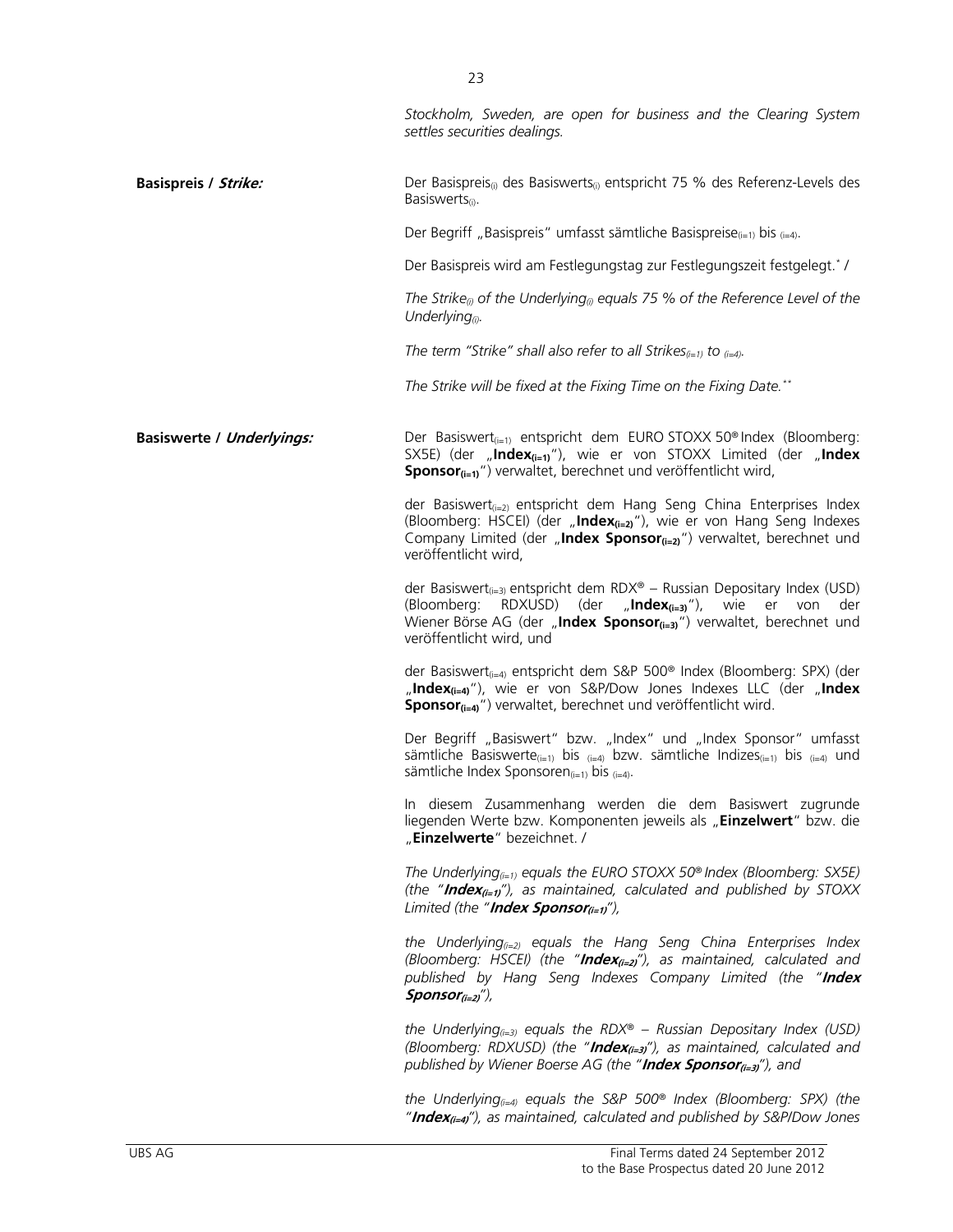*Stockholm, Sweden, are open for business and the Clearing System settles securities dealings.*

**Basispreis / *Strike:***

Der Basispreis$_{(i)}$ des Basiswerts$_{(i)}$ entspricht 75 % des Referenz-Levels des Basiswerts$_{(i)}$.

Der Begriff „Basispreis" umfasst sämtliche Basispreise$_{(i=1)}$ bis $_{(i=4)}$.

Der Basispreis wird am Festlegungstag zur Festlegungszeit festgelegt.* /

*The Strike$_{(i)}$ of the Underlying$_{(i)}$ equals 75 % of the Reference Level of the Underlying$_{(i)}$.*

*The term "Strike" shall also refer to all Strikes$_{(i=1)}$ to $_{(i=4)}$.*

*The Strike will be fixed at the Fixing Time on the Fixing Date.***

**Basiswerte / *Underlyings:***

Der Basiswert$_{(i=1)}$ entspricht dem EURO STOXX 50® Index (Bloomberg: SX5E) (der „**Index$_{(i=1)}$**"), wie er von STOXX Limited (der „**Index Sponsor$_{(i=1)}$**") verwaltet, berechnet und veröffentlicht wird,

der Basiswert$_{(i=2)}$ entspricht dem Hang Seng China Enterprises Index (Bloomberg: HSCEI) (der „**Index$_{(i=2)}$**"), wie er von Hang Seng Indexes Company Limited (der „**Index Sponsor$_{(i=2)}$**") verwaltet, berechnet und veröffentlicht wird,

der Basiswert$_{(i=3)}$ entspricht dem RDX® – Russian Depositary Index (USD) (Bloomberg: RDXUSD) (der „**Index$_{(i=3)}$**"), wie er von der Wiener Börse AG (der „**Index Sponsor$_{(i=3)}$**") verwaltet, berechnet und veröffentlicht wird, und

der Basiswert$_{(i=4)}$ entspricht dem S&P 500® Index (Bloomberg: SPX) (der „**Index$_{(i=4)}$**"), wie er von S&P/Dow Jones Indexes LLC (der „**Index Sponsor$_{(i=4)}$**") verwaltet, berechnet und veröffentlicht wird.

Der Begriff „Basiswert" bzw. „Index" und „Index Sponsor" umfasst sämtliche Basiswerte$_{(i=1)}$ bis $_{(i=4)}$ bzw. sämtliche Indizes$_{(i=1)}$ bis $_{(i=4)}$ und sämtliche Index Sponsoren$_{(i=1)}$ bis $_{(i=4)}$.

In diesem Zusammenhang werden die dem Basiswert zugrunde liegenden Werte bzw. Komponenten jeweils als „**Einzelwert**" bzw. die „**Einzelwerte**" bezeichnet. /

*The Underlying$_{(i=1)}$ equals the EURO STOXX 50® Index (Bloomberg: SX5E) (the "**Index$_{(i=1)}$**"), as maintained, calculated and published by STOXX Limited (the "**Index Sponsor$_{(i=1)}$**"),*

*the Underlying$_{(i=2)}$ equals the Hang Seng China Enterprises Index (Bloomberg: HSCEI) (the "**Index$_{(i=2)}$**"), as maintained, calculated and published by Hang Seng Indexes Company Limited (the "**Index Sponsor$_{(i=2)}$**"),*

*the Underlying$_{(i=3)}$ equals the RDX® – Russian Depositary Index (USD) (Bloomberg: RDXUSD) (the "**Index$_{(i=3)}$**"), as maintained, calculated and published by Wiener Boerse AG (the "**Index Sponsor$_{(i=3)}$**"), and*

*the Underlying$_{(i=4)}$ equals the S&P 500® Index (Bloomberg: SPX) (the "**Index$_{(i=4)}$**"), as maintained, calculated and published by S&P/Dow Jones*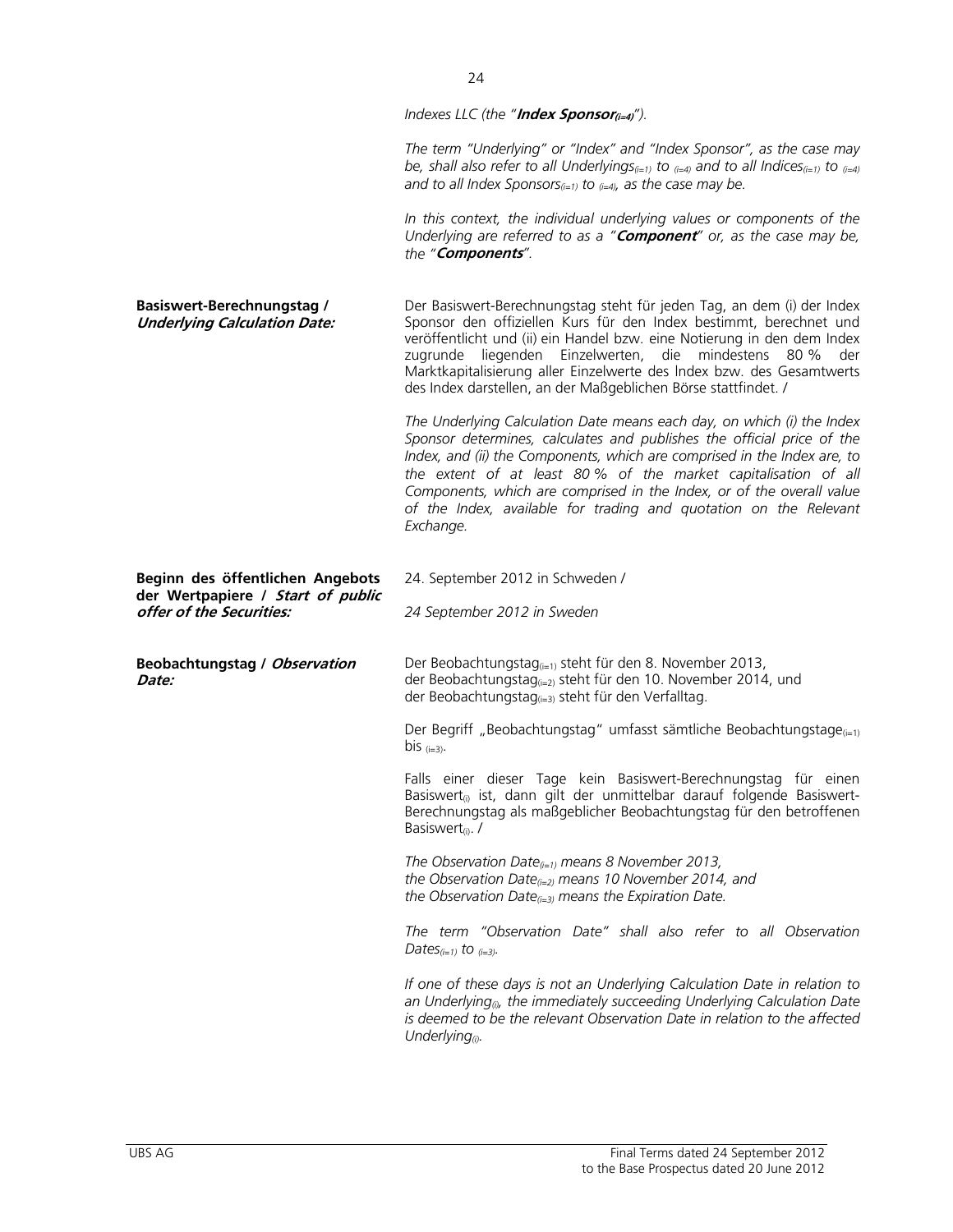*Indexes LLC (the "**Index Sponsor$_{(i=4)}$**").*

*The term "Underlying" or "Index" and "Index Sponsor", as the case may be, shall also refer to all Underlyings$_{(i=1)}$ to $_{(i=4)}$ and to all Indices$_{(i=1)}$ to $_{(i=4)}$ and to all Index Sponsors$_{(i=1)}$ to $_{(i=4)}$, as the case may be.*

*In this context, the individual underlying values or components of the Underlying are referred to as a "**Component**" or, as the case may be, the "**Components**".*

| | |
|---|---|
| **Basiswert-Berechnungstag / *Underlying Calculation Date:*** | Der Basiswert-Berechnungstag steht für jeden Tag, an dem (i) der Index Sponsor den offiziellen Kurs für den Index bestimmt, berechnet und veröffentlicht und (ii) ein Handel bzw. eine Notierung in den dem Index zugrunde liegenden Einzelwerten, die mindestens 80 % der Marktkapitalisierung aller Einzelwerte des Index bzw. des Gesamtwerts des Index darstellen, an der Maßgeblichen Börse stattfindet. /<br><br>*The Underlying Calculation Date means each day, on which (i) the Index Sponsor determines, calculates and publishes the official price of the Index, and (ii) the Components, which are comprised in the Index are, to the extent of at least 80 % of the market capitalisation of all Components, which are comprised in the Index, or of the overall value of the Index, available for trading and quotation on the Relevant Exchange.* |
| **Beginn des öffentlichen Angebots der Wertpapiere / *Start of public offer of the Securities:*** | 24. September 2012 in Schweden /<br><br>*24 September 2012 in Sweden* |
| **Beobachtungstag / *Observation Date:*** | Der Beobachtungstag$_{(i=1)}$ steht für den 8. November 2013, der Beobachtungstag$_{(i=2)}$ steht für den 10. November 2014, und der Beobachtungstag$_{(i=3)}$ steht für den Verfalltag.<br><br>Der Begriff „Beobachtungstag" umfasst sämtliche Beobachtungstage$_{(i=1)}$ bis $_{(i=3)}$.<br><br>Falls einer dieser Tage kein Basiswert-Berechnungstag für einen Basiswert$_{(i)}$ ist, dann gilt der unmittelbar darauf folgende Basiswert-Berechnungstag als maßgeblicher Beobachtungstag für den betroffenen Basiswert$_{(i)}$. /<br><br>*The Observation Date$_{(i=1)}$ means 8 November 2013, the Observation Date$_{(i=2)}$ means 10 November 2014, and the Observation Date$_{(i=3)}$ means the Expiration Date.*<br><br>*The term "Observation Date" shall also refer to all Observation Dates$_{(i=1)}$ to $_{(i=3)}$.*<br><br>*If one of these days is not an Underlying Calculation Date in relation to an Underlying$_{(i)}$, the immediately succeeding Underlying Calculation Date is deemed to be the relevant Observation Date in relation to the affected Underlying$_{(i)}$.* |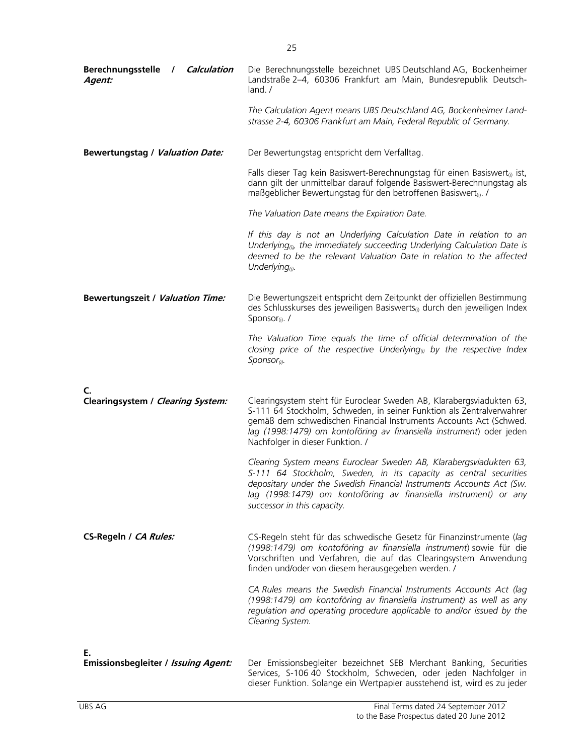| | |
|---|---|
| **Berechnungsstelle / *Calculation Agent:*** | Die Berechnungsstelle bezeichnet UBS Deutschland AG, Bockenheimer Landstraße 2–4, 60306 Frankfurt am Main, Bundesrepublik Deutschland. /<br><br>*The Calculation Agent means UBS Deutschland AG, Bockenheimer Landstrasse 2-4, 60306 Frankfurt am Main, Federal Republic of Germany.* |
| **Bewertungstag / *Valuation Date:*** | Der Bewertungstag entspricht dem Verfalltag.<br><br>Falls dieser Tag kein Basiswert-Berechnungstag für einen $Basiswert_{(i)}$ ist, dann gilt der unmittelbar darauf folgende Basiswert-Berechnungstag als maßgeblicher Bewertungstag für den betroffenen $Basiswert_{(i)}$. /<br><br>*The Valuation Date means the Expiration Date.*<br><br>*If this day is not an Underlying Calculation Date in relation to an* $Underlying_{(i)}$*, the immediately succeeding Underlying Calculation Date is deemed to be the relevant Valuation Date in relation to the affected* $Underlying_{(i)}$*.* |
| **Bewertungszeit / *Valuation Time:*** | Die Bewertungszeit entspricht dem Zeitpunkt der offiziellen Bestimmung des Schlusskurses des jeweiligen $Basiswerts_{(i)}$ durch den jeweiligen Index $Sponsor_{(i)}$. /<br><br>*The Valuation Time equals the time of official determination of the closing price of the respective* $Underlying_{(i)}$ *by the respective Index* $Sponsor_{(i)}$*.* |
| **C.** | |
| **Clearingsystem / *Clearing System:*** | Clearingsystem steht für Euroclear Sweden AB, Klarabergsviadukten 63, S-111 64 Stockholm, Schweden, in seiner Funktion als Zentralverwahrer gemäß dem schwedischen Financial Instruments Accounts Act (Schwed. *lag (1998:1479) om kontoföring av finansiella instrument*) oder jeden Nachfolger in dieser Funktion. /<br><br>*Clearing System means Euroclear Sweden AB, Klarabergsviadukten 63, S-111 64 Stockholm, Sweden, in its capacity as central securities depositary under the Swedish Financial Instruments Accounts Act (Sw. lag (1998:1479) om kontoföring av finansiella instrument) or any successor in this capacity.* |
| **CS-Regeln / *CA Rules:*** | CS-Regeln steht für das schwedische Gesetz für Finanzinstrumente (*lag (1998:1479) om kontoföring av finansiella instrument*) sowie für die Vorschriften und Verfahren, die auf das Clearingsystem Anwendung finden und/oder von diesem herausgegeben werden. /<br><br>*CA Rules means the Swedish Financial Instruments Accounts Act (lag (1998:1479) om kontoföring av finansiella instrument) as well as any regulation and operating procedure applicable to and/or issued by the Clearing System.* |
| **E.** | |
| **Emissionsbegleiter / *Issuing Agent:*** | Der Emissionsbegleiter bezeichnet SEB Merchant Banking, Securities Services, S-106 40 Stockholm, Schweden, oder jeden Nachfolger in dieser Funktion. Solange ein Wertpapier ausstehend ist, wird es zu jeder |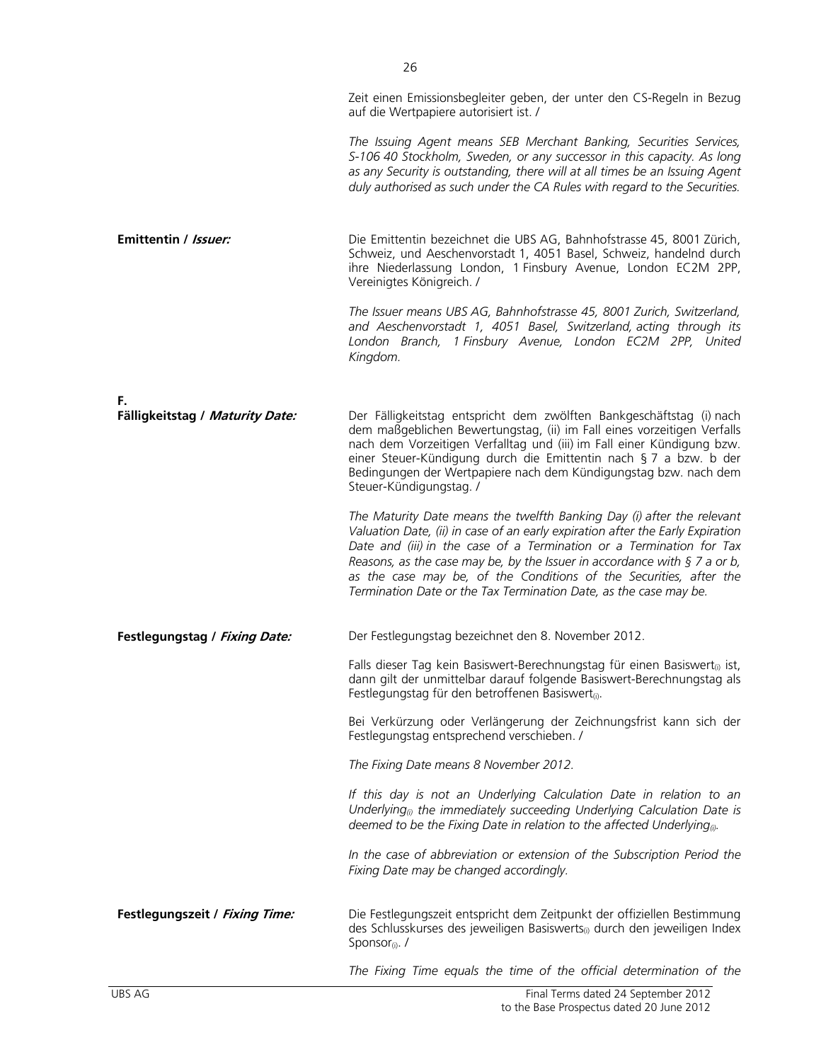Zeit einen Emissionsbegleiter geben, der unter den CS-Regeln in Bezug auf die Wertpapiere autorisiert ist. /

*The Issuing Agent means SEB Merchant Banking, Securities Services, S-106 40 Stockholm, Sweden, or any successor in this capacity. As long as any Security is outstanding, there will at all times be an Issuing Agent duly authorised as such under the CA Rules with regard to the Securities.*

| | |
|---|---|
| **Emittentin / *Issuer:*** | Die Emittentin bezeichnet die UBS AG, Bahnhofstrasse 45, 8001 Zürich, Schweiz, und Aeschenvorstadt 1, 4051 Basel, Schweiz, handelnd durch ihre Niederlassung London, 1 Finsbury Avenue, London EC2M 2PP, Vereinigtes Königreich. /<br><br>*The Issuer means UBS AG, Bahnhofstrasse 45, 8001 Zurich, Switzerland, and Aeschenvorstadt 1, 4051 Basel, Switzerland, acting through its London Branch, 1 Finsbury Avenue, London EC2M 2PP, United Kingdom.* |
| **F.** | |
| **Fälligkeitstag / *Maturity Date:*** | Der Fälligkeitstag entspricht dem zwölften Bankgeschäftstag (i) nach dem maßgeblichen Bewertungstag, (ii) im Fall eines vorzeitigen Verfalls nach dem Vorzeitigen Verfalltag und (iii) im Fall einer Kündigung bzw. einer Steuer-Kündigung durch die Emittentin nach § 7 a bzw. b der Bedingungen der Wertpapiere nach dem Kündigungstag bzw. nach dem Steuer-Kündigungstag. /<br><br>*The Maturity Date means the twelfth Banking Day (i) after the relevant Valuation Date, (ii) in case of an early expiration after the Early Expiration Date and (iii) in the case of a Termination or a Termination for Tax Reasons, as the case may be, by the Issuer in accordance with § 7 a or b, as the case may be, of the Conditions of the Securities, after the Termination Date or the Tax Termination Date, as the case may be.* |
| **Festlegungstag / *Fixing Date:*** | Der Festlegungstag bezeichnet den 8. November 2012.<br><br>Falls dieser Tag kein Basiswert-Berechnungstag für einen Basiswert$_{(i)}$ ist, dann gilt der unmittelbar darauf folgende Basiswert-Berechnungstag als Festlegungstag für den betroffenen Basiswert$_{(i)}$.<br><br>Bei Verkürzung oder Verlängerung der Zeichnungsfrist kann sich der Festlegungstag entsprechend verschieben. /<br><br>*The Fixing Date means 8 November 2012.*<br><br>*If this day is not an Underlying Calculation Date in relation to an Underlying$_{(i)}$ the immediately succeeding Underlying Calculation Date is deemed to be the Fixing Date in relation to the affected Underlying$_{(i)}$.*<br><br>*In the case of abbreviation or extension of the Subscription Period the Fixing Date may be changed accordingly.* |
| **Festlegungszeit / *Fixing Time:*** | Die Festlegungszeit entspricht dem Zeitpunkt der offiziellen Bestimmung des Schlusskurses des jeweiligen Basiswerts$_{(i)}$ durch den jeweiligen Index Sponsor$_{(i)}$. /<br><br>*The Fixing Time equals the time of the official determination of the* |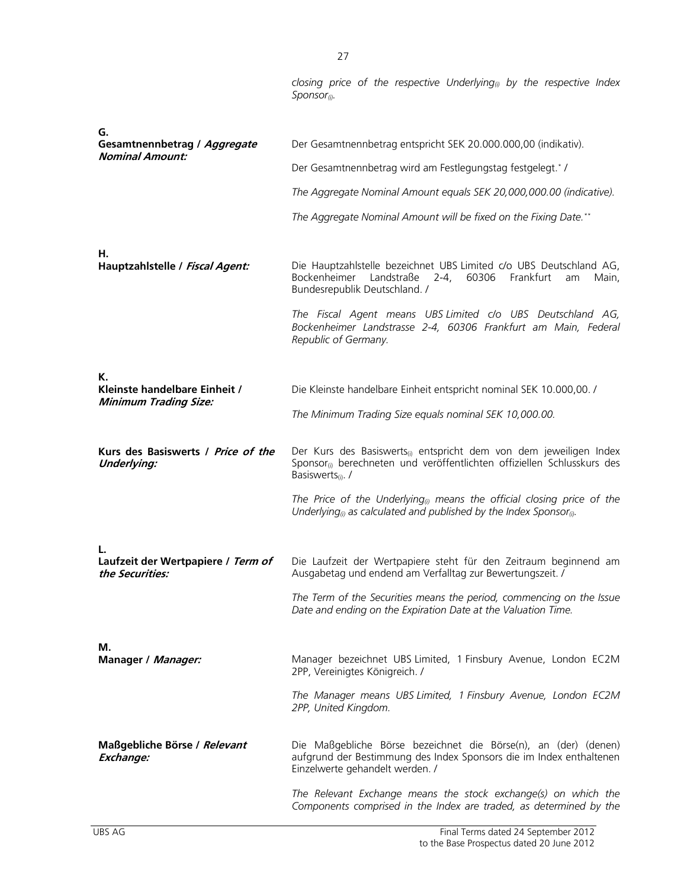*closing price of the respective Underlying$_{(i)}$ by the respective Index Sponsor$_{(i)}$.*

**G.**

**Gesamtnennbetrag / *Aggregate Nominal Amount:***

Der Gesamtnennbetrag entspricht SEK 20.000.000,00 (indikativ).

Der Gesamtnennbetrag wird am Festlegungstag festgelegt.* /

*The Aggregate Nominal Amount equals SEK 20,000,000.00 (indicative).*

*The Aggregate Nominal Amount will be fixed on the Fixing Date.***

**H.**

**Hauptzahlstelle / *Fiscal Agent:***

Die Hauptzahlstelle bezeichnet UBS Limited c/o UBS Deutschland AG, Bockenheimer Landstraße 2-4, 60306 Frankfurt am Main, Bundesrepublik Deutschland. /

*The Fiscal Agent means UBS Limited c/o UBS Deutschland AG, Bockenheimer Landstrasse 2-4, 60306 Frankfurt am Main, Federal Republic of Germany.*

**K.**

**Kleinste handelbare Einheit / *Minimum Trading Size:***

Die Kleinste handelbare Einheit entspricht nominal SEK 10.000,00. /

*The Minimum Trading Size equals nominal SEK 10,000.00.*

**Kurs des Basiswerts / *Price of the Underlying:***

Der Kurs des Basiswerts$_{(i)}$ entspricht dem von dem jeweiligen Index Sponsor$_{(i)}$ berechneten und veröffentlichten offiziellen Schlusskurs des Basiswerts$_{(i)}$. /

*The Price of the Underlying$_{(i)}$ means the official closing price of the Underlying$_{(i)}$ as calculated and published by the Index Sponsor$_{(i)}$.*

**L.**

**Laufzeit der Wertpapiere / *Term of the Securities:***

Die Laufzeit der Wertpapiere steht für den Zeitraum beginnend am Ausgabetag und endend am Verfalltag zur Bewertungszeit. /

*The Term of the Securities means the period, commencing on the Issue Date and ending on the Expiration Date at the Valuation Time.*

**M.**

**Manager / *Manager:***

Manager bezeichnet UBS Limited, 1 Finsbury Avenue, London EC2M 2PP, Vereinigtes Königreich. /

*The Manager means UBS Limited, 1 Finsbury Avenue, London EC2M 2PP, United Kingdom.*

**Maßgebliche Börse / *Relevant Exchange:***

Die Maßgebliche Börse bezeichnet die Börse(n), an (der) (denen) aufgrund der Bestimmung des Index Sponsors die im Index enthaltenen Einzelwerte gehandelt werden. /

*The Relevant Exchange means the stock exchange(s) on which the Components comprised in the Index are traded, as determined by the*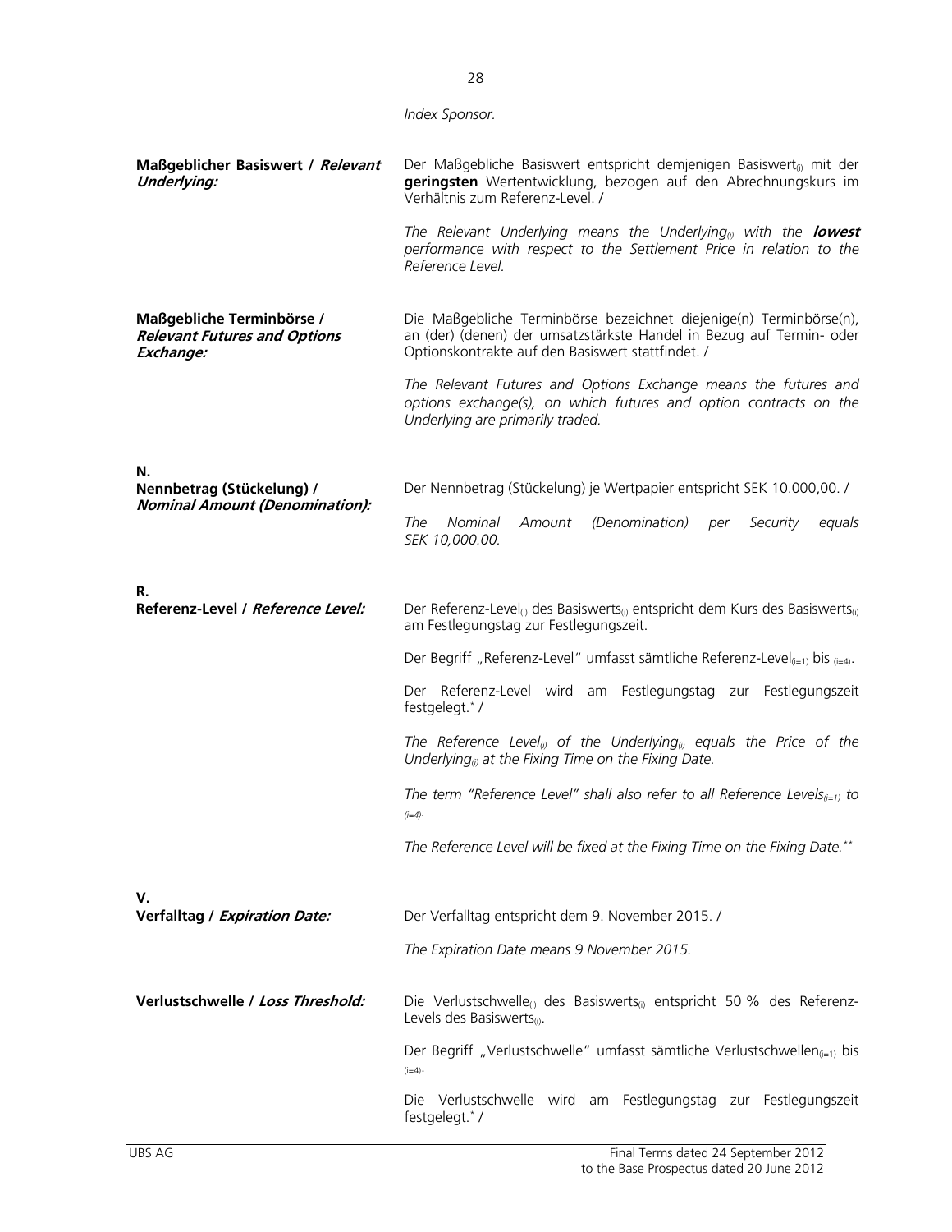*Index Sponsor.*

| | |
|---|---|
| **Maßgeblicher Basiswert / *Relevant Underlying:*** | Der Maßgebliche Basiswert entspricht demjenigen Basiswert$_{(i)}$ mit der **geringsten** Wertentwicklung, bezogen auf den Abrechnungskurs im Verhältnis zum Referenz-Level. /<br><br>*The Relevant Underlying means the Underlying$_{(i)}$ with the **lowest** performance with respect to the Settlement Price in relation to the Reference Level.* |
| **Maßgebliche Terminbörse / *Relevant Futures and Options Exchange:*** | Die Maßgebliche Terminbörse bezeichnet diejenige(n) Terminbörse(n), an (der) (denen) der umsatzstärkste Handel in Bezug auf Termin- oder Optionskontrakte auf den Basiswert stattfindet. /<br><br>*The Relevant Futures and Options Exchange means the futures and options exchange(s), on which futures and option contracts on the Underlying are primarily traded.* |
| **N.** | |
| **Nennbetrag (Stückelung) / *Nominal Amount (Denomination):*** | Der Nennbetrag (Stückelung) je Wertpapier entspricht SEK 10.000,00. /<br><br>*The Nominal Amount (Denomination) per Security equals SEK 10,000.00.* |
| **R.** | |
| **Referenz-Level / *Reference Level:*** | Der Referenz-Level$_{(i)}$ des Basiswerts$_{(i)}$ entspricht dem Kurs des Basiswerts$_{(i)}$ am Festlegungstag zur Festlegungszeit.<br><br>Der Begriff „Referenz-Level" umfasst sämtliche Referenz-Level$_{(i=1)}$ bis $_{(i=4)}$.<br><br>Der Referenz-Level wird am Festlegungstag zur Festlegungszeit festgelegt.* /<br><br>*The Reference Level$_{(i)}$ of the Underlying$_{(i)}$ equals the Price of the Underlying$_{(i)}$ at the Fixing Time on the Fixing Date.*<br><br>*The term "Reference Level" shall also refer to all Reference Levels$_{(i=1)}$ to $_{(i=4)}$.*<br><br>*The Reference Level will be fixed at the Fixing Time on the Fixing Date.*** |
| **V.** | |
| **Verfalltag / *Expiration Date:*** | Der Verfalltag entspricht dem 9. November 2015. /<br><br>*The Expiration Date means 9 November 2015.* |
| **Verlustschwelle / *Loss Threshold:*** | Die Verlustschwelle$_{(i)}$ des Basiswerts$_{(i)}$ entspricht 50 % des Referenz-Levels des Basiswerts$_{(i)}$.<br><br>Der Begriff „Verlustschwelle" umfasst sämtliche Verlustschwellen$_{(i=1)}$ bis $_{(i=4)}$.<br><br>Die Verlustschwelle wird am Festlegungstag zur Festlegungszeit festgelegt.* / |

UBS AG — Final Terms dated 24 September 2012 to the Base Prospectus dated 20 June 2012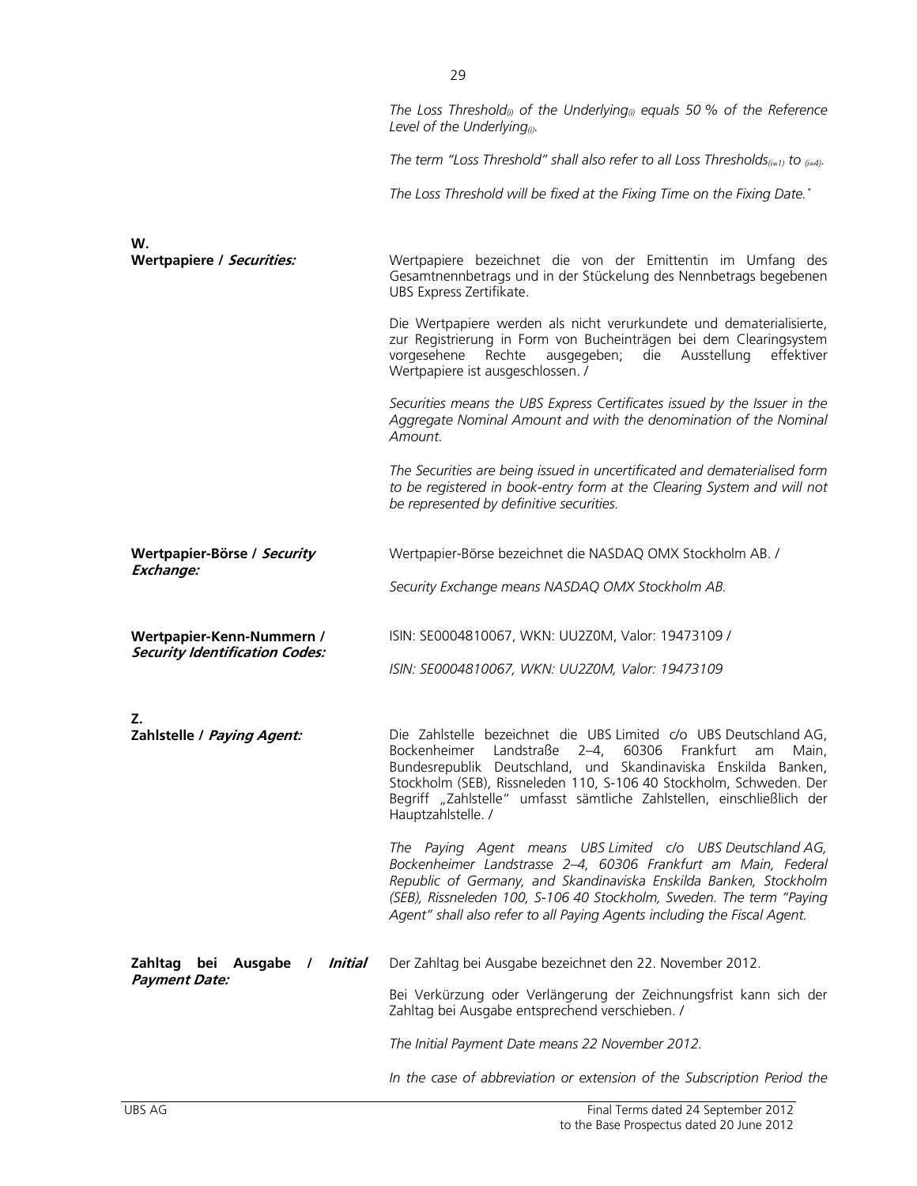*The Loss Threshold$_{(i)}$ of the Underlying$_{(i)}$ equals 50 % of the Reference Level of the Underlying$_{(i)}$.*

*The term "Loss Threshold" shall also refer to all Loss Thresholds$_{(i=1)}$ to $_{(i=4)}$.*

*The Loss Threshold will be fixed at the Fixing Time on the Fixing Date.*\*

## W.

**Wertpapiere / *Securities:***

Wertpapiere bezeichnet die von der Emittentin im Umfang des Gesamtnennbetrags und in der Stückelung des Nennbetrags begebenen UBS Express Zertifikate.

Die Wertpapiere werden als nicht verurkundete und dematerialisierte, zur Registrierung in Form von Bucheinträgen bei dem Clearingsystem vorgesehene Rechte ausgegeben; die Ausstellung effektiver Wertpapiere ist ausgeschlossen. /

*Securities means the UBS Express Certificates issued by the Issuer in the Aggregate Nominal Amount and with the denomination of the Nominal Amount.*

*The Securities are being issued in uncertificated and dematerialised form to be registered in book-entry form at the Clearing System and will not be represented by definitive securities.*

**Wertpapier-Börse / *Security Exchange:***

Wertpapier-Börse bezeichnet die NASDAQ OMX Stockholm AB. /

*Security Exchange means NASDAQ OMX Stockholm AB.*

**Wertpapier-Kenn-Nummern / *Security Identification Codes:***

ISIN: SE0004810067, WKN: UU2Z0M, Valor: 19473109 /

*ISIN: SE0004810067, WKN: UU2Z0M, Valor: 19473109*

## Z.

**Zahlstelle / *Paying Agent:***

Die Zahlstelle bezeichnet die UBS Limited c/o UBS Deutschland AG, Bockenheimer Landstraße 2–4, 60306 Frankfurt am Main, Bundesrepublik Deutschland, und Skandinaviska Enskilda Banken, Stockholm (SEB), Rissneleden 110, S-106 40 Stockholm, Schweden. Der Begriff „Zahlstelle" umfasst sämtliche Zahlstellen, einschließlich der Hauptzahlstelle. /

*The Paying Agent means UBS Limited c/o UBS Deutschland AG, Bockenheimer Landstrasse 2–4, 60306 Frankfurt am Main, Federal Republic of Germany, and Skandinaviska Enskilda Banken, Stockholm (SEB), Rissneleden 100, S-106 40 Stockholm, Sweden. The term "Paying Agent" shall also refer to all Paying Agents including the Fiscal Agent.*

**Zahltag bei Ausgabe / *Initial Payment Date:***

Der Zahltag bei Ausgabe bezeichnet den 22. November 2012.

Bei Verkürzung oder Verlängerung der Zeichnungsfrist kann sich der Zahltag bei Ausgabe entsprechend verschieben. /

*The Initial Payment Date means 22 November 2012.*

*In the case of abbreviation or extension of the Subscription Period the*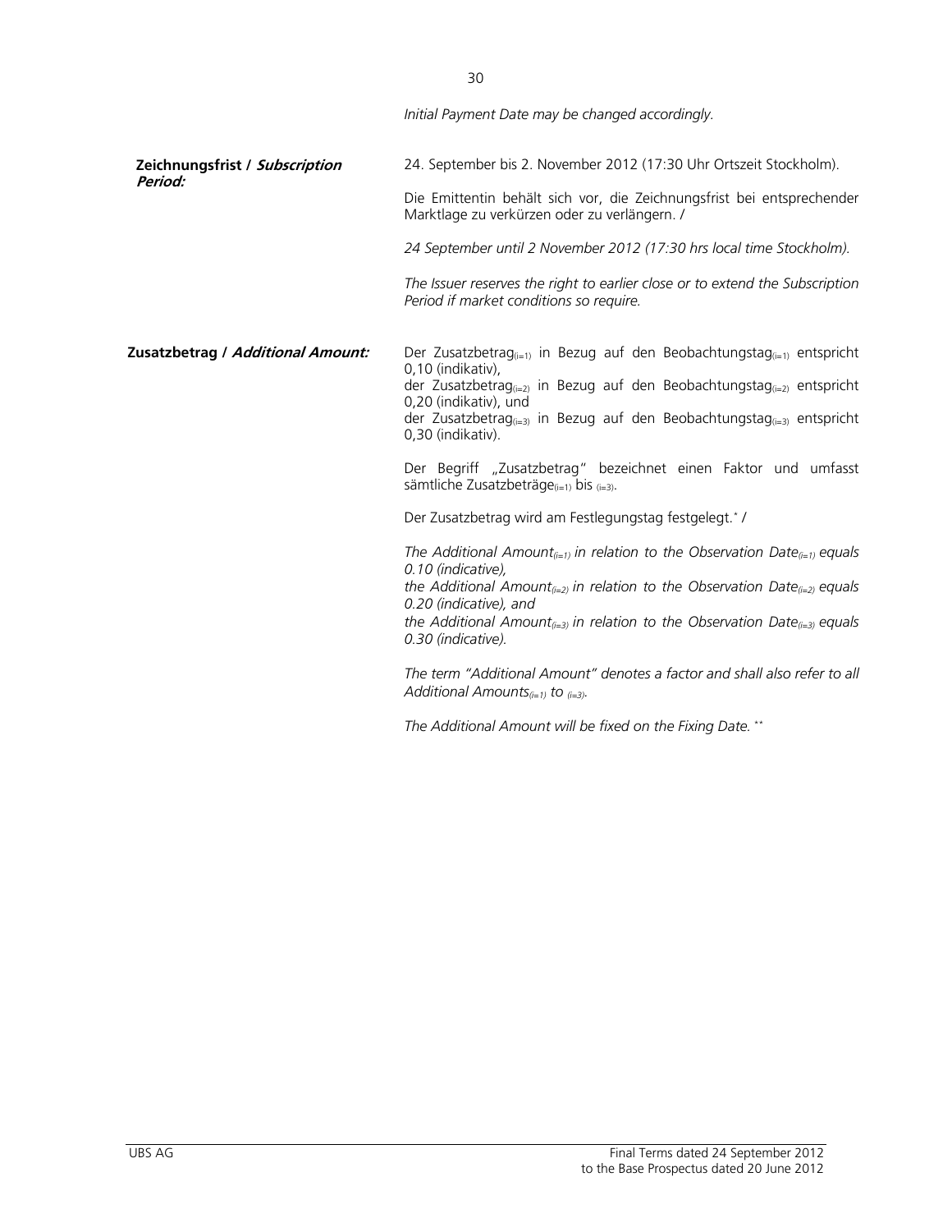*Initial Payment Date may be changed accordingly.*

| | |
|---|---|
| **Zeichnungsfrist / *Subscription Period:*** | 24. September bis 2. November 2012 (17:30 Uhr Ortszeit Stockholm).<br><br>Die Emittentin behält sich vor, die Zeichnungsfrist bei entsprechender Marktlage zu verkürzen oder zu verlängern. /<br><br>*24 September until 2 November 2012 (17:30 hrs local time Stockholm).*<br><br>*The Issuer reserves the right to earlier close or to extend the Subscription Period if market conditions so require.* |
| **Zusatzbetrag / *Additional Amount:*** | Der $Zusatzbetrag_{(i=1)}$ in Bezug auf den $Beobachtungstag_{(i=1)}$ entspricht 0,10 (indikativ),<br>der $Zusatzbetrag_{(i=2)}$ in Bezug auf den $Beobachtungstag_{(i=2)}$ entspricht 0,20 (indikativ), und<br>der $Zusatzbetrag_{(i=3)}$ in Bezug auf den $Beobachtungstag_{(i=3)}$ entspricht 0,30 (indikativ).<br><br>Der Begriff „Zusatzbetrag" bezeichnet einen Faktor und umfasst sämtliche $Zusatzbeträge_{(i=1)}$ bis $_{(i=3)}$.<br><br>Der Zusatzbetrag wird am Festlegungstag festgelegt.* /<br><br>*The $Additional\ Amount_{(i=1)}$ in relation to the $Observation\ Date_{(i=1)}$ equals 0.10 (indicative),*<br>*the $Additional\ Amount_{(i=2)}$ in relation to the $Observation\ Date_{(i=2)}$ equals 0.20 (indicative), and*<br>*the $Additional\ Amount_{(i=3)}$ in relation to the $Observation\ Date_{(i=3)}$ equals 0.30 (indicative).*<br><br>*The term "Additional Amount" denotes a factor and shall also refer to all $Additional\ Amounts_{(i=1)}$ to $_{(i=3)}$.*<br><br>*The Additional Amount will be fixed on the Fixing Date.* ** |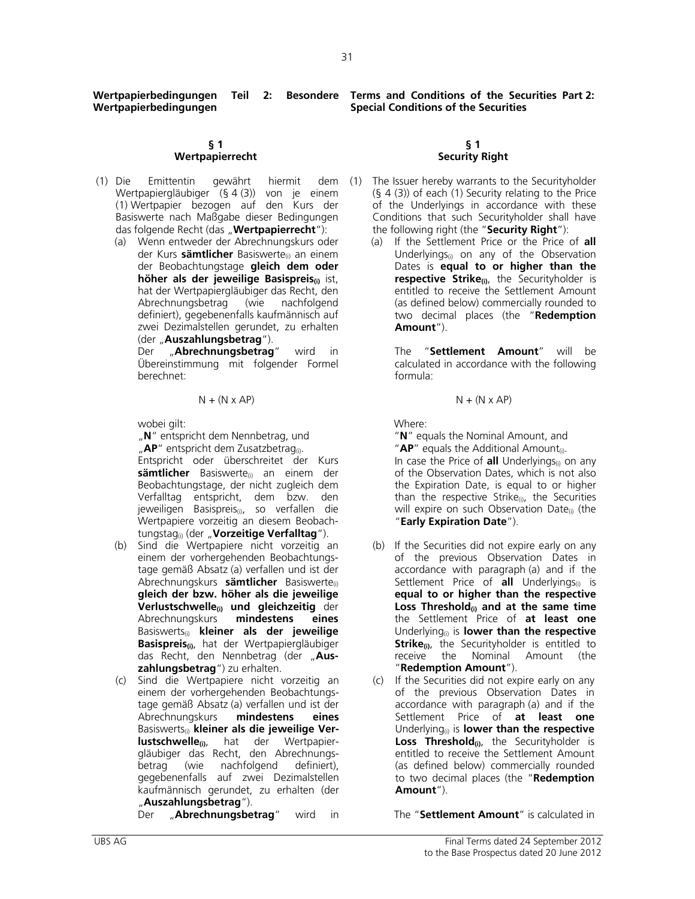**Wertpapierbedingungen Teil 2: Besondere Wertpapierbedingungen**

## § 1 Wertpapierrecht

(1) Die Emittentin gewährt hiermit dem Wertpapiergläubiger (§ 4 (3)) von je einem (1) Wertpapier bezogen auf den Kurs der Basiswerte nach Maßgabe dieser Bedingungen das folgende Recht (das „**Wertpapierrecht**"):

(a) Wenn entweder der Abrechnungskurs oder der Kurs **sämtlicher** Basiswerte$_{(i)}$ an einem der Beobachtungstage **gleich dem oder höher als der jeweilige Basispreis$_{(i)}$** ist, hat der Wertpapiergläubiger das Recht, den Abrechnungsbetrag (wie nachfolgend definiert), gegebenenfalls kaufmännisch auf zwei Dezimalstellen gerundet, zu erhalten (der „**Auszahlungsbetrag**").

Der „**Abrechnungsbetrag**" wird in Übereinstimmung mit folgender Formel berechnet:

N + (N x AP)

wobei gilt:

„**N**" entspricht dem Nennbetrag, und

„**AP**" entspricht dem Zusatzbetrag$_{(i)}$.

Entspricht oder überschreitet der Kurs **sämtlicher** Basiswerte$_{(i)}$ an einem der Beobachtungstage, der nicht zugleich dem Verfalltag entspricht, dem bzw. den jeweiligen Basispreis$_{(i)}$, so verfallen die Wertpapiere vorzeitig an diesem Beobachtungstag$_{(i)}$ (der „**Vorzeitige Verfalltag**").

(b) Sind die Wertpapiere nicht vorzeitig an einem der vorhergehenden Beobachtungstage gemäß Absatz (a) verfallen und ist der Abrechnungskurs **sämtlicher** Basiswerte$_{(i)}$ **gleich der bzw. höher als die jeweilige Verlustschwelle$_{(i)}$ und gleichzeitig** der Abrechnungskurs **mindestens eines** Basiswerts$_{(i)}$ **kleiner als der jeweilige Basispreis$_{(i)}$**, hat der Wertpapiergläubiger das Recht, den Nennbetrag (der „**Auszahlungsbetrag**") zu erhalten.

(c) Sind die Wertpapiere nicht vorzeitig an einem der vorhergehenden Beobachtungstage gemäß Absatz (a) verfallen und ist der Abrechnungskurs **mindestens eines** Basiswerts$_{(i)}$ **kleiner als die jeweilige Verlustschwelle$_{(i)}$**, hat der Wertpapiergläubiger das Recht, den Abrechnungsbetrag (wie nachfolgend definiert), gegebenenfalls auf zwei Dezimalstellen kaufmännisch gerundet, zu erhalten (der „**Auszahlungsbetrag**").

Der „**Abrechnungsbetrag**" wird in

**Terms and Conditions of the Securities Part 2: Special Conditions of the Securities**

## § 1 Security Right

(1) The Issuer hereby warrants to the Securityholder (§ 4 (3)) of each (1) Security relating to the Price of the Underlyings in accordance with these Conditions that such Securityholder shall have the following right (the "**Security Right**"):

(a) If the Settlement Price or the Price of **all** Underlyings$_{(i)}$ on any of the Observation Dates is **equal to or higher than the respective Strike$_{(i)}$**, the Securityholder is entitled to receive the Settlement Amount (as defined below) commercially rounded to two decimal places (the "**Redemption Amount**").

The "**Settlement Amount**" will be calculated in accordance with the following formula:

N + (N x AP)

Where:

"**N**" equals the Nominal Amount, and

"**AP**" equals the Additional Amount$_{(i)}$.

In case the Price of **all** Underlyings$_{(i)}$ on any of the Observation Dates, which is not also the Expiration Date, is equal to or higher than the respective Strike$_{(i)}$, the Securities will expire on such Observation Date$_{(i)}$ (the "**Early Expiration Date**").

(b) If the Securities did not expire early on any of the previous Observation Dates in accordance with paragraph (a) and if the Settlement Price of **all** Underlyings$_{(i)}$ is **equal to or higher than the respective Loss Threshold$_{(i)}$ and at the same time** the Settlement Price of **at least one** Underlying$_{(i)}$ is **lower than the respective Strike$_{(i)}$**, the Securityholder is entitled to receive the Nominal Amount (the "**Redemption Amount**").

(c) If the Securities did not expire early on any of the previous Observation Dates in accordance with paragraph (a) and if the Settlement Price of **at least one** Underlying$_{(i)}$ is **lower than the respective Loss Threshold$_{(i)}$**, the Securityholder is entitled to receive the Settlement Amount (as defined below) commercially rounded to two decimal places (the "**Redemption Amount**").

The "**Settlement Amount**" is calculated in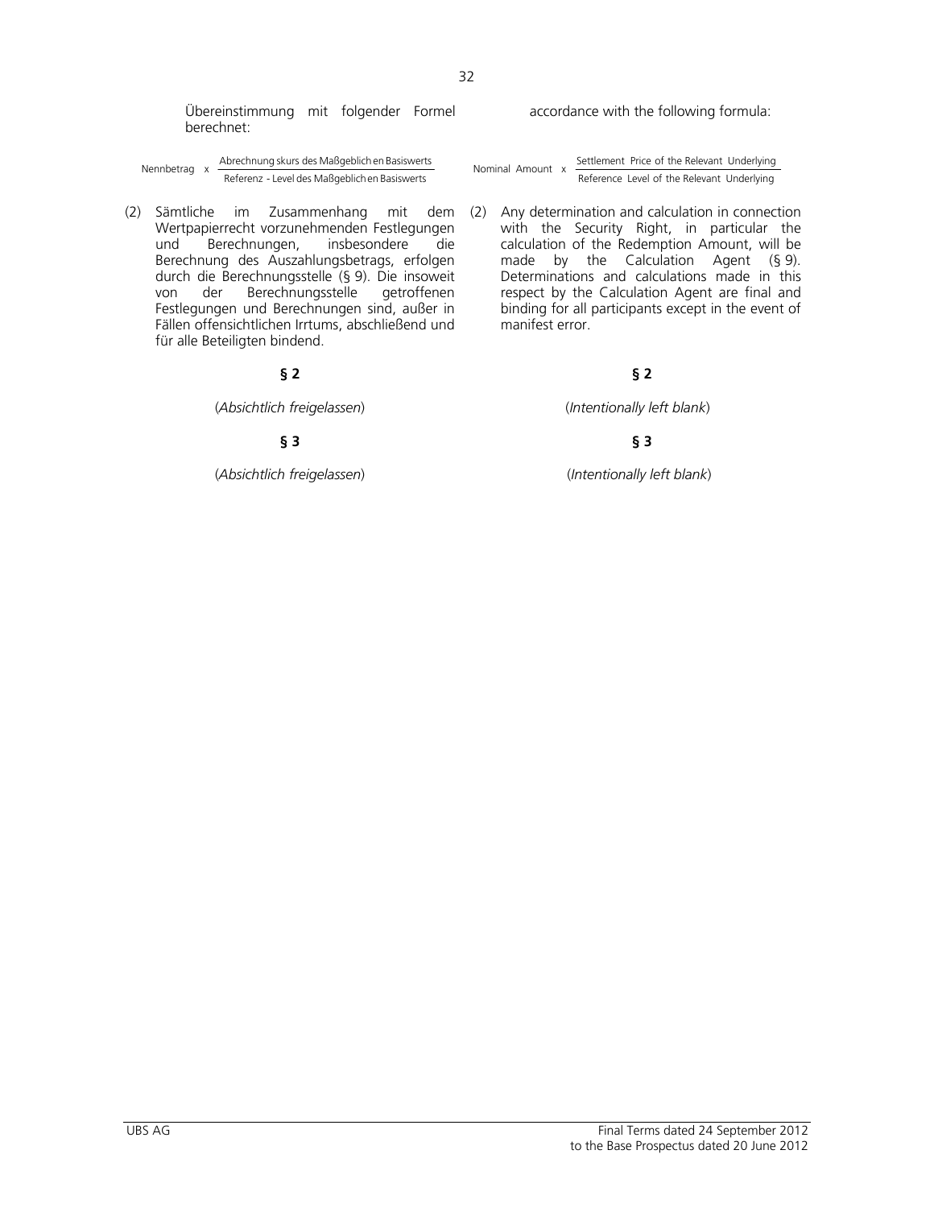Übereinstimmung mit folgender Formel berechnet:

$$\text{Nennbetrag} \times \frac{\text{Abrechnungskurs des Maßgeblichen Basiswerts}}{\text{Referenz-Level des Maßgeblichen Basiswerts}}$$

accordance with the following formula:

$$\text{Nominal Amount} \times \frac{\text{Settlement Price of the Relevant Underlying}}{\text{Reference Level of the Relevant Underlying}}$$

(2) Sämtliche im Zusammenhang mit dem Wertpapierrecht vorzunehmenden Festlegungen und Berechnungen, insbesondere die Berechnung des Auszahlungsbetrags, erfolgen durch die Berechnungsstelle (§ 9). Die insoweit von der Berechnungsstelle getroffenen Festlegungen und Berechnungen sind, außer in Fällen offensichtlichen Irrtums, abschließend und für alle Beteiligten bindend.

(2) Any determination and calculation in connection with the Security Right, in particular the calculation of the Redemption Amount, will be made by the Calculation Agent (§ 9). Determinations and calculations made in this respect by the Calculation Agent are final and binding for all participants except in the event of manifest error.

**§ 2**

(*Absichtlich freigelassen*)

(*Intentionally left blank*)

**§ 3**

(*Absichtlich freigelassen*)

(*Intentionally left blank*)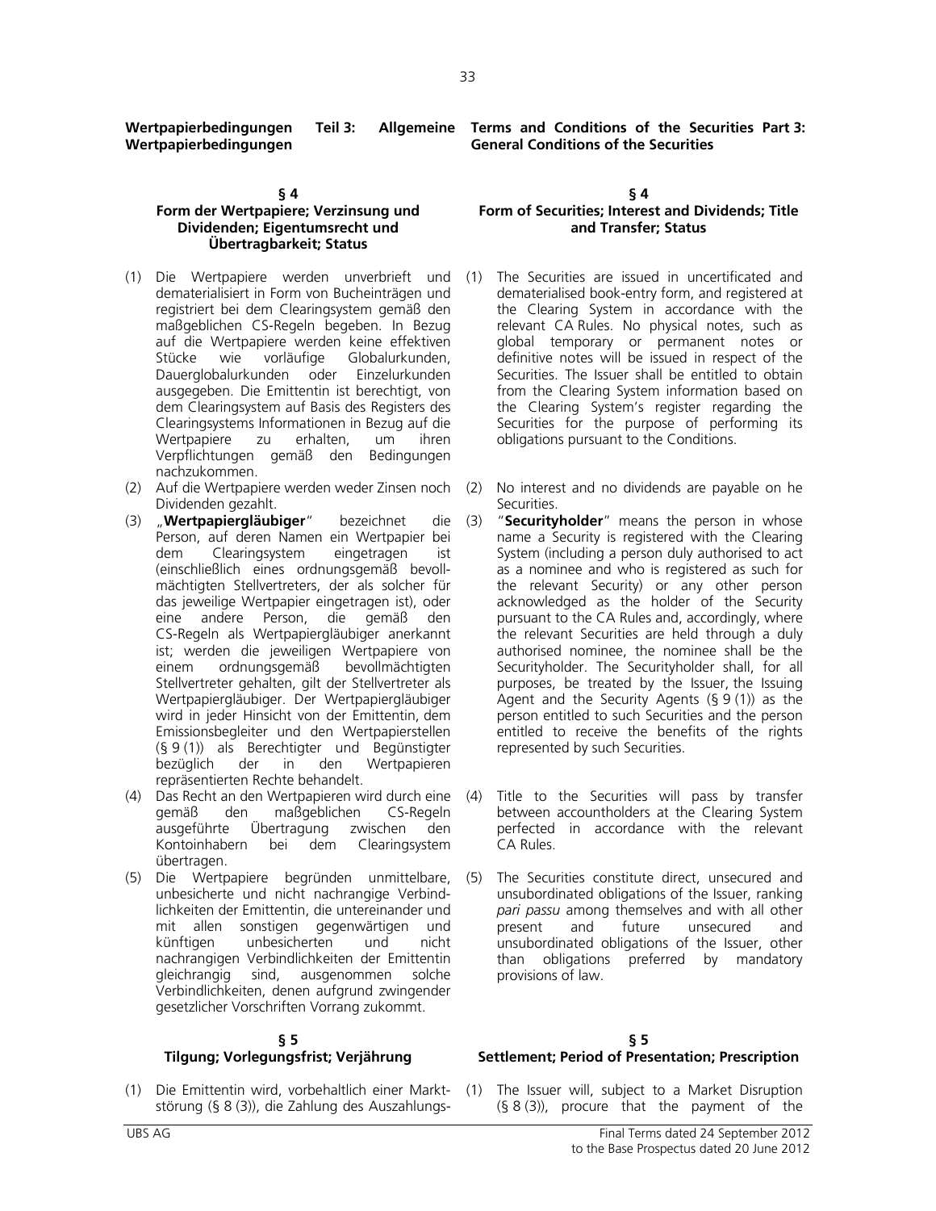**Wertpapierbedingungen Teil 3: Allgemeine Wertpapierbedingungen**

**Terms and Conditions of the Securities Part 3: General Conditions of the Securities**

### § 4
### Form der Wertpapiere; Verzinsung und Dividenden; Eigentumsrecht und Übertragbarkeit; Status

(1) Die Wertpapiere werden unverbrieft und dematerialisiert in Form von Bucheinträgen und registriert bei dem Clearingsystem gemäß den maßgeblichen CS-Regeln begeben. In Bezug auf die Wertpapiere werden keine effektiven Stücke wie vorläufige Globalurkunden, Dauerglobalurkunden oder Einzelurkunden ausgegeben. Die Emittentin ist berechtigt, von dem Clearingsystem auf Basis des Registers des Clearingsystems Informationen in Bezug auf die Wertpapiere zu erhalten, um ihren Verpflichtungen gemäß den Bedingungen nachzukommen.

(2) Auf die Wertpapiere werden weder Zinsen noch Dividenden gezahlt.

(3) „**Wertpapiergläubiger**" bezeichnet die Person, auf deren Namen ein Wertpapier bei dem Clearingsystem eingetragen ist (einschließlich eines ordnungsgemäß bevollmächtigten Stellvertreters, der als solcher für das jeweilige Wertpapier eingetragen ist), oder eine andere Person, die gemäß den CS-Regeln als Wertpapiergläubiger anerkannt ist; werden die jeweiligen Wertpapiere von einem ordnungsgemäß bevollmächtigten Stellvertreter gehalten, gilt der Stellvertreter als Wertpapiergläubiger. Der Wertpapiergläubiger wird in jeder Hinsicht von der Emittentin, dem Emissionsbegleiter und den Wertpapierstellen (§ 9 (1)) als Berechtigter und Begünstigter bezüglich der in den Wertpapieren repräsentierten Rechte behandelt.

(4) Das Recht an den Wertpapieren wird durch eine gemäß den maßgeblichen CS-Regeln ausgeführte Übertragung zwischen den Kontoinhabern bei dem Clearingsystem übertragen.

(5) Die Wertpapiere begründen unmittelbare, unbesicherte und nicht nachrangige Verbindlichkeiten der Emittentin, die untereinander und mit allen sonstigen gegenwärtigen und künftigen unbesicherten und nicht nachrangigen Verbindlichkeiten der Emittentin gleichrangig sind, ausgenommen solche Verbindlichkeiten, denen aufgrund zwingender gesetzlicher Vorschriften Vorrang zukommt.

### § 4
### Form of Securities; Interest and Dividends; Title and Transfer; Status

(1) The Securities are issued in uncertificated and dematerialised book-entry form, and registered at the Clearing System in accordance with the relevant CA Rules. No physical notes, such as global temporary or permanent notes or definitive notes will be issued in respect of the Securities. The Issuer shall be entitled to obtain from the Clearing System information based on the Clearing System's register regarding the Securities for the purpose of performing its obligations pursuant to the Conditions.

(2) No interest and no dividends are payable on he Securities.

(3) "**Securityholder**" means the person in whose name a Security is registered with the Clearing System (including a person duly authorised to act as a nominee and who is registered as such for the relevant Security) or any other person acknowledged as the holder of the Security pursuant to the CA Rules and, accordingly, where the relevant Securities are held through a duly authorised nominee, the nominee shall be the Securityholder. The Securityholder shall, for all purposes, be treated by the Issuer, the Issuing Agent and the Security Agents (§ 9 (1)) as the person entitled to such Securities and the person entitled to receive the benefits of the rights represented by such Securities.

(4) Title to the Securities will pass by transfer between accountholders at the Clearing System perfected in accordance with the relevant CA Rules.

(5) The Securities constitute direct, unsecured and unsubordinated obligations of the Issuer, ranking *pari passu* among themselves and with all other present and future unsecured and unsubordinated obligations of the Issuer, other than obligations preferred by mandatory provisions of law.

### § 5
### Tilgung; Vorlegungsfrist; Verjährung

(1) Die Emittentin wird, vorbehaltlich einer Marktstörung (§ 8 (3)), die Zahlung des Auszahlungs-

### § 5
### Settlement; Period of Presentation; Prescription

(1) The Issuer will, subject to a Market Disruption (§ 8 (3)), procure that the payment of the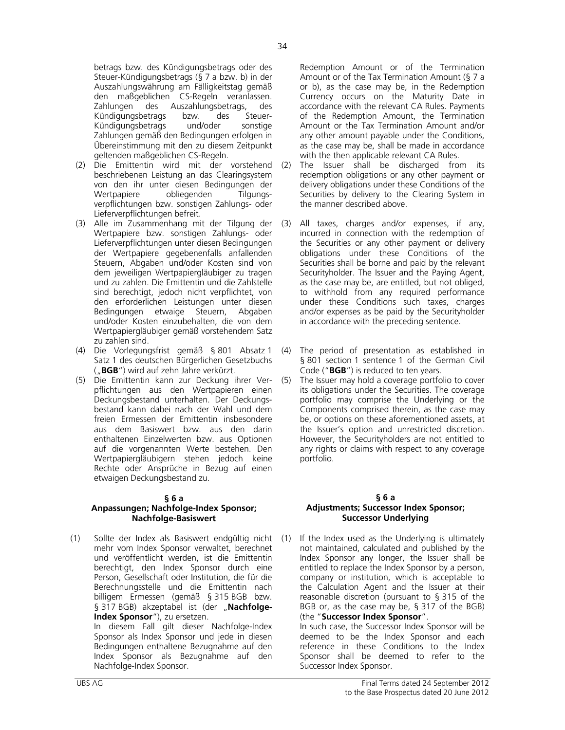betrags bzw. des Kündigungsbetrags oder des Steuer-Kündigungsbetrags (§ 7 a bzw. b) in der Auszahlungswährung am Fälligkeitstag gemäß den maßgeblichen CS-Regeln veranlassen. Zahlungen des Auszahlungsbetrags, des Kündigungsbetrags bzw. des Steuer-Kündigungsbetrags und/oder sonstige Zahlungen gemäß den Bedingungen erfolgen in Übereinstimmung mit den zu diesem Zeitpunkt geltenden maßgeblichen CS-Regeln.

(2) Die Emittentin wird mit der vorstehend beschriebenen Leistung an das Clearingsystem von den ihr unter diesen Bedingungen der Wertpapiere obliegenden Tilgungsverpflichtungen bzw. sonstigen Zahlungs- oder Lieferverpflichtungen befreit.

(3) Alle im Zusammenhang mit der Tilgung der Wertpapiere bzw. sonstigen Zahlungs- oder Lieferverpflichtungen unter diesen Bedingungen der Wertpapiere gegebenenfalls anfallenden Steuern, Abgaben und/oder Kosten sind von dem jeweiligen Wertpapiergläubiger zu tragen und zu zahlen. Die Emittentin und die Zahlstelle sind berechtigt, jedoch nicht verpflichtet, von den erforderlichen Leistungen unter diesen Bedingungen etwaige Steuern, Abgaben und/oder Kosten einzubehalten, die von dem Wertpapiergläubiger gemäß vorstehendem Satz zu zahlen sind.

(4) Die Vorlegungsfrist gemäß § 801 Absatz 1 Satz 1 des deutschen Bürgerlichen Gesetzbuchs („**BGB**") wird auf zehn Jahre verkürzt.

(5) Die Emittentin kann zur Deckung ihrer Verpflichtungen aus den Wertpapieren einen Deckungsbestand unterhalten. Der Deckungsbestand kann dabei nach der Wahl und dem freien Ermessen der Emittentin insbesondere aus dem Basiswert bzw. aus den darin enthaltenen Einzelwerten bzw. aus Optionen auf die vorgenannten Werte bestehen. Den Wertpapiergläubigern stehen jedoch keine Rechte oder Ansprüche in Bezug auf einen etwaigen Deckungsbestand zu.

### § 6 a
### Anpassungen; Nachfolge-Index Sponsor; Nachfolge-Basiswert

(1) Sollte der Index als Basiswert endgültig nicht mehr vom Index Sponsor verwaltet, berechnet und veröffentlicht werden, ist die Emittentin berechtigt, den Index Sponsor durch eine Person, Gesellschaft oder Institution, die für die Berechnungsstelle und die Emittentin nach billigem Ermessen (gemäß § 315 BGB bzw. § 317 BGB) akzeptabel ist (der „**Nachfolge-Index Sponsor**"), zu ersetzen.
In diesem Fall gilt dieser Nachfolge-Index Sponsor als Index Sponsor und jede in diesen Bedingungen enthaltene Bezugnahme auf den Index Sponsor als Bezugnahme auf den Nachfolge-Index Sponsor.

---

Redemption Amount or of the Termination Amount or of the Tax Termination Amount (§ 7 a or b), as the case may be, in the Redemption Currency occurs on the Maturity Date in accordance with the relevant CA Rules. Payments of the Redemption Amount, the Termination Amount or the Tax Termination Amount and/or any other amount payable under the Conditions, as the case may be, shall be made in accordance with the then applicable relevant CA Rules.

(2) The Issuer shall be discharged from its redemption obligations or any other payment or delivery obligations under these Conditions of the Securities by delivery to the Clearing System in the manner described above.

(3) All taxes, charges and/or expenses, if any, incurred in connection with the redemption of the Securities or any other payment or delivery obligations under these Conditions of the Securities shall be borne and paid by the relevant Securityholder. The Issuer and the Paying Agent, as the case may be, are entitled, but not obliged, to withhold from any required performance under these Conditions such taxes, charges and/or expenses as be paid by the Securityholder in accordance with the preceding sentence.

(4) The period of presentation as established in § 801 section 1 sentence 1 of the German Civil Code ("**BGB**") is reduced to ten years.

(5) The Issuer may hold a coverage portfolio to cover its obligations under the Securities. The coverage portfolio may comprise the Underlying or the Components comprised therein, as the case may be, or options on these aforementioned assets, at the Issuer's option and unrestricted discretion. However, the Securityholders are not entitled to any rights or claims with respect to any coverage portfolio.

### § 6 a
### Adjustments; Successor Index Sponsor; Successor Underlying

(1) If the Index used as the Underlying is ultimately not maintained, calculated and published by the Index Sponsor any longer, the Issuer shall be entitled to replace the Index Sponsor by a person, company or institution, which is acceptable to the Calculation Agent and the Issuer at their reasonable discretion (pursuant to § 315 of the BGB or, as the case may be, § 317 of the BGB) (the "**Successor Index Sponsor**".
In such case, the Successor Index Sponsor will be deemed to be the Index Sponsor and each reference in these Conditions to the Index Sponsor shall be deemed to refer to the Successor Index Sponsor.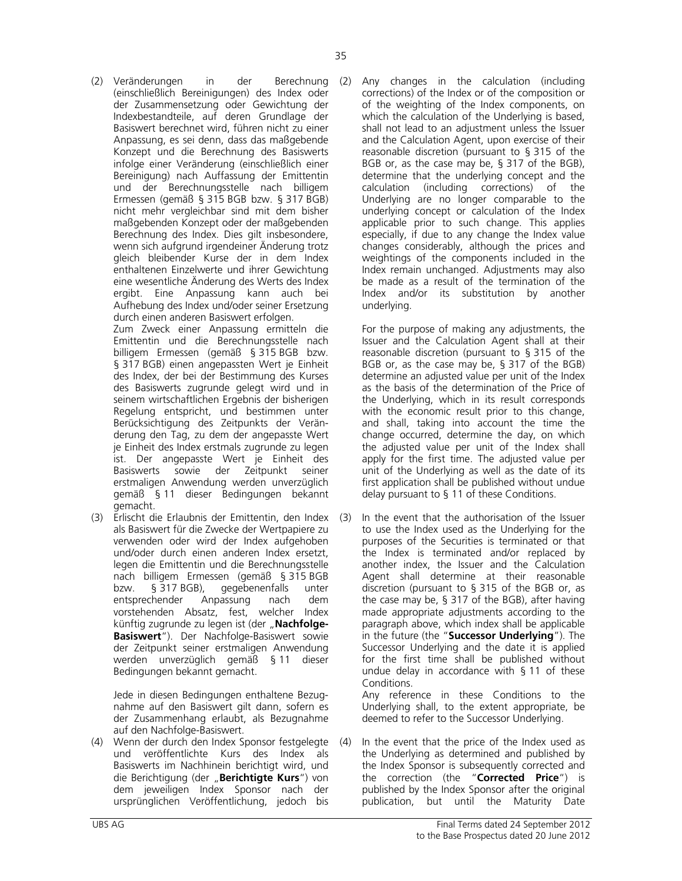(2) Veränderungen in der Berechnung (einschließlich Bereinigungen) des Index oder der Zusammensetzung oder Gewichtung der Indexbestandteile, auf deren Grundlage der Basiswert berechnet wird, führen nicht zu einer Anpassung, es sei denn, dass das maßgebende Konzept und die Berechnung des Basiswerts infolge einer Veränderung (einschließlich einer Bereinigung) nach Auffassung der Emittentin und der Berechnungsstelle nach billigem Ermessen (gemäß § 315 BGB bzw. § 317 BGB) nicht mehr vergleichbar sind mit dem bisher maßgebenden Konzept oder der maßgebenden Berechnung des Index. Dies gilt insbesondere, wenn sich aufgrund irgendeiner Änderung trotz gleich bleibender Kurse der in dem Index enthaltenen Einzelwerte und ihrer Gewichtung eine wesentliche Änderung des Werts des Index ergibt. Eine Anpassung kann auch bei Aufhebung des Index und/oder seiner Ersetzung durch einen anderen Basiswert erfolgen.

Zum Zweck einer Anpassung ermitteln die Emittentin und die Berechnungsstelle nach billigem Ermessen (gemäß § 315 BGB bzw. § 317 BGB) einen angepassten Wert je Einheit des Index, der bei der Bestimmung des Kurses des Basiswerts zugrunde gelegt wird und in seinem wirtschaftlichen Ergebnis der bisherigen Regelung entspricht, und bestimmen unter Berücksichtigung des Zeitpunkts der Veränderung den Tag, zu dem der angepasste Wert je Einheit des Index erstmals zugrunde zu legen ist. Der angepasste Wert je Einheit des Basiswerts sowie der Zeitpunkt seiner erstmaligen Anwendung werden unverzüglich gemäß § 11 dieser Bedingungen bekannt gemacht.

(3) Erlischt die Erlaubnis der Emittentin, den Index als Basiswert für die Zwecke der Wertpapiere zu verwenden oder wird der Index aufgehoben und/oder durch einen anderen Index ersetzt, legen die Emittentin und die Berechnungsstelle nach billigem Ermessen (gemäß § 315 BGB bzw. § 317 BGB), gegebenenfalls unter entsprechender Anpassung nach dem vorstehenden Absatz, fest, welcher Index künftig zugrunde zu legen ist (der „**Nachfolge-Basiswert**"). Der Nachfolge-Basiswert sowie der Zeitpunkt seiner erstmaligen Anwendung werden unverzüglich gemäß § 11 dieser Bedingungen bekannt gemacht.

Jede in diesen Bedingungen enthaltene Bezugnahme auf den Basiswert gilt dann, sofern es der Zusammenhang erlaubt, als Bezugnahme auf den Nachfolge-Basiswert.

(4) Wenn der durch den Index Sponsor festgelegte und veröffentlichte Kurs des Index als Basiswerts im Nachhinein berichtigt wird, und die Berichtigung (der „**Berichtigte Kurs**") von dem jeweiligen Index Sponsor nach der ursprünglichen Veröffentlichung, jedoch bis

(2) Any changes in the calculation (including corrections) of the Index or of the composition or of the weighting of the Index components, on which the calculation of the Underlying is based, shall not lead to an adjustment unless the Issuer and the Calculation Agent, upon exercise of their reasonable discretion (pursuant to § 315 of the BGB or, as the case may be, § 317 of the BGB), determine that the underlying concept and the calculation (including corrections) of the Underlying are no longer comparable to the underlying concept or calculation of the Index applicable prior to such change. This applies especially, if due to any change the Index value changes considerably, although the prices and weightings of the components included in the Index remain unchanged. Adjustments may also be made as a result of the termination of the Index and/or its substitution by another underlying.

For the purpose of making any adjustments, the Issuer and the Calculation Agent shall at their reasonable discretion (pursuant to § 315 of the BGB or, as the case may be, § 317 of the BGB) determine an adjusted value per unit of the Index as the basis of the determination of the Price of the Underlying, which in its result corresponds with the economic result prior to this change, and shall, taking into account the time the change occurred, determine the day, on which the adjusted value per unit of the Index shall apply for the first time. The adjusted value per unit of the Underlying as well as the date of its first application shall be published without undue delay pursuant to § 11 of these Conditions.

(3) In the event that the authorisation of the Issuer to use the Index used as the Underlying for the purposes of the Securities is terminated or that the Index is terminated and/or replaced by another index, the Issuer and the Calculation Agent shall determine at their reasonable discretion (pursuant to § 315 of the BGB or, as the case may be, § 317 of the BGB), after having made appropriate adjustments according to the paragraph above, which index shall be applicable in the future (the "**Successor Underlying**"). The Successor Underlying and the date it is applied for the first time shall be published without undue delay in accordance with § 11 of these Conditions.

Any reference in these Conditions to the Underlying shall, to the extent appropriate, be deemed to refer to the Successor Underlying.

(4) In the event that the price of the Index used as the Underlying as determined and published by the Index Sponsor is subsequently corrected and the correction (the "**Corrected Price**") is published by the Index Sponsor after the original publication, but until the Maturity Date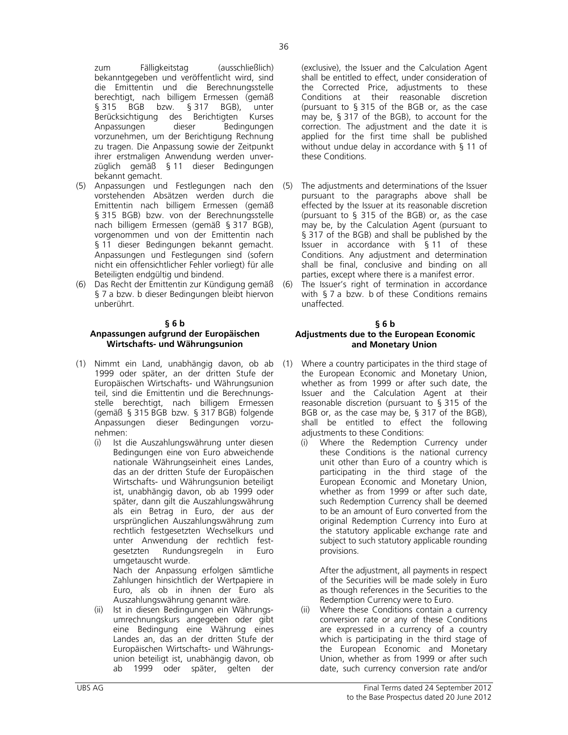zum Fälligkeitstag (ausschließlich) bekanntgegeben und veröffentlicht wird, sind die Emittentin und die Berechnungsstelle berechtigt, nach billigem Ermessen (gemäß § 315 BGB bzw. § 317 BGB), unter Berücksichtigung des Berichtigten Kurses Anpassungen dieser Bedingungen vorzunehmen, um der Berichtigung Rechnung zu tragen. Die Anpassung sowie der Zeitpunkt ihrer erstmaligen Anwendung werden unverzüglich gemäß § 11 dieser Bedingungen bekannt gemacht.

(5) Anpassungen und Festlegungen nach den vorstehenden Absätzen werden durch die Emittentin nach billigem Ermessen (gemäß § 315 BGB) bzw. von der Berechnungsstelle nach billigem Ermessen (gemäß § 317 BGB), vorgenommen und von der Emittentin nach § 11 dieser Bedingungen bekannt gemacht. Anpassungen und Festlegungen sind (sofern nicht ein offensichtlicher Fehler vorliegt) für alle Beteiligten endgültig und bindend.

(6) Das Recht der Emittentin zur Kündigung gemäß § 7 a bzw. b dieser Bedingungen bleibt hiervon unberührt.

**§ 6 b**
**Anpassungen aufgrund der Europäischen Wirtschafts- und Währungsunion**

(1) Nimmt ein Land, unabhängig davon, ob ab 1999 oder später, an der dritten Stufe der Europäischen Wirtschafts- und Währungsunion teil, sind die Emittentin und die Berechnungsstelle berechtigt, nach billigem Ermessen (gemäß § 315 BGB bzw. § 317 BGB) folgende Anpassungen dieser Bedingungen vorzunehmen:

(i) Ist die Auszahlungswährung unter diesen Bedingungen eine von Euro abweichende nationale Währungseinheit eines Landes, das an der dritten Stufe der Europäischen Wirtschafts- und Währungsunion beteiligt ist, unabhängig davon, ob ab 1999 oder später, dann gilt die Auszahlungswährung als ein Betrag in Euro, der aus der ursprünglichen Auszahlungswährung zum rechtlich festgesetzten Wechselkurs und unter Anwendung der rechtlich festgesetzten Rundungsregeln in Euro umgetauscht wurde.

Nach der Anpassung erfolgen sämtliche Zahlungen hinsichtlich der Wertpapiere in Euro, als ob in ihnen der Euro als Auszahlungswährung genannt wäre.

(ii) Ist in diesen Bedingungen ein Währungsumrechnungskurs angegeben oder gibt eine Bedingung eine Währung eines Landes an, das an der dritten Stufe der Europäischen Wirtschafts- und Währungsunion beteiligt ist, unabhängig davon, ob ab 1999 oder später, gelten der

(exclusive), the Issuer and the Calculation Agent shall be entitled to effect, under consideration of the Corrected Price, adjustments to these Conditions at their reasonable discretion (pursuant to § 315 of the BGB or, as the case may be, § 317 of the BGB), to account for the correction. The adjustment and the date it is applied for the first time shall be published without undue delay in accordance with § 11 of these Conditions.

(5) The adjustments and determinations of the Issuer pursuant to the paragraphs above shall be effected by the Issuer at its reasonable discretion (pursuant to § 315 of the BGB) or, as the case may be, by the Calculation Agent (pursuant to § 317 of the BGB) and shall be published by the Issuer in accordance with § 11 of these Conditions. Any adjustment and determination shall be final, conclusive and binding on all parties, except where there is a manifest error.

(6) The Issuer's right of termination in accordance with § 7 a bzw. b of these Conditions remains unaffected.

**§ 6 b**
**Adjustments due to the European Economic and Monetary Union**

(1) Where a country participates in the third stage of the European Economic and Monetary Union, whether as from 1999 or after such date, the Issuer and the Calculation Agent at their reasonable discretion (pursuant to § 315 of the BGB or, as the case may be, § 317 of the BGB), shall be entitled to effect the following adjustments to these Conditions:

(i) Where the Redemption Currency under these Conditions is the national currency unit other than Euro of a country which is participating in the third stage of the European Economic and Monetary Union, whether as from 1999 or after such date, such Redemption Currency shall be deemed to be an amount of Euro converted from the original Redemption Currency into Euro at the statutory applicable exchange rate and subject to such statutory applicable rounding provisions.

After the adjustment, all payments in respect of the Securities will be made solely in Euro as though references in the Securities to the Redemption Currency were to Euro.

(ii) Where these Conditions contain a currency conversion rate or any of these Conditions are expressed in a currency of a country which is participating in the third stage of the European Economic and Monetary Union, whether as from 1999 or after such date, such currency conversion rate and/or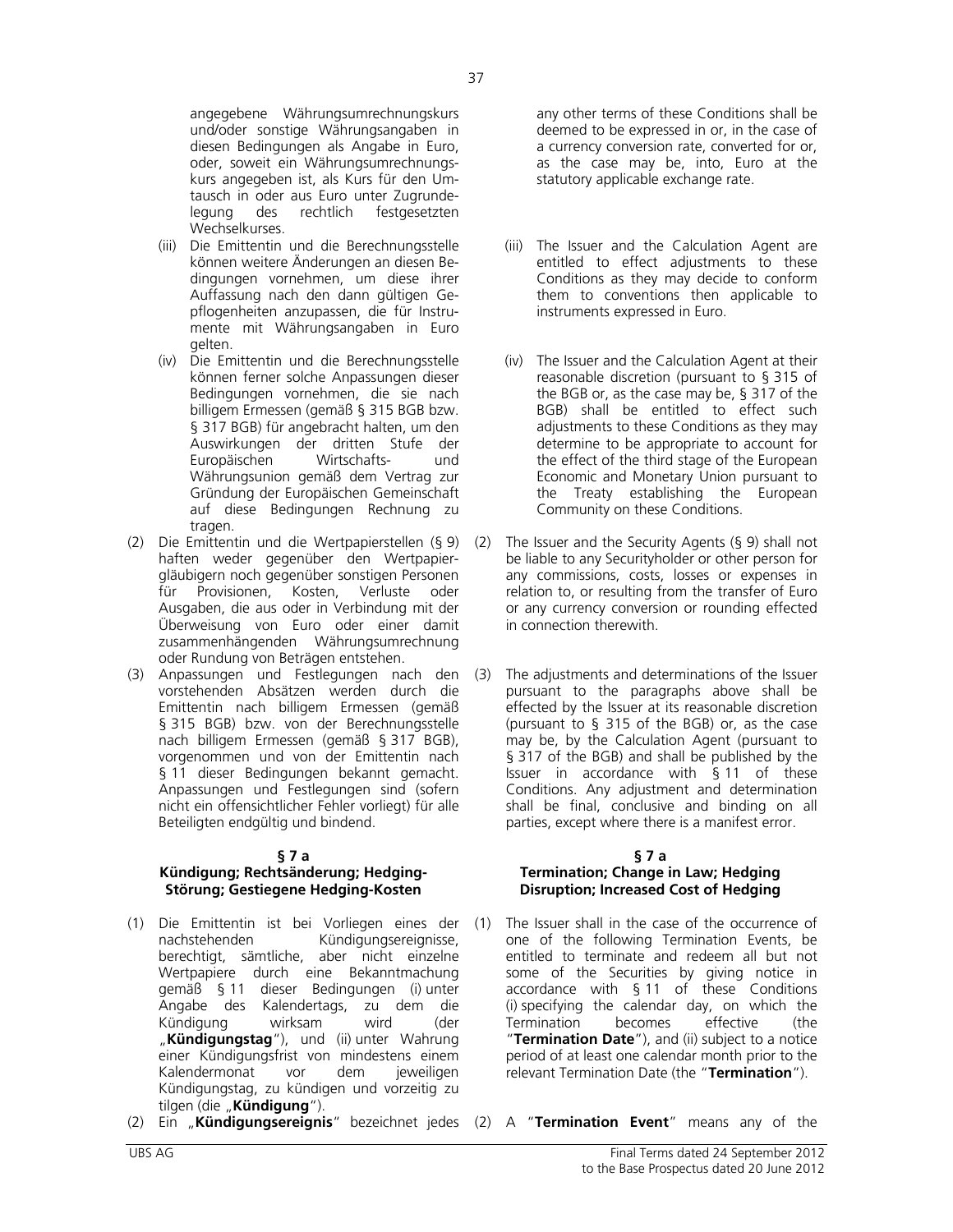angegebene Währungsumrechnungskurs und/oder sonstige Währungsangaben in diesen Bedingungen als Angabe in Euro, oder, soweit ein Währungsumrechnungskurs angegeben ist, als Kurs für den Umtausch in oder aus Euro unter Zugrundelegung des rechtlich festgesetzten Wechselkurses.

(iii) Die Emittentin und die Berechnungsstelle können weitere Änderungen an diesen Bedingungen vornehmen, um diese ihrer Auffassung nach den dann gültigen Gepflogenheiten anzupassen, die für Instrumente mit Währungsangaben in Euro gelten.

(iv) Die Emittentin und die Berechnungsstelle können ferner solche Anpassungen dieser Bedingungen vornehmen, die sie nach billigem Ermessen (gemäß § 315 BGB bzw. § 317 BGB) für angebracht halten, um den Auswirkungen der dritten Stufe der Europäischen Wirtschafts- und Währungsunion gemäß dem Vertrag zur Gründung der Europäischen Gemeinschaft auf diese Bedingungen Rechnung zu tragen.

(2) Die Emittentin und die Wertpapierstellen (§ 9) haften weder gegenüber den Wertpapiergläubigern noch gegenüber sonstigen Personen für Provisionen, Kosten, Verluste oder Ausgaben, die aus oder in Verbindung mit der Überweisung von Euro oder einer damit zusammenhängenden Währungsumrechnung oder Rundung von Beträgen entstehen.

(3) Anpassungen und Festlegungen nach den vorstehenden Absätzen werden durch die Emittentin nach billigem Ermessen (gemäß § 315 BGB) bzw. von der Berechnungsstelle nach billigem Ermessen (gemäß § 317 BGB), vorgenommen und von der Emittentin nach § 11 dieser Bedingungen bekannt gemacht. Anpassungen und Festlegungen sind (sofern nicht ein offensichtlicher Fehler vorliegt) für alle Beteiligten endgültig und bindend.

## § 7 a
## Kündigung; Rechtsänderung; Hedging-Störung; Gestiegene Hedging-Kosten

(1) Die Emittentin ist bei Vorliegen eines der nachstehenden Kündigungsereignisse, berechtigt, sämtliche, aber nicht einzelne Wertpapiere durch eine Bekanntmachung gemäß § 11 dieser Bedingungen (i) unter Angabe des Kalendertags, zu dem die Kündigung wirksam wird (der „**Kündigungstag**"), und (ii) unter Wahrung einer Kündigungsfrist von mindestens einem Kalendermonat vor dem jeweiligen Kündigungstag, zu kündigen und vorzeitig zu tilgen (die „**Kündigung**").

(2) Ein „**Kündigungsereignis**" bezeichnet jedes

---

any other terms of these Conditions shall be deemed to be expressed in or, in the case of a currency conversion rate, converted for or, as the case may be, into, Euro at the statutory applicable exchange rate.

(iii) The Issuer and the Calculation Agent are entitled to effect adjustments to these Conditions as they may decide to conform them to conventions then applicable to instruments expressed in Euro.

(iv) The Issuer and the Calculation Agent at their reasonable discretion (pursuant to § 315 of the BGB or, as the case may be, § 317 of the BGB) shall be entitled to effect such adjustments to these Conditions as they may determine to be appropriate to account for the effect of the third stage of the European Economic and Monetary Union pursuant to the Treaty establishing the European Community on these Conditions.

(2) The Issuer and the Security Agents (§ 9) shall not be liable to any Securityholder or other person for any commissions, costs, losses or expenses in relation to, or resulting from the transfer of Euro or any currency conversion or rounding effected in connection therewith.

(3) The adjustments and determinations of the Issuer pursuant to the paragraphs above shall be effected by the Issuer at its reasonable discretion (pursuant to § 315 of the BGB) or, as the case may be, by the Calculation Agent (pursuant to § 317 of the BGB) and shall be published by the Issuer in accordance with § 11 of these Conditions. Any adjustment and determination shall be final, conclusive and binding on all parties, except where there is a manifest error.

## § 7 a
## Termination; Change in Law; Hedging Disruption; Increased Cost of Hedging

(1) The Issuer shall in the case of the occurrence of one of the following Termination Events, be entitled to terminate and redeem all but not some of the Securities by giving notice in accordance with § 11 of these Conditions (i) specifying the calendar day, on which the Termination becomes effective (the "**Termination Date**"), and (ii) subject to a notice period of at least one calendar month prior to the relevant Termination Date (the "**Termination**").

(2) A "**Termination Event**" means any of the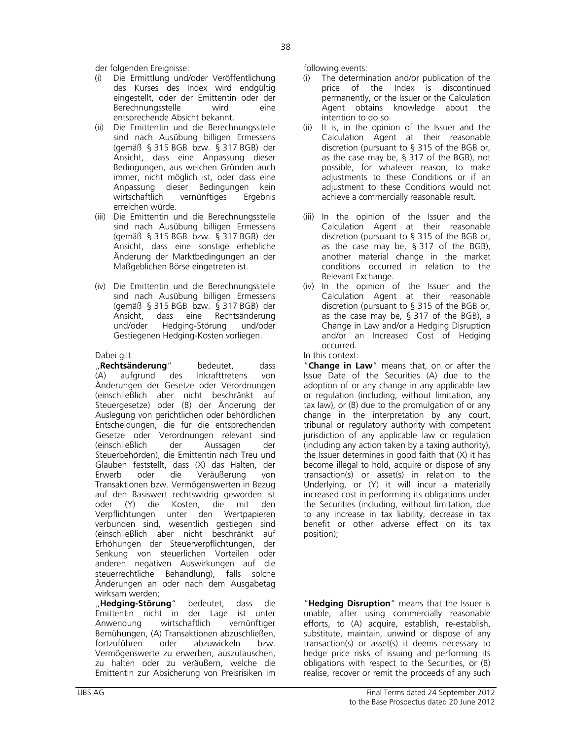der folgenden Ereignisse:

(i) Die Ermittlung und/oder Veröffentlichung des Kurses des Index wird endgültig eingestellt, oder der Emittentin oder der Berechnungsstelle wird eine entsprechende Absicht bekannt.

(ii) Die Emittentin und die Berechnungsstelle sind nach Ausübung billigen Ermessens (gemäß § 315 BGB bzw. § 317 BGB) der Ansicht, dass eine Anpassung dieser Bedingungen, aus welchen Gründen auch immer, nicht möglich ist, oder dass eine Anpassung dieser Bedingungen kein wirtschaftlich vernünftiges Ergebnis erreichen würde.

(iii) Die Emittentin und die Berechnungsstelle sind nach Ausübung billigen Ermessens (gemäß § 315 BGB bzw. § 317 BGB) der Ansicht, dass eine sonstige erhebliche Änderung der Marktbedingungen an der Maßgeblichen Börse eingetreten ist.

(iv) Die Emittentin und die Berechnungsstelle sind nach Ausübung billigen Ermessens (gemäß § 315 BGB bzw. § 317 BGB) der Ansicht, dass eine Rechtsänderung und/oder Hedging-Störung und/oder Gestiegenen Hedging-Kosten vorliegen.

Dabei gilt

„**Rechtsänderung**" bedeutet, dass (A) aufgrund des Inkrafttretens von Änderungen der Gesetze oder Verordnungen (einschließlich aber nicht beschränkt auf Steuergesetze) oder (B) der Änderung der Auslegung von gerichtlichen oder behördlichen Entscheidungen, die für die entsprechenden Gesetze oder Verordnungen relevant sind (einschließlich der Aussagen der Steuerbehörden), die Emittentin nach Treu und Glauben feststellt, dass (X) das Halten, der Erwerb oder die Veräußerung von Transaktionen bzw. Vermögenswerten in Bezug auf den Basiswert rechtswidrig geworden ist oder (Y) die Kosten, die mit den Verpflichtungen unter den Wertpapieren verbunden sind, wesentlich gestiegen sind (einschließlich aber nicht beschränkt auf Erhöhungen der Steuerverpflichtungen, der Senkung von steuerlichen Vorteilen oder anderen negativen Auswirkungen auf die steuerrechtliche Behandlung), falls solche Änderungen an oder nach dem Ausgabetag wirksam werden;

„**Hedging-Störung**" bedeutet, dass die Emittentin nicht in der Lage ist unter Anwendung wirtschaftlich vernünftiger Bemühungen, (A) Transaktionen abzuschließen, fortzuführen oder abzuwickeln bzw. Vermögenswerte zu erwerben, auszutauschen, zu halten oder zu veräußern, welche die Emittentin zur Absicherung von Preisrisiken im

following events:

(i) The determination and/or publication of the price of the Index is discontinued permanently, or the Issuer or the Calculation Agent obtains knowledge about the intention to do so.

(ii) It is, in the opinion of the Issuer and the Calculation Agent at their reasonable discretion (pursuant to § 315 of the BGB or, as the case may be, § 317 of the BGB), not possible, for whatever reason, to make adjustments to these Conditions or if an adjustment to these Conditions would not achieve a commercially reasonable result.

(iii) In the opinion of the Issuer and the Calculation Agent at their reasonable discretion (pursuant to § 315 of the BGB or, as the case may be, § 317 of the BGB), another material change in the market conditions occurred in relation to the Relevant Exchange.

(iv) In the opinion of the Issuer and the Calculation Agent at their reasonable discretion (pursuant to § 315 of the BGB or, as the case may be, § 317 of the BGB), a Change in Law and/or a Hedging Disruption and/or an Increased Cost of Hedging occurred.

In this context:

"**Change in Law**" means that, on or after the Issue Date of the Securities (A) due to the adoption of or any change in any applicable law or regulation (including, without limitation, any tax law), or (B) due to the promulgation of or any change in the interpretation by any court, tribunal or regulatory authority with competent jurisdiction of any applicable law or regulation (including any action taken by a taxing authority), the Issuer determines in good faith that (X) it has become illegal to hold, acquire or dispose of any transaction(s) or asset(s) in relation to the Underlying, or (Y) it will incur a materially increased cost in performing its obligations under the Securities (including, without limitation, due to any increase in tax liability, decrease in tax benefit or other adverse effect on its tax position);

"**Hedging Disruption**" means that the Issuer is unable, after using commercially reasonable efforts, to (A) acquire, establish, re-establish, substitute, maintain, unwind or dispose of any transaction(s) or asset(s) it deems necessary to hedge price risks of issuing and performing its obligations with respect to the Securities, or (B) realise, recover or remit the proceeds of any such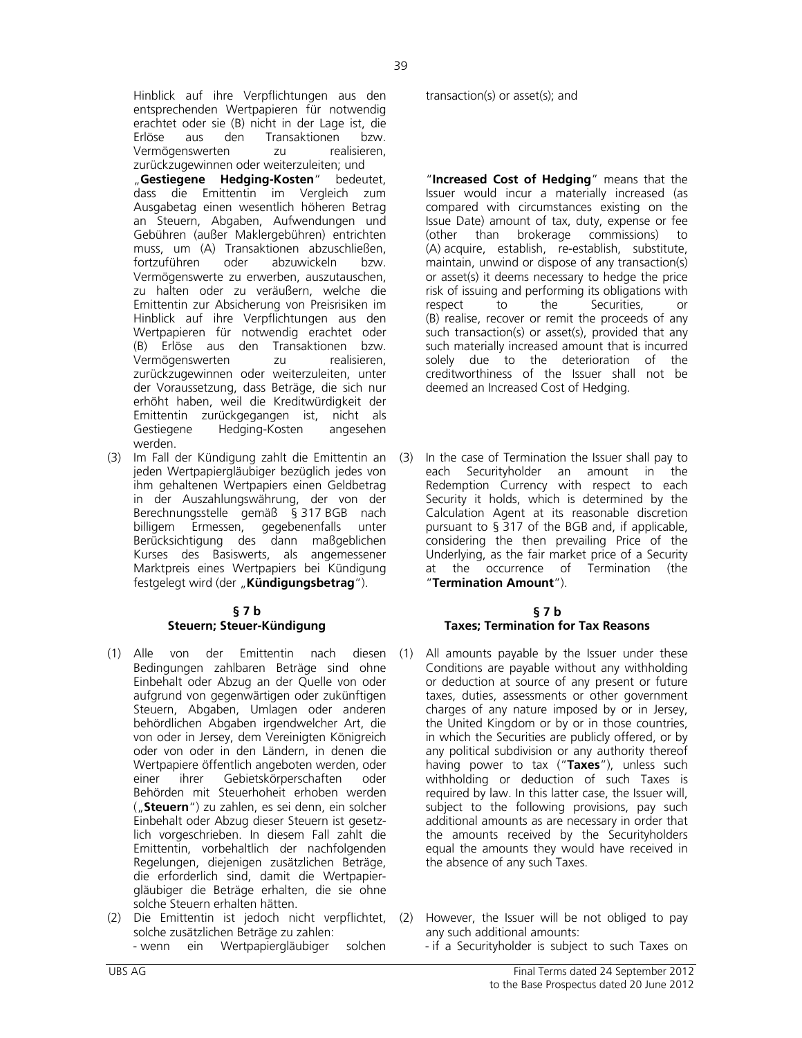Hinblick auf ihre Verpflichtungen aus den entsprechenden Wertpapieren für notwendig erachtet oder sie (B) nicht in der Lage ist, die Erlöse aus den Transaktionen bzw. Vermögenswerten zu realisieren, zurückzugewinnen oder weiterzuleiten; und

„**Gestiegene Hedging-Kosten**" bedeutet, dass die Emittentin im Vergleich zum Ausgabetag einen wesentlich höheren Betrag an Steuern, Abgaben, Aufwendungen und Gebühren (außer Maklergebühren) entrichten muss, um (A) Transaktionen abzuschließen, fortzuführen oder abzuwickeln bzw. Vermögenswerte zu erwerben, auszutauschen, zu halten oder zu veräußern, welche die Emittentin zur Absicherung von Preisrisiken im Hinblick auf ihre Verpflichtungen aus den Wertpapieren für notwendig erachtet oder (B) Erlöse aus den Transaktionen bzw. Vermögenswerten zu realisieren, zurückzugewinnen oder weiterzuleiten, unter der Voraussetzung, dass Beträge, die sich nur erhöht haben, weil die Kreditwürdigkeit der Emittentin zurückgegangen ist, nicht als Gestiegene Hedging-Kosten angesehen werden.

(3) Im Fall der Kündigung zahlt die Emittentin an jeden Wertpapiergläubiger bezüglich jedes von ihm gehaltenen Wertpapiers einen Geldbetrag in der Auszahlungswährung, der von der Berechnungsstelle gemäß § 317 BGB nach billigem Ermessen, gegebenenfalls unter Berücksichtigung des dann maßgeblichen Kurses des Basiswerts, als angemessener Marktpreis eines Wertpapiers bei Kündigung festgelegt wird (der „**Kündigungsbetrag**").

transaction(s) or asset(s); and

"**Increased Cost of Hedging**" means that the Issuer would incur a materially increased (as compared with circumstances existing on the Issue Date) amount of tax, duty, expense or fee (other than brokerage commissions) to (A) acquire, establish, re-establish, substitute, maintain, unwind or dispose of any transaction(s) or asset(s) it deems necessary to hedge the price risk of issuing and performing its obligations with respect to the Securities, or (B) realise, recover or remit the proceeds of any such transaction(s) or asset(s), provided that any such materially increased amount that is incurred solely due to the deterioration of the creditworthiness of the Issuer shall not be deemed an Increased Cost of Hedging.

(3) In the case of Termination the Issuer shall pay to each Securityholder an amount in the Redemption Currency with respect to each Security it holds, which is determined by the Calculation Agent at its reasonable discretion pursuant to § 317 of the BGB and, if applicable, considering the then prevailing Price of the Underlying, as the fair market price of a Security at the occurrence of Termination (the "**Termination Amount**").

## § 7 b
## Steuern; Steuer-Kündigung

(1) Alle von der Emittentin nach diesen Bedingungen zahlbaren Beträge sind ohne Einbehalt oder Abzug an der Quelle von oder aufgrund von gegenwärtigen oder zukünftigen Steuern, Abgaben, Umlagen oder anderen behördlichen Abgaben irgendwelcher Art, die von oder in Jersey, dem Vereinigten Königreich oder von oder in den Ländern, in denen die Wertpapiere öffentlich angeboten werden, oder einer ihrer Gebietskörperschaften oder Behörden mit Steuerhoheit erhoben werden („**Steuern**") zu zahlen, es sei denn, ein solcher Einbehalt oder Abzug dieser Steuern ist gesetzlich vorgeschrieben. In diesem Fall zahlt die Emittentin, vorbehaltlich der nachfolgenden Regelungen, diejenigen zusätzlichen Beträge, die erforderlich sind, damit die Wertpapiergläubiger die Beträge erhalten, die sie ohne solche Steuern erhalten hätten.

(2) Die Emittentin ist jedoch nicht verpflichtet, solche zusätzlichen Beträge zu zahlen:
- wenn ein Wertpapiergläubiger solchen

## § 7 b
## Taxes; Termination for Tax Reasons

(1) All amounts payable by the Issuer under these Conditions are payable without any withholding or deduction at source of any present or future taxes, duties, assessments or other government charges of any nature imposed by or in Jersey, the United Kingdom or by or in those countries, in which the Securities are publicly offered, or by any political subdivision or any authority thereof having power to tax ("**Taxes**"), unless such withholding or deduction of such Taxes is required by law. In this latter case, the Issuer will, subject to the following provisions, pay such additional amounts as are necessary in order that the amounts received by the Securityholders equal the amounts they would have received in the absence of any such Taxes.

(2) However, the Issuer will be not obliged to pay any such additional amounts:
- if a Securityholder is subject to such Taxes on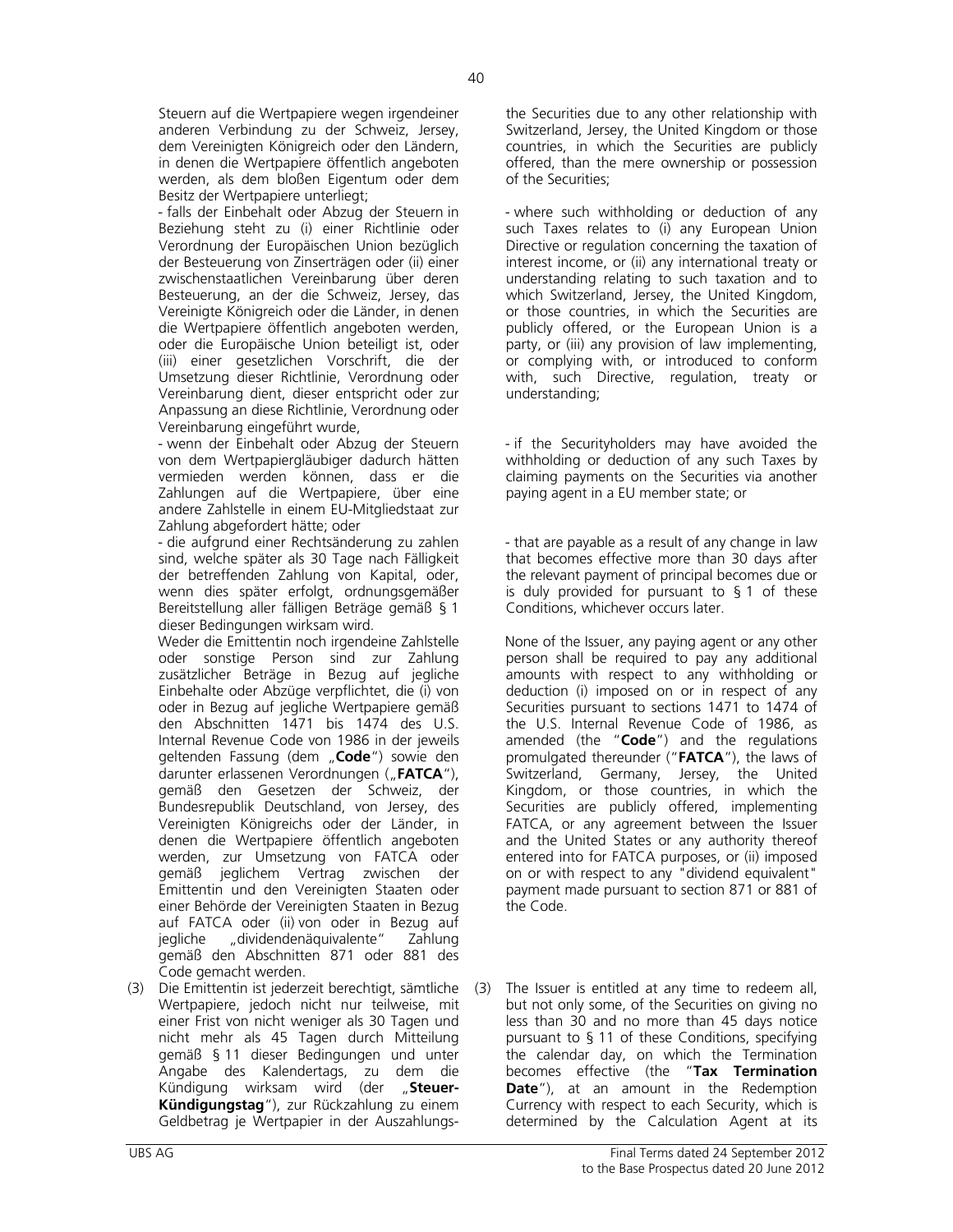Steuern auf die Wertpapiere wegen irgendeiner anderen Verbindung zu der Schweiz, Jersey, dem Vereinigten Königreich oder den Ländern, in denen die Wertpapiere öffentlich angeboten werden, als dem bloßen Eigentum oder dem Besitz der Wertpapiere unterliegt;

- falls der Einbehalt oder Abzug der Steuern in Beziehung steht zu (i) einer Richtlinie oder Verordnung der Europäischen Union bezüglich der Besteuerung von Zinserträgen oder (ii) einer zwischenstaatlichen Vereinbarung über deren Besteuerung, an der die Schweiz, Jersey, das Vereinigte Königreich oder die Länder, in denen die Wertpapiere öffentlich angeboten werden, oder die Europäische Union beteiligt ist, oder (iii) einer gesetzlichen Vorschrift, die der Umsetzung dieser Richtlinie, Verordnung oder Vereinbarung dient, dieser entspricht oder zur Anpassung an diese Richtlinie, Verordnung oder Vereinbarung eingeführt wurde,

- wenn der Einbehalt oder Abzug der Steuern von dem Wertpapiergläubiger dadurch hätten vermieden werden können, dass er die Zahlungen auf die Wertpapiere, über eine andere Zahlstelle in einem EU-Mitgliedstaat zur Zahlung abgefordert hätte; oder

- die aufgrund einer Rechtsänderung zu zahlen sind, welche später als 30 Tage nach Fälligkeit der betreffenden Zahlung von Kapital, oder, wenn dies später erfolgt, ordnungsgemäßer Bereitstellung aller fälligen Beträge gemäß § 1 dieser Bedingungen wirksam wird.

Weder die Emittentin noch irgendeine Zahlstelle oder sonstige Person sind zur Zahlung zusätzlicher Beträge in Bezug auf jegliche Einbehalte oder Abzüge verpflichtet, die (i) von oder in Bezug auf jegliche Wertpapiere gemäß den Abschnitten 1471 bis 1474 des U.S. Internal Revenue Code von 1986 in der jeweils geltenden Fassung (dem „**Code**") sowie den darunter erlassenen Verordnungen („**FATCA**"), gemäß den Gesetzen der Schweiz, der Bundesrepublik Deutschland, von Jersey, des Vereinigten Königreichs oder der Länder, in denen die Wertpapiere öffentlich angeboten werden, zur Umsetzung von FATCA oder gemäß jeglichem Vertrag zwischen der Emittentin und den Vereinigten Staaten oder einer Behörde der Vereinigten Staaten in Bezug auf FATCA oder (ii) von oder in Bezug auf jegliche „dividendenäquivalente" Zahlung gemäß den Abschnitten 871 oder 881 des Code gemacht werden.

(3) Die Emittentin ist jederzeit berechtigt, sämtliche Wertpapiere, jedoch nicht nur teilweise, mit einer Frist von nicht weniger als 30 Tagen und nicht mehr als 45 Tagen durch Mitteilung gemäß § 11 dieser Bedingungen und unter Angabe des Kalendertags, zu dem die Kündigung wirksam wird (der „**Steuer-Kündigungstag**"), zur Rückzahlung zu einem Geldbetrag je Wertpapier in der Auszahlungs-

the Securities due to any other relationship with Switzerland, Jersey, the United Kingdom or those countries, in which the Securities are publicly offered, than the mere ownership or possession of the Securities;

- where such withholding or deduction of any such Taxes relates to (i) any European Union Directive or regulation concerning the taxation of interest income, or (ii) any international treaty or understanding relating to such taxation and to which Switzerland, Jersey, the United Kingdom, or those countries, in which the Securities are publicly offered, or the European Union is a party, or (iii) any provision of law implementing, or complying with, or introduced to conform with, such Directive, regulation, treaty or understanding;

- if the Securityholders may have avoided the withholding or deduction of any such Taxes by claiming payments on the Securities via another paying agent in a EU member state; or

- that are payable as a result of any change in law that becomes effective more than 30 days after the relevant payment of principal becomes due or is duly provided for pursuant to § 1 of these Conditions, whichever occurs later.

None of the Issuer, any paying agent or any other person shall be required to pay any additional amounts with respect to any withholding or deduction (i) imposed on or in respect of any Securities pursuant to sections 1471 to 1474 of the U.S. Internal Revenue Code of 1986, as amended (the "**Code**") and the regulations promulgated thereunder ("**FATCA**"), the laws of Switzerland, Germany, Jersey, the United Kingdom, or those countries, in which the Securities are publicly offered, implementing FATCA, or any agreement between the Issuer and the United States or any authority thereof entered into for FATCA purposes, or (ii) imposed on or with respect to any "dividend equivalent" payment made pursuant to section 871 or 881 of the Code.

(3) The Issuer is entitled at any time to redeem all, but not only some, of the Securities on giving no less than 30 and no more than 45 days notice pursuant to § 11 of these Conditions, specifying the calendar day, on which the Termination becomes effective (the "**Tax Termination Date**"), at an amount in the Redemption Currency with respect to each Security, which is determined by the Calculation Agent at its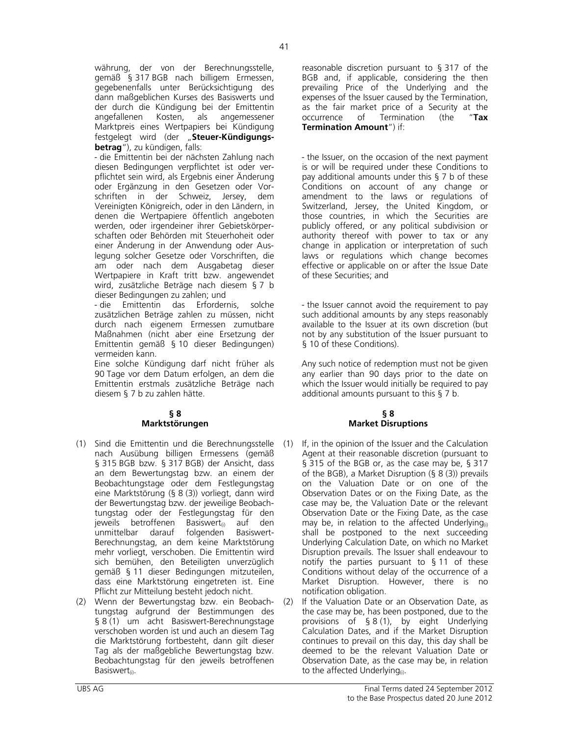währung, der von der Berechnungsstelle, gemäß § 317 BGB nach billigem Ermessen, gegebenenfalls unter Berücksichtigung des dann maßgeblichen Kurses des Basiswerts und der durch die Kündigung bei der Emittentin angefallenen Kosten, als angemessener Marktpreis eines Wertpapiers bei Kündigung festgelegt wird (der „**Steuer-Kündigungsbetrag**"), zu kündigen, falls:

- die Emittentin bei der nächsten Zahlung nach diesen Bedingungen verpflichtet ist oder verpflichtet sein wird, als Ergebnis einer Änderung oder Ergänzung in den Gesetzen oder Vorschriften in der Schweiz, Jersey, dem Vereinigten Königreich, oder in den Ländern, in denen die Wertpapiere öffentlich angeboten werden, oder irgendeiner ihrer Gebietskörperschaften oder Behörden mit Steuerhoheit oder einer Änderung in der Anwendung oder Auslegung solcher Gesetze oder Vorschriften, die am oder nach dem Ausgabetag dieser Wertpapiere in Kraft tritt bzw. angewendet wird, zusätzliche Beträge nach diesem § 7 b dieser Bedingungen zu zahlen; und

- die Emittentin das Erfordernis, solche zusätzlichen Beträge zahlen zu müssen, nicht durch nach eigenem Ermessen zumutbare Maßnahmen (nicht aber eine Ersetzung der Emittentin gemäß § 10 dieser Bedingungen) vermeiden kann.

Eine solche Kündigung darf nicht früher als 90 Tage vor dem Datum erfolgen, an dem die Emittentin erstmals zusätzliche Beträge nach diesem § 7 b zu zahlen hätte.

## § 8
## Marktstörungen

(1) Sind die Emittentin und die Berechnungsstelle nach Ausübung billigen Ermessens (gemäß § 315 BGB bzw. § 317 BGB) der Ansicht, dass an dem Bewertungstag bzw. an einem der Beobachtungstage oder dem Festlegungstag eine Marktstörung (§ 8 (3)) vorliegt, dann wird der Bewertungstag bzw. der jeweilige Beobachtungstag oder der Festlegungstag für den jeweils betroffenen Basiswert$_{(i)}$ auf den unmittelbar darauf folgenden Basiswert-Berechnungstag, an dem keine Marktstörung mehr vorliegt, verschoben. Die Emittentin wird sich bemühen, den Beteiligten unverzüglich gemäß § 11 dieser Bedingungen mitzuteilen, dass eine Marktstörung eingetreten ist. Eine Pflicht zur Mitteilung besteht jedoch nicht.

(2) Wenn der Bewertungstag bzw. ein Beobachtungstag aufgrund der Bestimmungen des § 8 (1) um acht Basiswert-Berechnungstage verschoben worden ist und auch an diesem Tag die Marktstörung fortbesteht, dann gilt dieser Tag als der maßgebliche Bewertungstag bzw. Beobachtungstag für den jeweils betroffenen Basiswert$_{(i)}$.

reasonable discretion pursuant to § 317 of the BGB and, if applicable, considering the then prevailing Price of the Underlying and the expenses of the Issuer caused by the Termination, as the fair market price of a Security at the occurrence of Termination (the "**Tax Termination Amount**") if:

- the Issuer, on the occasion of the next payment is or will be required under these Conditions to pay additional amounts under this § 7 b of these Conditions on account of any change or amendment to the laws or regulations of Switzerland, Jersey, the United Kingdom, or those countries, in which the Securities are publicly offered, or any political subdivision or authority thereof with power to tax or any change in application or interpretation of such laws or regulations which change becomes effective or applicable on or after the Issue Date of these Securities; and

- the Issuer cannot avoid the requirement to pay such additional amounts by any steps reasonably available to the Issuer at its own discretion (but not by any substitution of the Issuer pursuant to § 10 of these Conditions).

Any such notice of redemption must not be given any earlier than 90 days prior to the date on which the Issuer would initially be required to pay additional amounts pursuant to this § 7 b.

## § 8
## Market Disruptions

(1) If, in the opinion of the Issuer and the Calculation Agent at their reasonable discretion (pursuant to § 315 of the BGB or, as the case may be, § 317 of the BGB), a Market Disruption (§ 8 (3)) prevails on the Valuation Date or on one of the Observation Dates or on the Fixing Date, as the case may be, the Valuation Date or the relevant Observation Date or the Fixing Date, as the case may be, in relation to the affected Underlying$_{(i)}$ shall be postponed to the next succeeding Underlying Calculation Date, on which no Market Disruption prevails. The Issuer shall endeavour to notify the parties pursuant to § 11 of these Conditions without delay of the occurrence of a Market Disruption. However, there is no notification obligation.

(2) If the Valuation Date or an Observation Date, as the case may be, has been postponed, due to the provisions of § 8 (1), by eight Underlying Calculation Dates, and if the Market Disruption continues to prevail on this day, this day shall be deemed to be the relevant Valuation Date or Observation Date, as the case may be, in relation to the affected Underlying$_{(i)}$.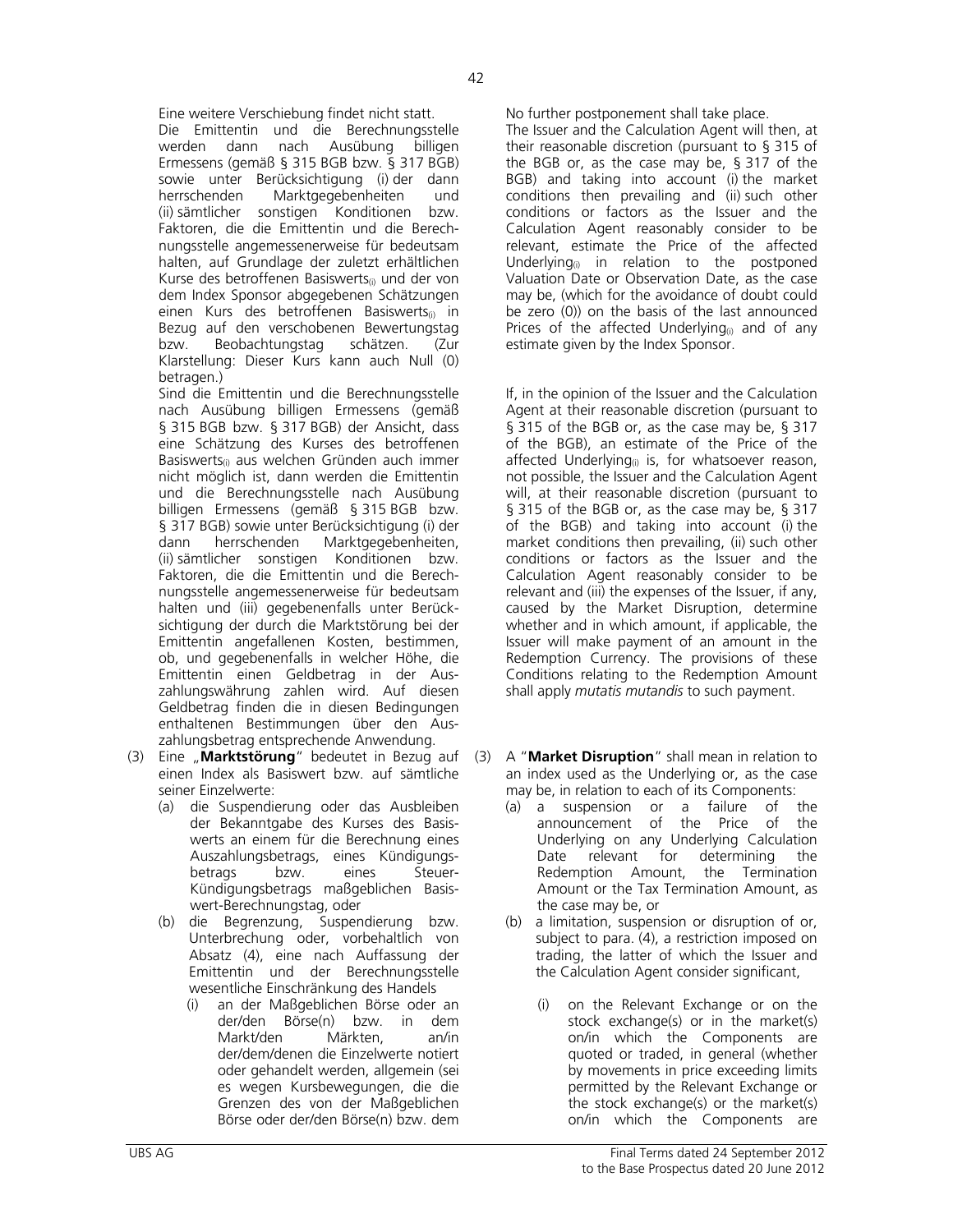Eine weitere Verschiebung findet nicht statt.

Die Emittentin und die Berechnungsstelle werden dann nach Ausübung billigen Ermessens (gemäß § 315 BGB bzw. § 317 BGB) sowie unter Berücksichtigung (i) der dann herrschenden Marktgegebenheiten und (ii) sämtlicher sonstigen Konditionen bzw. Faktoren, die die Emittentin und die Berechnungsstelle angemessenerweise für bedeutsam halten, auf Grundlage der zuletzt erhältlichen Kurse des betroffenen Basiswerts$_{(i)}$ und der von dem Index Sponsor abgegebenen Schätzungen einen Kurs des betroffenen Basiswerts$_{(i)}$ in Bezug auf den verschobenen Bewertungstag bzw. Beobachtungstag schätzen. (Zur Klarstellung: Dieser Kurs kann auch Null (0) betragen.)

Sind die Emittentin und die Berechnungsstelle nach Ausübung billigen Ermessens (gemäß § 315 BGB bzw. § 317 BGB) der Ansicht, dass eine Schätzung des Kurses des betroffenen Basiswerts$_{(i)}$ aus welchen Gründen auch immer nicht möglich ist, dann werden die Emittentin und die Berechnungsstelle nach Ausübung billigen Ermessens (gemäß § 315 BGB bzw. § 317 BGB) sowie unter Berücksichtigung (i) der dann herrschenden Marktgegebenheiten, (ii) sämtlicher sonstigen Konditionen bzw. Faktoren, die die Emittentin und die Berechnungsstelle angemessenerweise für bedeutsam halten und (iii) gegebenenfalls unter Berücksichtigung der durch die Marktstörung bei der Emittentin angefallenen Kosten, bestimmen, ob, und gegebenenfalls in welcher Höhe, die Emittentin einen Geldbetrag in der Auszahlungswährung zahlen wird. Auf diesen Geldbetrag finden die in diesen Bedingungen enthaltenen Bestimmungen über den Auszahlungsbetrag entsprechende Anwendung.

(3) Eine „**Marktstörung**" bedeutet in Bezug auf einen Index als Basiswert bzw. auf sämtliche seiner Einzelwerte:

   (a) die Suspendierung oder das Ausbleiben der Bekanntgabe des Kurses des Basiswerts an einem für die Berechnung eines Auszahlungsbetrags, eines Kündigungsbetrags bzw. eines Steuer-Kündigungsbetrags maßgeblichen Basiswert-Berechnungstag, oder

   (b) die Begrenzung, Suspendierung bzw. Unterbrechung oder, vorbehaltlich von Absatz (4), eine nach Auffassung der Emittentin und der Berechnungsstelle wesentliche Einschränkung des Handels

      (i) an der Maßgeblichen Börse oder an der/den Börse(n) bzw. in dem Markt/den Märkten, an/in der/dem/denen die Einzelwerte notiert oder gehandelt werden, allgemein (sei es wegen Kursbewegungen, die die Grenzen des von der Maßgeblichen Börse oder der/den Börse(n) bzw. dem

No further postponement shall take place.

The Issuer and the Calculation Agent will then, at their reasonable discretion (pursuant to § 315 of the BGB or, as the case may be, § 317 of the BGB) and taking into account (i) the market conditions then prevailing and (ii) such other conditions or factors as the Issuer and the Calculation Agent reasonably consider to be relevant, estimate the Price of the affected Underlying$_{(i)}$ in relation to the postponed Valuation Date or Observation Date, as the case may be, (which for the avoidance of doubt could be zero (0)) on the basis of the last announced Prices of the affected Underlying$_{(i)}$ and of any estimate given by the Index Sponsor.

If, in the opinion of the Issuer and the Calculation Agent at their reasonable discretion (pursuant to § 315 of the BGB or, as the case may be, § 317 of the BGB), an estimate of the Price of the affected Underlying$_{(i)}$ is, for whatsoever reason, not possible, the Issuer and the Calculation Agent will, at their reasonable discretion (pursuant to § 315 of the BGB or, as the case may be, § 317 of the BGB) and taking into account (i) the market conditions then prevailing, (ii) such other conditions or factors as the Issuer and the Calculation Agent reasonably consider to be relevant and (iii) the expenses of the Issuer, if any, caused by the Market Disruption, determine whether and in which amount, if applicable, the Issuer will make payment of an amount in the Redemption Currency. The provisions of these Conditions relating to the Redemption Amount shall apply *mutatis mutandis* to such payment.

(3) A "**Market Disruption**" shall mean in relation to an index used as the Underlying or, as the case may be, in relation to each of its Components:

   (a) a suspension or a failure of the announcement of the Price of the Underlying on any Underlying Calculation Date relevant for determining the Redemption Amount, the Termination Amount or the Tax Termination Amount, as the case may be, or

   (b) a limitation, suspension or disruption of or, subject to para. (4), a restriction imposed on trading, the latter of which the Issuer and the Calculation Agent consider significant,

      (i) on the Relevant Exchange or on the stock exchange(s) or in the market(s) on/in which the Components are quoted or traded, in general (whether by movements in price exceeding limits permitted by the Relevant Exchange or the stock exchange(s) or the market(s) on/in which the Components are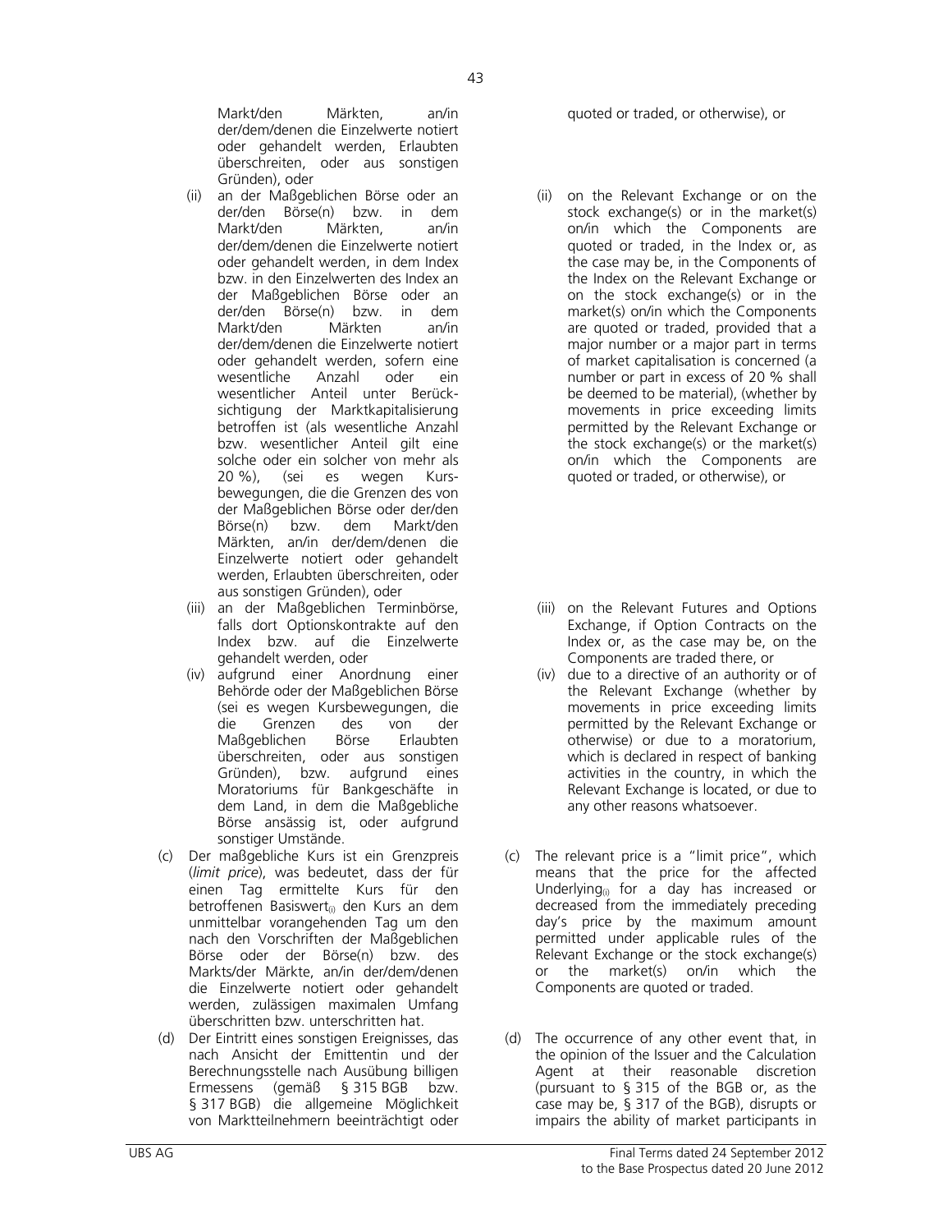Markt/den Märkten, an/in der/dem/denen die Einzelwerte notiert oder gehandelt werden, Erlaubten überschreiten, oder aus sonstigen Gründen), oder

(ii) an der Maßgeblichen Börse oder an der/den Börse(n) bzw. in dem Markt/den Märkten, an/in der/dem/denen die Einzelwerte notiert oder gehandelt werden, in dem Index bzw. in den Einzelwerten des Index an der Maßgeblichen Börse oder an der/den Börse(n) bzw. in dem Markt/den Märkten an/in der/dem/denen die Einzelwerte notiert oder gehandelt werden, sofern eine wesentliche Anzahl oder ein wesentlicher Anteil unter Berücksichtigung der Marktkapitalisierung betroffen ist (als wesentliche Anzahl bzw. wesentlicher Anteil gilt eine solche oder ein solcher von mehr als 20 %), (sei es wegen Kursbewegungen, die die Grenzen des von der Maßgeblichen Börse oder der/den Börse(n) bzw. dem Markt/den Märkten, an/in der/dem/denen die Einzelwerte notiert oder gehandelt werden, Erlaubten überschreiten, oder aus sonstigen Gründen), oder

(iii) an der Maßgeblichen Terminbörse, falls dort Optionskontrakte auf den Index bzw. auf die Einzelwerte gehandelt werden, oder

(iv) aufgrund einer Anordnung einer Behörde oder der Maßgeblichen Börse (sei es wegen Kursbewegungen, die die Grenzen des von der Maßgeblichen Börse Erlaubten überschreiten, oder aus sonstigen Gründen), bzw. aufgrund eines Moratoriums für Bankgeschäfte in dem Land, in dem die Maßgebliche Börse ansässig ist, oder aufgrund sonstiger Umstände.

(c) Der maßgebliche Kurs ist ein Grenzpreis (*limit price*), was bedeutet, dass der für einen Tag ermittelte Kurs für den betroffenen Basiswert$_{(i)}$ den Kurs an dem unmittelbar vorangehenden Tag um den nach den Vorschriften der Maßgeblichen Börse oder der Börse(n) bzw. des Markts/der Märkte, an/in der/dem/denen die Einzelwerte notiert oder gehandelt werden, zulässigen maximalen Umfang überschritten bzw. unterschritten hat.

(d) Der Eintritt eines sonstigen Ereignisses, das nach Ansicht der Emittentin und der Berechnungsstelle nach Ausübung billigen Ermessens (gemäß § 315 BGB bzw. § 317 BGB) die allgemeine Möglichkeit von Marktteilnehmern beeinträchtigt oder

quoted or traded, or otherwise), or

(ii) on the Relevant Exchange or on the stock exchange(s) or in the market(s) on/in which the Components are quoted or traded, in the Index or, as the case may be, in the Components of the Index on the Relevant Exchange or on the stock exchange(s) or in the market(s) on/in which the Components are quoted or traded, provided that a major number or a major part in terms of market capitalisation is concerned (a number or part in excess of 20 % shall be deemed to be material), (whether by movements in price exceeding limits permitted by the Relevant Exchange or the stock exchange(s) or the market(s) on/in which the Components are quoted or traded, or otherwise), or

(iii) on the Relevant Futures and Options Exchange, if Option Contracts on the Index or, as the case may be, on the Components are traded there, or

(iv) due to a directive of an authority or of the Relevant Exchange (whether by movements in price exceeding limits permitted by the Relevant Exchange or otherwise) or due to a moratorium, which is declared in respect of banking activities in the country, in which the Relevant Exchange is located, or due to any other reasons whatsoever.

(c) The relevant price is a "limit price", which means that the price for the affected Underlying$_{(i)}$ for a day has increased or decreased from the immediately preceding day's price by the maximum amount permitted under applicable rules of the Relevant Exchange or the stock exchange(s) or the market(s) on/in which the Components are quoted or traded.

(d) The occurrence of any other event that, in the opinion of the Issuer and the Calculation Agent at their reasonable discretion (pursuant to § 315 of the BGB or, as the case may be, § 317 of the BGB), disrupts or impairs the ability of market participants in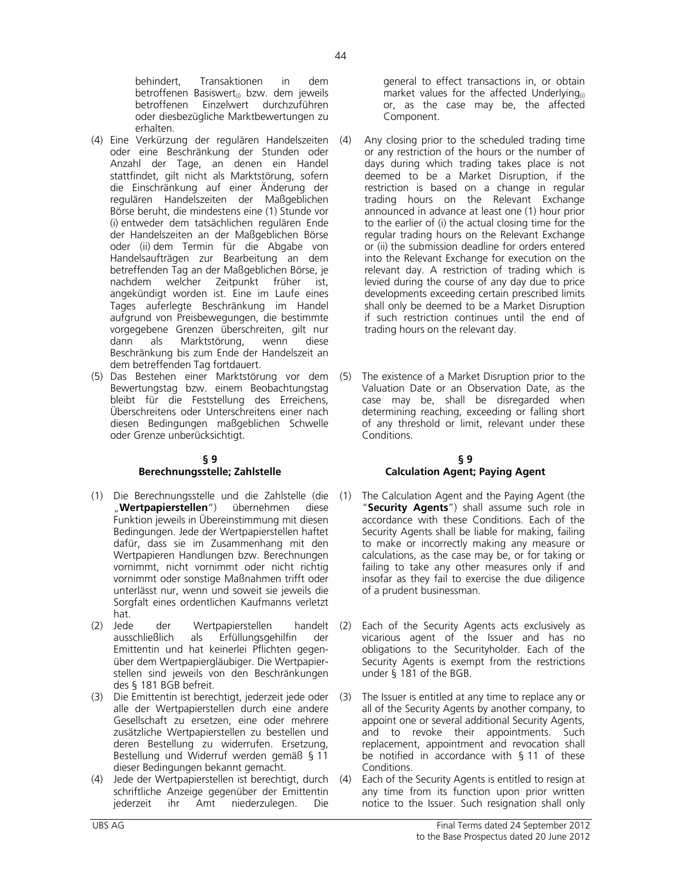behindert, Transaktionen in dem betroffenen Basiswert$_{(i)}$ bzw. dem jeweils betroffenen Einzelwert durchzuführen oder diesbezügliche Marktbewertungen zu erhalten.

(4) Eine Verkürzung der regulären Handelszeiten oder eine Beschränkung der Stunden oder Anzahl der Tage, an denen ein Handel stattfindet, gilt nicht als Marktstörung, sofern die Einschränkung auf einer Änderung der regulären Handelszeiten der Maßgeblichen Börse beruht, die mindestens eine (1) Stunde vor (i) entweder dem tatsächlichen regulären Ende der Handelszeiten an der Maßgeblichen Börse oder (ii) dem Termin für die Abgabe von Handelsaufträgen zur Bearbeitung an dem betreffenden Tag an der Maßgeblichen Börse, je nachdem welcher Zeitpunkt früher ist, angekündigt worden ist. Eine im Laufe eines Tages auferlegte Beschränkung im Handel aufgrund von Preisbewegungen, die bestimmte vorgegebene Grenzen überschreiten, gilt nur dann als Marktstörung, wenn diese Beschränkung bis zum Ende der Handelszeit an dem betreffenden Tag fortdauert.

(5) Das Bestehen einer Marktstörung vor dem Bewertungstag bzw. einem Beobachtungstag bleibt für die Feststellung des Erreichens, Überschreitens oder Unterschreitens einer nach diesen Bedingungen maßgeblichen Schwelle oder Grenze unberücksichtigt.

## § 9
## Berechnungsstelle; Zahlstelle

(1) Die Berechnungsstelle und die Zahlstelle (die „**Wertpapierstellen**") übernehmen diese Funktion jeweils in Übereinstimmung mit diesen Bedingungen. Jede der Wertpapierstellen haftet dafür, dass sie im Zusammenhang mit den Wertpapieren Handlungen bzw. Berechnungen vornimmt, nicht vornimmt oder nicht richtig vornimmt oder sonstige Maßnahmen trifft oder unterlässt nur, wenn und soweit sie jeweils die Sorgfalt eines ordentlichen Kaufmanns verletzt hat.

(2) Jede der Wertpapierstellen handelt ausschließlich als Erfüllungsgehilfin der Emittentin und hat keinerlei Pflichten gegenüber dem Wertpapiergläubiger. Die Wertpapierstellen sind jeweils von den Beschränkungen des § 181 BGB befreit.

(3) Die Emittentin ist berechtigt, jederzeit jede oder alle der Wertpapierstellen durch eine andere Gesellschaft zu ersetzen, eine oder mehrere zusätzliche Wertpapierstellen zu bestellen und deren Bestellung zu widerrufen. Ersetzung, Bestellung und Widerruf werden gemäß § 11 dieser Bedingungen bekannt gemacht.

(4) Jede der Wertpapierstellen ist berechtigt, durch schriftliche Anzeige gegenüber der Emittentin jederzeit ihr Amt niederzulegen. Die

general to effect transactions in, or obtain market values for the affected Underlying$_{(i)}$ or, as the case may be, the affected Component.

(4) Any closing prior to the scheduled trading time or any restriction of the hours or the number of days during which trading takes place is not deemed to be a Market Disruption, if the restriction is based on a change in regular trading hours on the Relevant Exchange announced in advance at least one (1) hour prior to the earlier of (i) the actual closing time for the regular trading hours on the Relevant Exchange or (ii) the submission deadline for orders entered into the Relevant Exchange for execution on the relevant day. A restriction of trading which is levied during the course of any day due to price developments exceeding certain prescribed limits shall only be deemed to be a Market Disruption if such restriction continues until the end of trading hours on the relevant day.

(5) The existence of a Market Disruption prior to the Valuation Date or an Observation Date, as the case may be, shall be disregarded when determining reaching, exceeding or falling short of any threshold or limit, relevant under these Conditions.

## § 9
## Calculation Agent; Paying Agent

(1) The Calculation Agent and the Paying Agent (the "**Security Agents**") shall assume such role in accordance with these Conditions. Each of the Security Agents shall be liable for making, failing to make or incorrectly making any measure or calculations, as the case may be, or for taking or failing to take any other measures only if and insofar as they fail to exercise the due diligence of a prudent businessman.

(2) Each of the Security Agents acts exclusively as vicarious agent of the Issuer and has no obligations to the Securityholder. Each of the Security Agents is exempt from the restrictions under § 181 of the BGB.

(3) The Issuer is entitled at any time to replace any or all of the Security Agents by another company, to appoint one or several additional Security Agents, and to revoke their appointments. Such replacement, appointment and revocation shall be notified in accordance with § 11 of these Conditions.

(4) Each of the Security Agents is entitled to resign at any time from its function upon prior written notice to the Issuer. Such resignation shall only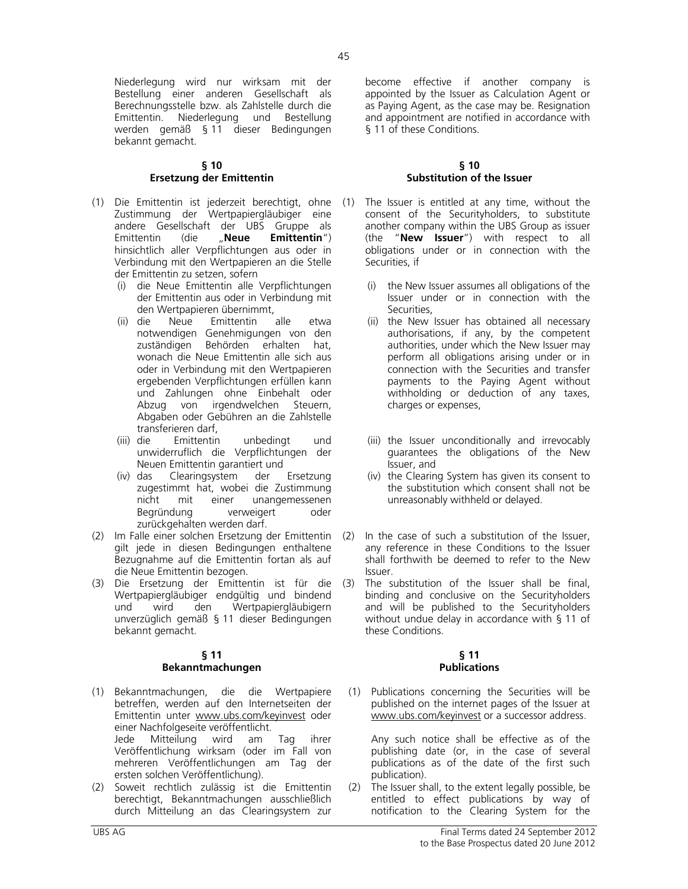Niederlegung wird nur wirksam mit der Bestellung einer anderen Gesellschaft als Berechnungsstelle bzw. als Zahlstelle durch die Emittentin. Niederlegung und Bestellung werden gemäß § 11 dieser Bedingungen bekannt gemacht.

## § 10 Ersetzung der Emittentin

(1) Die Emittentin ist jederzeit berechtigt, ohne Zustimmung der Wertpapiergläubiger eine andere Gesellschaft der UBS Gruppe als Emittentin (die „**Neue Emittentin**") hinsichtlich aller Verpflichtungen aus oder in Verbindung mit den Wertpapieren an die Stelle der Emittentin zu setzen, sofern
   (i) die Neue Emittentin alle Verpflichtungen der Emittentin aus oder in Verbindung mit den Wertpapieren übernimmt,
   (ii) die Neue Emittentin alle etwa notwendigen Genehmigungen von den zuständigen Behörden erhalten hat, wonach die Neue Emittentin alle sich aus oder in Verbindung mit den Wertpapieren ergebenden Verpflichtungen erfüllen kann und Zahlungen ohne Einbehalt oder Abzug von irgendwelchen Steuern, Abgaben oder Gebühren an die Zahlstelle transferieren darf,
   (iii) die Emittentin unbedingt und unwiderruflich die Verpflichtungen der Neuen Emittentin garantiert und
   (iv) das Clearingsystem der Ersetzung zugestimmt hat, wobei die Zustimmung nicht mit einer unangemessenen Begründung verweigert oder zurückgehalten werden darf.
(2) Im Falle einer solchen Ersetzung der Emittentin gilt jede in diesen Bedingungen enthaltene Bezugnahme auf die Emittentin fortan als auf die Neue Emittentin bezogen.
(3) Die Ersetzung der Emittentin ist für die Wertpapiergläubiger endgültig und bindend und wird den Wertpapiergläubigern unverzüglich gemäß § 11 dieser Bedingungen bekannt gemacht.

## § 11 Bekanntmachungen

(1) Bekanntmachungen, die die Wertpapiere betreffen, werden auf den Internetseiten der Emittentin unter www.ubs.com/keyinvest oder einer Nachfolgeseite veröffentlicht.
   Jede Mitteilung wird am Tag ihrer Veröffentlichung wirksam (oder im Fall von mehreren Veröffentlichungen am Tag der ersten solchen Veröffentlichung).
(2) Soweit rechtlich zulässig ist die Emittentin berechtigt, Bekanntmachungen ausschließlich durch Mitteilung an das Clearingsystem zur

become effective if another company is appointed by the Issuer as Calculation Agent or as Paying Agent, as the case may be. Resignation and appointment are notified in accordance with § 11 of these Conditions.

## § 10 Substitution of the Issuer

(1) The Issuer is entitled at any time, without the consent of the Securityholders, to substitute another company within the UBS Group as issuer (the "**New Issuer**") with respect to all obligations under or in connection with the Securities, if
   (i) the New Issuer assumes all obligations of the Issuer under or in connection with the Securities,
   (ii) the New Issuer has obtained all necessary authorisations, if any, by the competent authorities, under which the New Issuer may perform all obligations arising under or in connection with the Securities and transfer payments to the Paying Agent without withholding or deduction of any taxes, charges or expenses,
   (iii) the Issuer unconditionally and irrevocably guarantees the obligations of the New Issuer, and
   (iv) the Clearing System has given its consent to the substitution which consent shall not be unreasonably withheld or delayed.
(2) In the case of such a substitution of the Issuer, any reference in these Conditions to the Issuer shall forthwith be deemed to refer to the New Issuer.
(3) The substitution of the Issuer shall be final, binding and conclusive on the Securityholders and will be published to the Securityholders without undue delay in accordance with § 11 of these Conditions.

## § 11 Publications

(1) Publications concerning the Securities will be published on the internet pages of the Issuer at www.ubs.com/keyinvest or a successor address.
   Any such notice shall be effective as of the publishing date (or, in the case of several publications as of the date of the first such publication).
(2) The Issuer shall, to the extent legally possible, be entitled to effect publications by way of notification to the Clearing System for the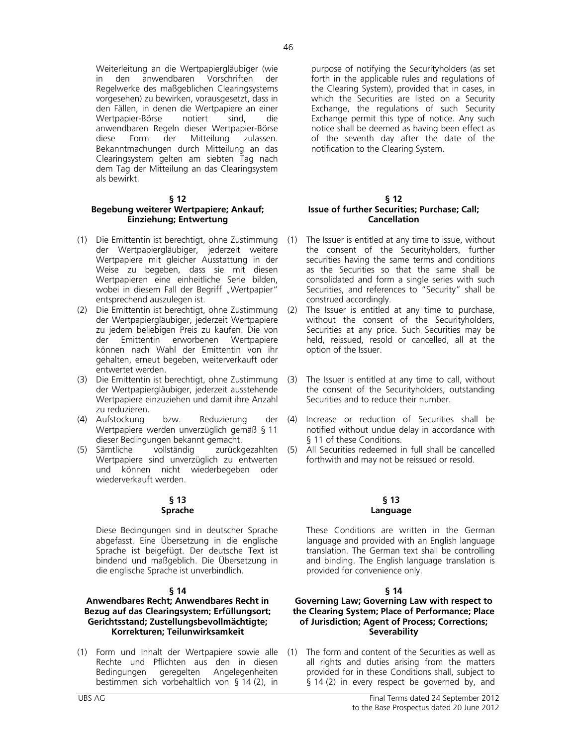Weiterleitung an die Wertpapiergläubiger (wie in den anwendbaren Vorschriften der Regelwerke des maßgeblichen Clearingsystems vorgesehen) zu bewirken, vorausgesetzt, dass in den Fällen, in denen die Wertpapiere an einer Wertpapier-Börse notiert sind, die anwendbaren Regeln dieser Wertpapier-Börse diese Form der Mitteilung zulassen. Bekanntmachungen durch Mitteilung an das Clearingsystem gelten am siebten Tag nach dem Tag der Mitteilung an das Clearingsystem als bewirkt.

purpose of notifying the Securityholders (as set forth in the applicable rules and regulations of the Clearing System), provided that in cases, in which the Securities are listed on a Security Exchange, the regulations of such Security Exchange permit this type of notice. Any such notice shall be deemed as having been effect as of the seventh day after the date of the notification to the Clearing System.

**§ 12**
**Begebung weiterer Wertpapiere; Ankauf; Einziehung; Entwertung**

(1) Die Emittentin ist berechtigt, ohne Zustimmung der Wertpapiergläubiger, jederzeit weitere Wertpapiere mit gleicher Ausstattung in der Weise zu begeben, dass sie mit diesen Wertpapieren eine einheitliche Serie bilden, wobei in diesem Fall der Begriff „Wertpapier" entsprechend auszulegen ist.

(2) Die Emittentin ist berechtigt, ohne Zustimmung der Wertpapiergläubiger, jederzeit Wertpapiere zu jedem beliebigen Preis zu kaufen. Die von der Emittentin erworbenen Wertpapiere können nach Wahl der Emittentin von ihr gehalten, erneut begeben, weiterverkauft oder entwertet werden.

(3) Die Emittentin ist berechtigt, ohne Zustimmung der Wertpapiergläubiger, jederzeit ausstehende Wertpapiere einzuziehen und damit ihre Anzahl zu reduzieren.

(4) Aufstockung bzw. Reduzierung der Wertpapiere werden unverzüglich gemäß § 11 dieser Bedingungen bekannt gemacht.

(5) Sämtliche vollständig zurückgezahlten Wertpapiere sind unverzüglich zu entwerten und können nicht wiederbegeben oder wiederverkauft werden.

**§ 12**
**Issue of further Securities; Purchase; Call; Cancellation**

(1) The Issuer is entitled at any time to issue, without the consent of the Securityholders, further securities having the same terms and conditions as the Securities so that the same shall be consolidated and form a single series with such Securities, and references to "Security" shall be construed accordingly.

(2) The Issuer is entitled at any time to purchase, without the consent of the Securityholders, Securities at any price. Such Securities may be held, reissued, resold or cancelled, all at the option of the Issuer.

(3) The Issuer is entitled at any time to call, without the consent of the Securityholders, outstanding Securities and to reduce their number.

(4) Increase or reduction of Securities shall be notified without undue delay in accordance with § 11 of these Conditions.

(5) All Securities redeemed in full shall be cancelled forthwith and may not be reissued or resold.

**§ 13**
**Sprache**

Diese Bedingungen sind in deutscher Sprache abgefasst. Eine Übersetzung in die englische Sprache ist beigefügt. Der deutsche Text ist bindend und maßgeblich. Die Übersetzung in die englische Sprache ist unverbindlich.

**§ 13**
**Language**

These Conditions are written in the German language and provided with an English language translation. The German text shall be controlling and binding. The English language translation is provided for convenience only.

**§ 14**
**Anwendbares Recht; Anwendbares Recht in Bezug auf das Clearingsystem; Erfüllungsort; Gerichtsstand; Zustellungsbevollmächtigte; Korrekturen; Teilunwirksamkeit**

(1) Form und Inhalt der Wertpapiere sowie alle Rechte und Pflichten aus den in diesen Bedingungen geregelten Angelegenheiten bestimmen sich vorbehaltlich von § 14 (2), in

**§ 14**
**Governing Law; Governing Law with respect to the Clearing System; Place of Performance; Place of Jurisdiction; Agent of Process; Corrections; Severability**

(1) The form and content of the Securities as well as all rights and duties arising from the matters provided for in these Conditions shall, subject to § 14 (2) in every respect be governed by, and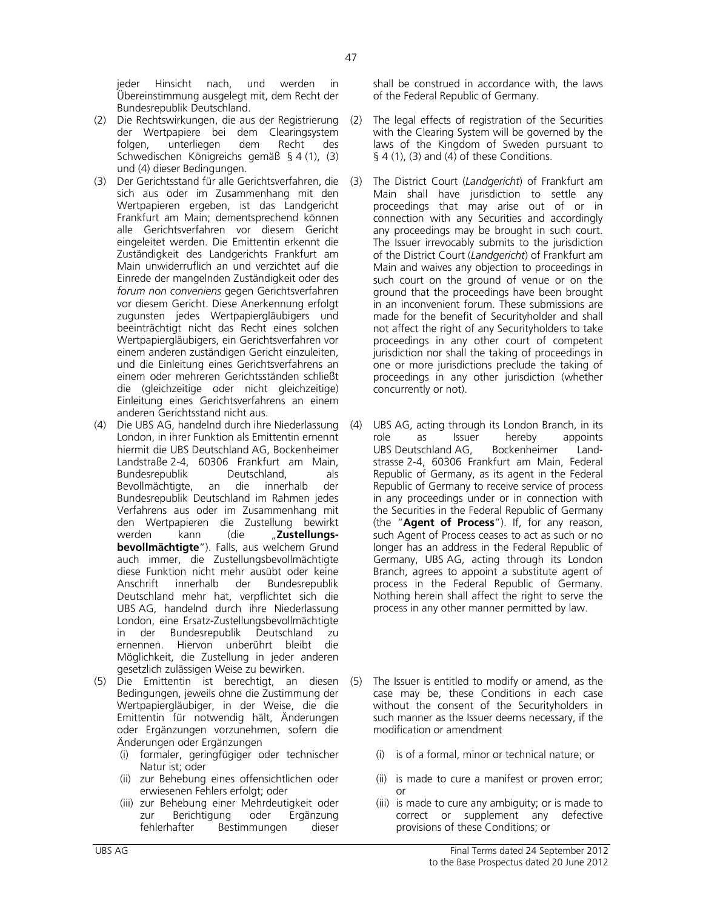jeder Hinsicht nach, und werden in Übereinstimmung ausgelegt mit, dem Recht der Bundesrepublik Deutschland.

(2) Die Rechtswirkungen, die aus der Registrierung der Wertpapiere bei dem Clearingsystem folgen, unterliegen dem Recht des Schwedischen Königreichs gemäß § 4 (1), (3) und (4) dieser Bedingungen.

(3) Der Gerichtsstand für alle Gerichtsverfahren, die sich aus oder im Zusammenhang mit den Wertpapieren ergeben, ist das Landgericht Frankfurt am Main; dementsprechend können alle Gerichtsverfahren vor diesem Gericht eingeleitet werden. Die Emittentin erkennt die Zuständigkeit des Landgerichts Frankfurt am Main unwiderruflich an und verzichtet auf die Einrede der mangelnden Zuständigkeit oder des *forum non conveniens* gegen Gerichtsverfahren vor diesem Gericht. Diese Anerkennung erfolgt zugunsten jedes Wertpapiergläubigers und beeinträchtigt nicht das Recht eines solchen Wertpapiergläubigers, ein Gerichtsverfahren vor einem anderen zuständigen Gericht einzuleiten, und die Einleitung eines Gerichtsverfahrens an einem oder mehreren Gerichtsständen schließt die (gleichzeitige oder nicht gleichzeitige) Einleitung eines Gerichtsverfahrens an einem anderen Gerichtsstand nicht aus.

(4) Die UBS AG, handelnd durch ihre Niederlassung London, in ihrer Funktion als Emittentin ernennt hiermit die UBS Deutschland AG, Bockenheimer Landstraße 2-4, 60306 Frankfurt am Main, Bundesrepublik Deutschland, als Bevollmächtigte, an die innerhalb der Bundesrepublik Deutschland im Rahmen jedes Verfahrens aus oder im Zusammenhang mit den Wertpapieren die Zustellung bewirkt werden kann (die „**Zustellungsbevollmächtigte**"). Falls, aus welchem Grund auch immer, die Zustellungsbevollmächtigte diese Funktion nicht mehr ausübt oder keine Anschrift innerhalb der Bundesrepublik Deutschland mehr hat, verpflichtet sich die UBS AG, handelnd durch ihre Niederlassung London, eine Ersatz-Zustellungsbevollmächtigte in der Bundesrepublik Deutschland zu ernennen. Hiervon unberührt bleibt die Möglichkeit, die Zustellung in jeder anderen gesetzlich zulässigen Weise zu bewirken.

(5) Die Emittentin ist berechtigt, an diesen Bedingungen, jeweils ohne die Zustimmung der Wertpapiergläubiger, in der Weise, die die Emittentin für notwendig hält, Änderungen oder Ergänzungen vorzunehmen, sofern die Änderungen oder Ergänzungen

(i) formaler, geringfügiger oder technischer Natur ist; oder

(ii) zur Behebung eines offensichtlichen oder erwiesenen Fehlers erfolgt; oder

(iii) zur Behebung einer Mehrdeutigkeit oder zur Berichtigung oder Ergänzung fehlerhafter Bestimmungen dieser

shall be construed in accordance with, the laws of the Federal Republic of Germany.

(2) The legal effects of registration of the Securities with the Clearing System will be governed by the laws of the Kingdom of Sweden pursuant to § 4 (1), (3) and (4) of these Conditions.

(3) The District Court (*Landgericht*) of Frankfurt am Main shall have jurisdiction to settle any proceedings that may arise out of or in connection with any Securities and accordingly any proceedings may be brought in such court. The Issuer irrevocably submits to the jurisdiction of the District Court (*Landgericht*) of Frankfurt am Main and waives any objection to proceedings in such court on the ground of venue or on the ground that the proceedings have been brought in an inconvenient forum. These submissions are made for the benefit of Securityholder and shall not affect the right of any Securityholders to take proceedings in any other court of competent jurisdiction nor shall the taking of proceedings in one or more jurisdictions preclude the taking of proceedings in any other jurisdiction (whether concurrently or not).

(4) UBS AG, acting through its London Branch, in its role as Issuer hereby appoints UBS Deutschland AG, Bockenheimer Landstrasse 2-4, 60306 Frankfurt am Main, Federal Republic of Germany, as its agent in the Federal Republic of Germany to receive service of process in any proceedings under or in connection with the Securities in the Federal Republic of Germany (the "**Agent of Process**"). If, for any reason, such Agent of Process ceases to act as such or no longer has an address in the Federal Republic of Germany, UBS AG, acting through its London Branch, agrees to appoint a substitute agent of process in the Federal Republic of Germany. Nothing herein shall affect the right to serve the process in any other manner permitted by law.

(5) The Issuer is entitled to modify or amend, as the case may be, these Conditions in each case without the consent of the Securityholders in such manner as the Issuer deems necessary, if the modification or amendment

(i) is of a formal, minor or technical nature; or

(ii) is made to cure a manifest or proven error; or

(iii) is made to cure any ambiguity; or is made to correct or supplement any defective provisions of these Conditions; or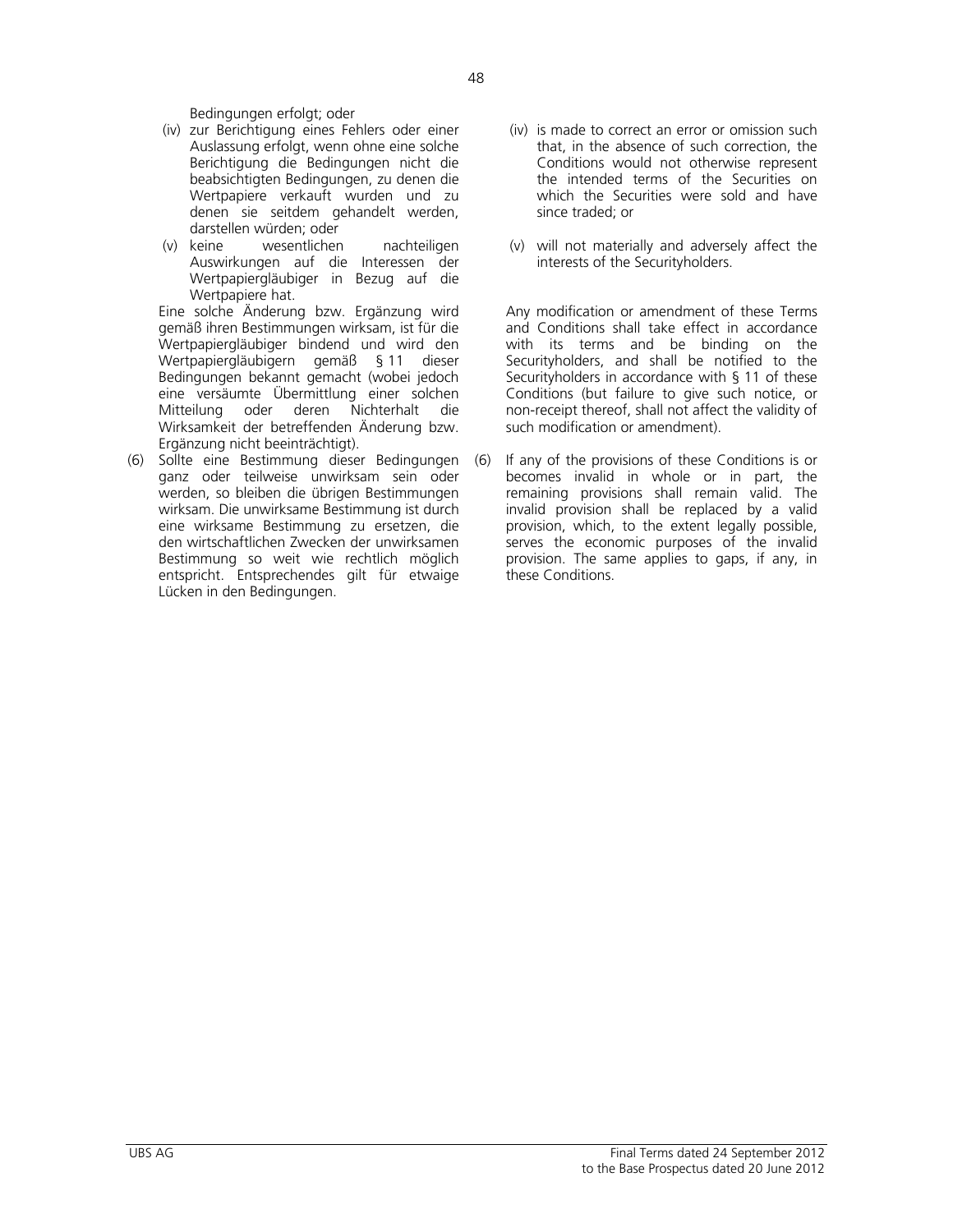Bedingungen erfolgt; oder

(iv) zur Berichtigung eines Fehlers oder einer Auslassung erfolgt, wenn ohne eine solche Berichtigung die Bedingungen nicht die beabsichtigten Bedingungen, zu denen die Wertpapiere verkauft wurden und zu denen sie seitdem gehandelt werden, darstellen würden; oder

(v) keine wesentlichen nachteiligen Auswirkungen auf die Interessen der Wertpapiergläubiger in Bezug auf die Wertpapiere hat.

Eine solche Änderung bzw. Ergänzung wird gemäß ihren Bestimmungen wirksam, ist für die Wertpapiergläubiger bindend und wird den Wertpapiergläubigern gemäß § 11 dieser Bedingungen bekannt gemacht (wobei jedoch eine versäumte Übermittlung einer solchen Mitteilung oder deren Nichterhalt die Wirksamkeit der betreffenden Änderung bzw. Ergänzung nicht beeinträchtigt).

(6) Sollte eine Bestimmung dieser Bedingungen ganz oder teilweise unwirksam sein oder werden, so bleiben die übrigen Bestimmungen wirksam. Die unwirksame Bestimmung ist durch eine wirksame Bestimmung zu ersetzen, die den wirtschaftlichen Zwecken der unwirksamen Bestimmung so weit wie rechtlich möglich entspricht. Entsprechendes gilt für etwaige Lücken in den Bedingungen.

(iv) is made to correct an error or omission such that, in the absence of such correction, the Conditions would not otherwise represent the intended terms of the Securities on which the Securities were sold and have since traded; or

(v) will not materially and adversely affect the interests of the Securityholders.

Any modification or amendment of these Terms and Conditions shall take effect in accordance with its terms and be binding on the Securityholders, and shall be notified to the Securityholders in accordance with § 11 of these Conditions (but failure to give such notice, or non-receipt thereof, shall not affect the validity of such modification or amendment).

(6) If any of the provisions of these Conditions is or becomes invalid in whole or in part, the remaining provisions shall remain valid. The invalid provision shall be replaced by a valid provision, which, to the extent legally possible, serves the economic purposes of the invalid provision. The same applies to gaps, if any, in these Conditions.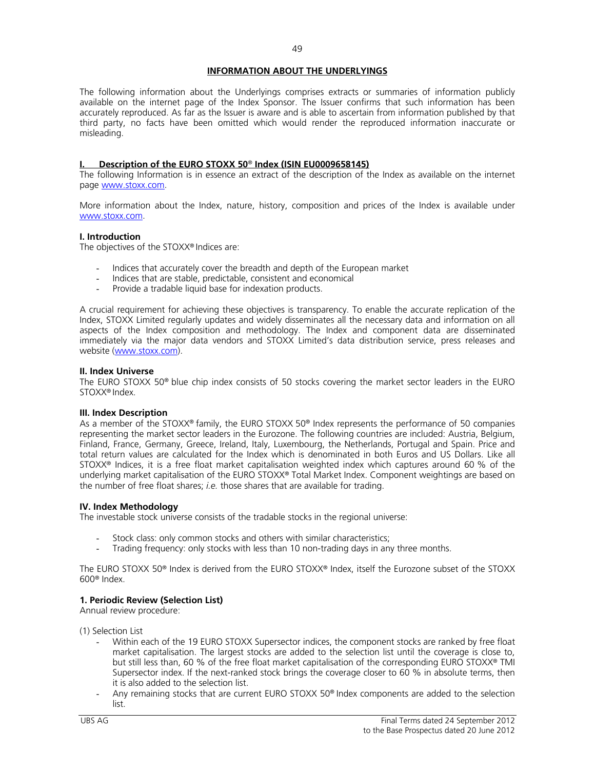## INFORMATION ABOUT THE UNDERLYINGS

The following information about the Underlyings comprises extracts or summaries of information publicly available on the internet page of the Index Sponsor. The Issuer confirms that such information has been accurately reproduced. As far as the Issuer is aware and is able to ascertain from information published by that third party, no facts have been omitted which would render the reproduced information inaccurate or misleading.

### I. Description of the EURO STOXX 50® Index (ISIN EU0009658145)

The following Information is in essence an extract of the description of the Index as available on the internet page www.stoxx.com.

More information about the Index, nature, history, composition and prices of the Index is available under www.stoxx.com.

**I. Introduction**

The objectives of the STOXX® Indices are:

- Indices that accurately cover the breadth and depth of the European market
- Indices that are stable, predictable, consistent and economical
- Provide a tradable liquid base for indexation products.

A crucial requirement for achieving these objectives is transparency. To enable the accurate replication of the Index, STOXX Limited regularly updates and widely disseminates all the necessary data and information on all aspects of the Index composition and methodology. The Index and component data are disseminated immediately via the major data vendors and STOXX Limited's data distribution service, press releases and website (www.stoxx.com).

**II. Index Universe**

The EURO STOXX 50® blue chip index consists of 50 stocks covering the market sector leaders in the EURO STOXX® Index.

**III. Index Description**

As a member of the STOXX® family, the EURO STOXX 50® Index represents the performance of 50 companies representing the market sector leaders in the Eurozone. The following countries are included: Austria, Belgium, Finland, France, Germany, Greece, Ireland, Italy, Luxembourg, the Netherlands, Portugal and Spain. Price and total return values are calculated for the Index which is denominated in both Euros and US Dollars. Like all STOXX® Indices, it is a free float market capitalisation weighted index which captures around 60 % of the underlying market capitalisation of the EURO STOXX® Total Market Index. Component weightings are based on the number of free float shares; *i.e.* those shares that are available for trading.

**IV. Index Methodology**

The investable stock universe consists of the tradable stocks in the regional universe:

- Stock class: only common stocks and others with similar characteristics;
- Trading frequency: only stocks with less than 10 non-trading days in any three months.

The EURO STOXX 50® Index is derived from the EURO STOXX® Index, itself the Eurozone subset of the STOXX 600® Index.

**1. Periodic Review (Selection List)**

Annual review procedure:

(1) Selection List

- Within each of the 19 EURO STOXX Supersector indices, the component stocks are ranked by free float market capitalisation. The largest stocks are added to the selection list until the coverage is close to, but still less than, 60 % of the free float market capitalisation of the corresponding EURO STOXX® TMI Supersector index. If the next-ranked stock brings the coverage closer to 60 % in absolute terms, then it is also added to the selection list.
- Any remaining stocks that are current EURO STOXX 50® Index components are added to the selection list.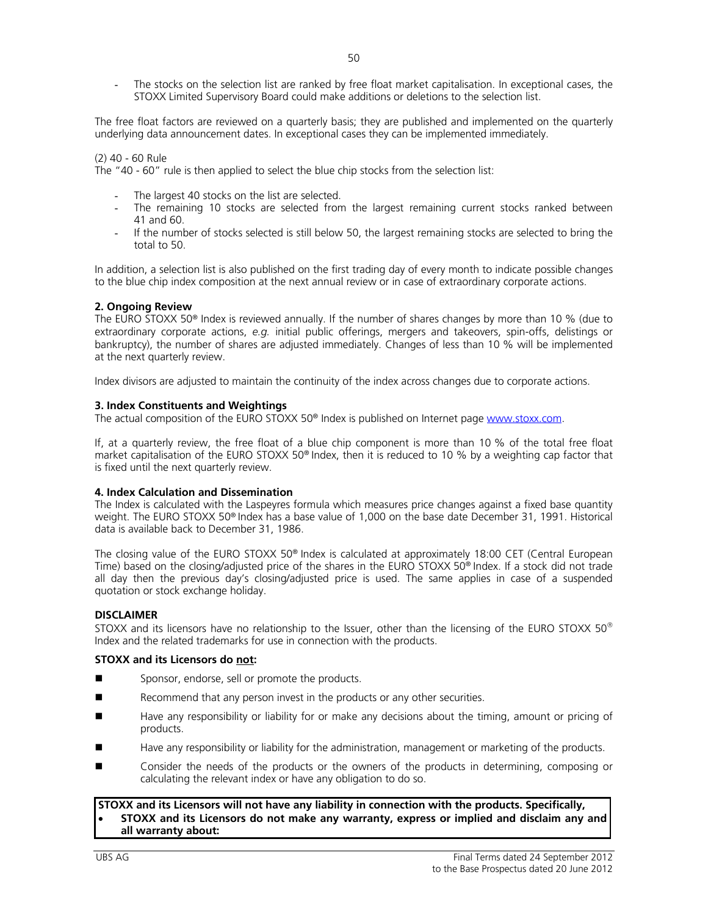- The stocks on the selection list are ranked by free float market capitalisation. In exceptional cases, the STOXX Limited Supervisory Board could make additions or deletions to the selection list.

The free float factors are reviewed on a quarterly basis; they are published and implemented on the quarterly underlying data announcement dates. In exceptional cases they can be implemented immediately.

(2) 40 - 60 Rule

The "40 - 60" rule is then applied to select the blue chip stocks from the selection list:

- The largest 40 stocks on the list are selected.
- The remaining 10 stocks are selected from the largest remaining current stocks ranked between 41 and 60.
- If the number of stocks selected is still below 50, the largest remaining stocks are selected to bring the total to 50.

In addition, a selection list is also published on the first trading day of every month to indicate possible changes to the blue chip index composition at the next annual review or in case of extraordinary corporate actions.

**2. Ongoing Review**

The EURO STOXX 50® Index is reviewed annually. If the number of shares changes by more than 10 % (due to extraordinary corporate actions, *e.g.* initial public offerings, mergers and takeovers, spin-offs, delistings or bankruptcy), the number of shares are adjusted immediately. Changes of less than 10 % will be implemented at the next quarterly review.

Index divisors are adjusted to maintain the continuity of the index across changes due to corporate actions.

**3. Index Constituents and Weightings**

The actual composition of the EURO STOXX 50® Index is published on Internet page www.stoxx.com.

If, at a quarterly review, the free float of a blue chip component is more than 10 % of the total free float market capitalisation of the EURO STOXX 50® Index, then it is reduced to 10 % by a weighting cap factor that is fixed until the next quarterly review.

**4. Index Calculation and Dissemination**

The Index is calculated with the Laspeyres formula which measures price changes against a fixed base quantity weight. The EURO STOXX 50® Index has a base value of 1,000 on the base date December 31, 1991. Historical data is available back to December 31, 1986.

The closing value of the EURO STOXX 50® Index is calculated at approximately 18:00 CET (Central European Time) based on the closing/adjusted price of the shares in the EURO STOXX 50® Index. If a stock did not trade all day then the previous day's closing/adjusted price is used. The same applies in case of a suspended quotation or stock exchange holiday.

**DISCLAIMER**

STOXX and its licensors have no relationship to the Issuer, other than the licensing of the EURO STOXX 50® Index and the related trademarks for use in connection with the products.

**STOXX and its Licensors do not:**

- Sponsor, endorse, sell or promote the products.
- Recommend that any person invest in the products or any other securities.
- Have any responsibility or liability for or make any decisions about the timing, amount or pricing of products.
- Have any responsibility or liability for the administration, management or marketing of the products.
- Consider the needs of the products or the owners of the products in determining, composing or calculating the relevant index or have any obligation to do so.

**STOXX and its Licensors will not have any liability in connection with the products. Specifically,**

- **STOXX and its Licensors do not make any warranty, express or implied and disclaim any and all warranty about:**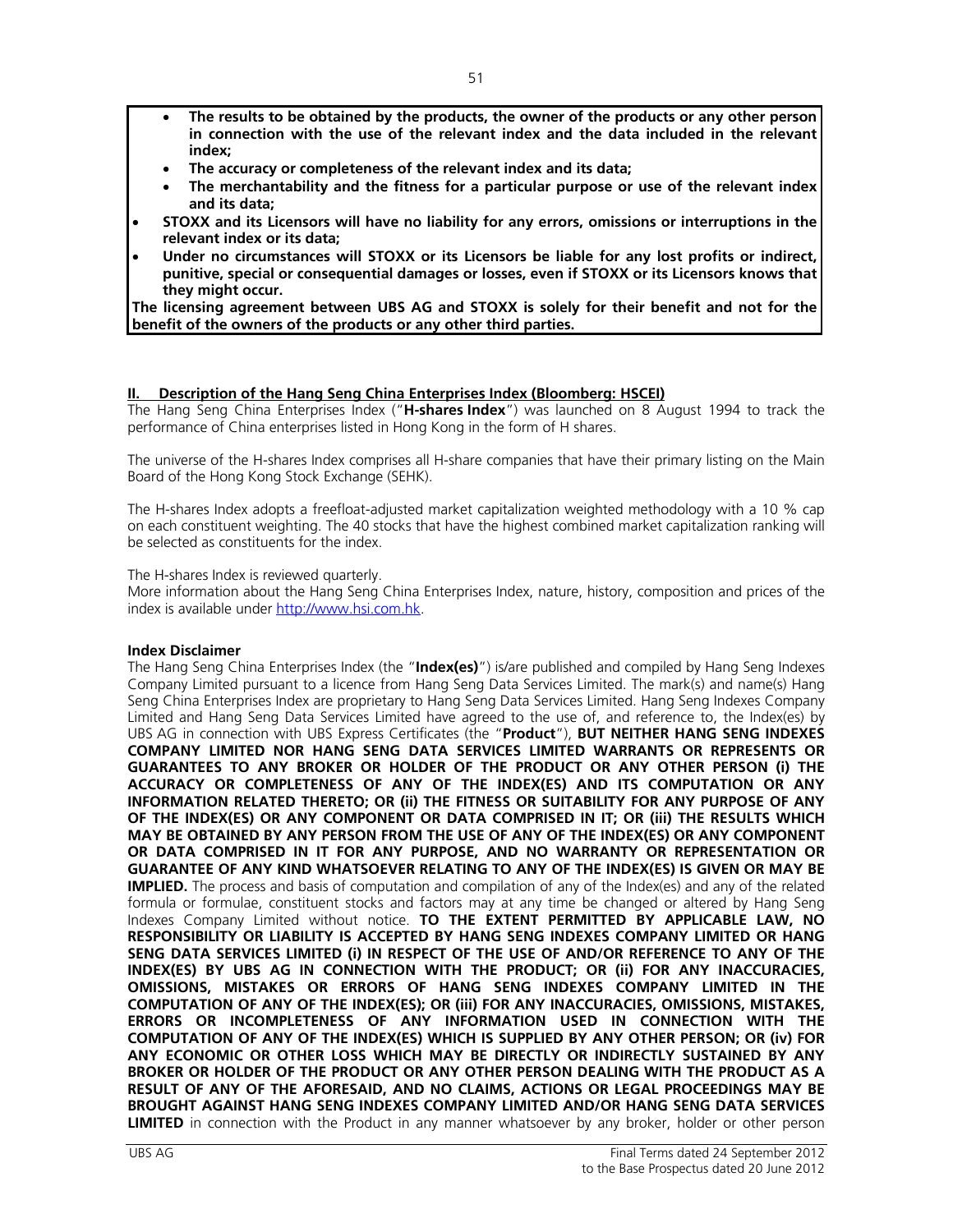- **The results to be obtained by the products, the owner of the products or any other person in connection with the use of the relevant index and the data included in the relevant index;**
- **The accuracy or completeness of the relevant index and its data;**
- **The merchantability and the fitness for a particular purpose or use of the relevant index and its data;**

- **STOXX and its Licensors will have no liability for any errors, omissions or interruptions in the relevant index or its data;**
- **Under no circumstances will STOXX or its Licensors be liable for any lost profits or indirect, punitive, special or consequential damages or losses, even if STOXX or its Licensors knows that they might occur.**

**The licensing agreement between UBS AG and STOXX is solely for their benefit and not for the benefit of the owners of the products or any other third parties.**

## II. Description of the Hang Seng China Enterprises Index (Bloomberg: HSCEI)

The Hang Seng China Enterprises Index ("**H-shares Index**") was launched on 8 August 1994 to track the performance of China enterprises listed in Hong Kong in the form of H shares.

The universe of the H-shares Index comprises all H-share companies that have their primary listing on the Main Board of the Hong Kong Stock Exchange (SEHK).

The H-shares Index adopts a freefloat-adjusted market capitalization weighted methodology with a 10 % cap on each constituent weighting. The 40 stocks that have the highest combined market capitalization ranking will be selected as constituents for the index.

The H-shares Index is reviewed quarterly.
More information about the Hang Seng China Enterprises Index, nature, history, composition and prices of the index is available under http://www.hsi.com.hk.

**Index Disclaimer**

The Hang Seng China Enterprises Index (the "**Index(es)**") is/are published and compiled by Hang Seng Indexes Company Limited pursuant to a licence from Hang Seng Data Services Limited. The mark(s) and name(s) Hang Seng China Enterprises Index are proprietary to Hang Seng Data Services Limited. Hang Seng Indexes Company Limited and Hang Seng Data Services Limited have agreed to the use of, and reference to, the Index(es) by UBS AG in connection with UBS Express Certificates (the "**Product**"), **BUT NEITHER HANG SENG INDEXES COMPANY LIMITED NOR HANG SENG DATA SERVICES LIMITED WARRANTS OR REPRESENTS OR GUARANTEES TO ANY BROKER OR HOLDER OF THE PRODUCT OR ANY OTHER PERSON (i) THE ACCURACY OR COMPLETENESS OF ANY OF THE INDEX(ES) AND ITS COMPUTATION OR ANY INFORMATION RELATED THERETO; OR (ii) THE FITNESS OR SUITABILITY FOR ANY PURPOSE OF ANY OF THE INDEX(ES) OR ANY COMPONENT OR DATA COMPRISED IN IT; OR (iii) THE RESULTS WHICH MAY BE OBTAINED BY ANY PERSON FROM THE USE OF ANY OF THE INDEX(ES) OR ANY COMPONENT OR DATA COMPRISED IN IT FOR ANY PURPOSE, AND NO WARRANTY OR REPRESENTATION OR GUARANTEE OF ANY KIND WHATSOEVER RELATING TO ANY OF THE INDEX(ES) IS GIVEN OR MAY BE IMPLIED.** The process and basis of computation and compilation of any of the Index(es) and any of the related formula or formulae, constituent stocks and factors may at any time be changed or altered by Hang Seng Indexes Company Limited without notice. **TO THE EXTENT PERMITTED BY APPLICABLE LAW, NO RESPONSIBILITY OR LIABILITY IS ACCEPTED BY HANG SENG INDEXES COMPANY LIMITED OR HANG SENG DATA SERVICES LIMITED (i) IN RESPECT OF THE USE OF AND/OR REFERENCE TO ANY OF THE INDEX(ES) BY UBS AG IN CONNECTION WITH THE PRODUCT; OR (ii) FOR ANY INACCURACIES, OMISSIONS, MISTAKES OR ERRORS OF HANG SENG INDEXES COMPANY LIMITED IN THE COMPUTATION OF ANY OF THE INDEX(ES); OR (iii) FOR ANY INACCURACIES, OMISSIONS, MISTAKES, ERRORS OR INCOMPLETENESS OF ANY INFORMATION USED IN CONNECTION WITH THE COMPUTATION OF ANY OF THE INDEX(ES) WHICH IS SUPPLIED BY ANY OTHER PERSON; OR (iv) FOR ANY ECONOMIC OR OTHER LOSS WHICH MAY BE DIRECTLY OR INDIRECTLY SUSTAINED BY ANY BROKER OR HOLDER OF THE PRODUCT OR ANY OTHER PERSON DEALING WITH THE PRODUCT AS A RESULT OF ANY OF THE AFORESAID, AND NO CLAIMS, ACTIONS OR LEGAL PROCEEDINGS MAY BE BROUGHT AGAINST HANG SENG INDEXES COMPANY LIMITED AND/OR HANG SENG DATA SERVICES LIMITED** in connection with the Product in any manner whatsoever by any broker, holder or other person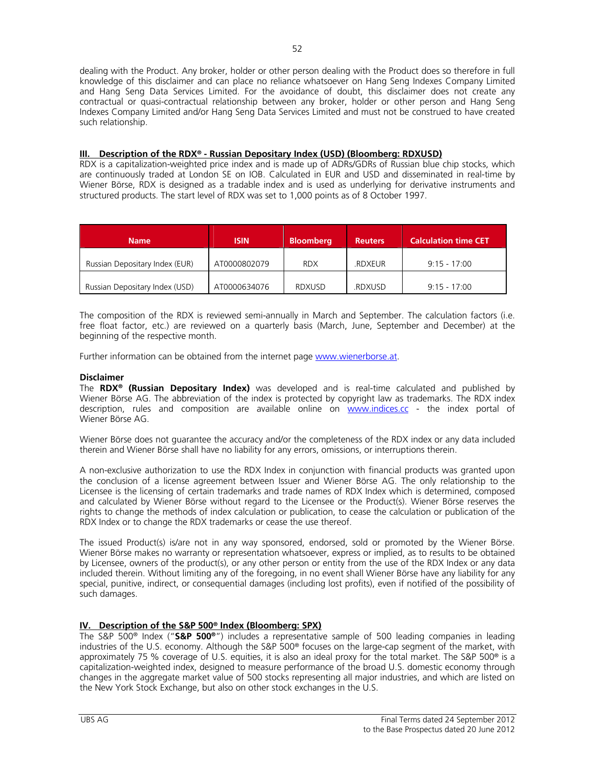dealing with the Product. Any broker, holder or other person dealing with the Product does so therefore in full knowledge of this disclaimer and can place no reliance whatsoever on Hang Seng Indexes Company Limited and Hang Seng Data Services Limited. For the avoidance of doubt, this disclaimer does not create any contractual or quasi-contractual relationship between any broker, holder or other person and Hang Seng Indexes Company Limited and/or Hang Seng Data Services Limited and must not be construed to have created such relationship.

### III. Description of the RDX® - Russian Depositary Index (USD) (Bloomberg: RDXUSD)

RDX is a capitalization-weighted price index and is made up of ADRs/GDRs of Russian blue chip stocks, which are continuously traded at London SE on IOB. Calculated in EUR and USD and disseminated in real-time by Wiener Börse, RDX is designed as a tradable index and is used as underlying for derivative instruments and structured products. The start level of RDX was set to 1,000 points as of 8 October 1997.

| Name | ISIN | Bloomberg | Reuters | Calculation time CET |
|---|---|---|---|---|
| Russian Depositary Index (EUR) | AT0000802079 | RDX | .RDXEUR | 9:15 - 17:00 |
| Russian Depositary Index (USD) | AT0000634076 | RDXUSD | .RDXUSD | 9:15 - 17:00 |

The composition of the RDX is reviewed semi-annually in March and September. The calculation factors (i.e. free float factor, etc.) are reviewed on a quarterly basis (March, June, September and December) at the beginning of the respective month.

Further information can be obtained from the internet page www.wienerborse.at.

**Disclaimer**

The **RDX® (Russian Depositary Index)** was developed and is real-time calculated and published by Wiener Börse AG. The abbreviation of the index is protected by copyright law as trademarks. The RDX index description, rules and composition are available online on www.indices.cc - the index portal of Wiener Börse AG.

Wiener Börse does not guarantee the accuracy and/or the completeness of the RDX index or any data included therein and Wiener Börse shall have no liability for any errors, omissions, or interruptions therein.

A non-exclusive authorization to use the RDX Index in conjunction with financial products was granted upon the conclusion of a license agreement between Issuer and Wiener Börse AG. The only relationship to the Licensee is the licensing of certain trademarks and trade names of RDX Index which is determined, composed and calculated by Wiener Börse without regard to the Licensee or the Product(s). Wiener Börse reserves the rights to change the methods of index calculation or publication, to cease the calculation or publication of the RDX Index or to change the RDX trademarks or cease the use thereof.

The issued Product(s) is/are not in any way sponsored, endorsed, sold or promoted by the Wiener Börse. Wiener Börse makes no warranty or representation whatsoever, express or implied, as to results to be obtained by Licensee, owners of the product(s), or any other person or entity from the use of the RDX Index or any data included therein. Without limiting any of the foregoing, in no event shall Wiener Börse have any liability for any special, punitive, indirect, or consequential damages (including lost profits), even if notified of the possibility of such damages.

### IV. Description of the S&P 500® Index (Bloomberg: SPX)

The S&P 500® Index ("**S&P 500®**") includes a representative sample of 500 leading companies in leading industries of the U.S. economy. Although the S&P 500® focuses on the large-cap segment of the market, with approximately 75 % coverage of U.S. equities, it is also an ideal proxy for the total market. The S&P 500® is a capitalization-weighted index, designed to measure performance of the broad U.S. domestic economy through changes in the aggregate market value of 500 stocks representing all major industries, and which are listed on the New York Stock Exchange, but also on other stock exchanges in the U.S.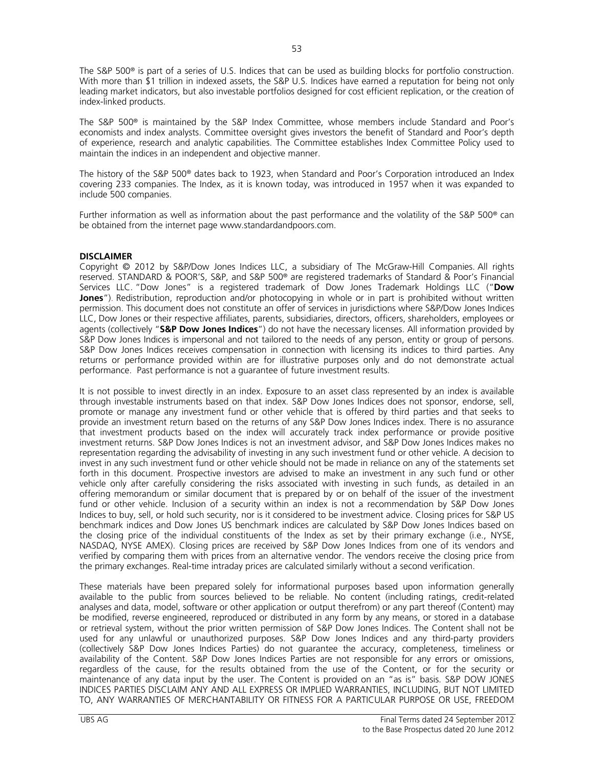The S&P 500® is part of a series of U.S. Indices that can be used as building blocks for portfolio construction. With more than $1 trillion in indexed assets, the S&P U.S. Indices have earned a reputation for being not only leading market indicators, but also investable portfolios designed for cost efficient replication, or the creation of index-linked products.

The S&P 500® is maintained by the S&P Index Committee, whose members include Standard and Poor's economists and index analysts. Committee oversight gives investors the benefit of Standard and Poor's depth of experience, research and analytic capabilities. The Committee establishes Index Committee Policy used to maintain the indices in an independent and objective manner.

The history of the S&P 500® dates back to 1923, when Standard and Poor's Corporation introduced an Index covering 233 companies. The Index, as it is known today, was introduced in 1957 when it was expanded to include 500 companies.

Further information as well as information about the past performance and the volatility of the S&P 500® can be obtained from the internet page www.standardandpoors.com.

**DISCLAIMER**

Copyright © 2012 by S&P/Dow Jones Indices LLC, a subsidiary of The McGraw-Hill Companies. All rights reserved. STANDARD & POOR'S, S&P, and S&P 500® are registered trademarks of Standard & Poor's Financial Services LLC. "Dow Jones" is a registered trademark of Dow Jones Trademark Holdings LLC ("**Dow Jones**"). Redistribution, reproduction and/or photocopying in whole or in part is prohibited without written permission. This document does not constitute an offer of services in jurisdictions where S&P/Dow Jones Indices LLC, Dow Jones or their respective affiliates, parents, subsidiaries, directors, officers, shareholders, employees or agents (collectively "**S&P Dow Jones Indices**") do not have the necessary licenses. All information provided by S&P Dow Jones Indices is impersonal and not tailored to the needs of any person, entity or group of persons. S&P Dow Jones Indices receives compensation in connection with licensing its indices to third parties. Any returns or performance provided within are for illustrative purposes only and do not demonstrate actual performance. Past performance is not a guarantee of future investment results.

It is not possible to invest directly in an index. Exposure to an asset class represented by an index is available through investable instruments based on that index. S&P Dow Jones Indices does not sponsor, endorse, sell, promote or manage any investment fund or other vehicle that is offered by third parties and that seeks to provide an investment return based on the returns of any S&P Dow Jones Indices index. There is no assurance that investment products based on the index will accurately track index performance or provide positive investment returns. S&P Dow Jones Indices is not an investment advisor, and S&P Dow Jones Indices makes no representation regarding the advisability of investing in any such investment fund or other vehicle. A decision to invest in any such investment fund or other vehicle should not be made in reliance on any of the statements set forth in this document. Prospective investors are advised to make an investment in any such fund or other vehicle only after carefully considering the risks associated with investing in such funds, as detailed in an offering memorandum or similar document that is prepared by or on behalf of the issuer of the investment fund or other vehicle. Inclusion of a security within an index is not a recommendation by S&P Dow Jones Indices to buy, sell, or hold such security, nor is it considered to be investment advice. Closing prices for S&P US benchmark indices and Dow Jones US benchmark indices are calculated by S&P Dow Jones Indices based on the closing price of the individual constituents of the Index as set by their primary exchange (i.e., NYSE, NASDAQ, NYSE AMEX). Closing prices are received by S&P Dow Jones Indices from one of its vendors and verified by comparing them with prices from an alternative vendor. The vendors receive the closing price from the primary exchanges. Real-time intraday prices are calculated similarly without a second verification.

These materials have been prepared solely for informational purposes based upon information generally available to the public from sources believed to be reliable. No content (including ratings, credit-related analyses and data, model, software or other application or output therefrom) or any part thereof (Content) may be modified, reverse engineered, reproduced or distributed in any form by any means, or stored in a database or retrieval system, without the prior written permission of S&P Dow Jones Indices. The Content shall not be used for any unlawful or unauthorized purposes. S&P Dow Jones Indices and any third-party providers (collectively S&P Dow Jones Indices Parties) do not guarantee the accuracy, completeness, timeliness or availability of the Content. S&P Dow Jones Indices Parties are not responsible for any errors or omissions, regardless of the cause, for the results obtained from the use of the Content, or for the security or maintenance of any data input by the user. The Content is provided on an "as is" basis. S&P DOW JONES INDICES PARTIES DISCLAIM ANY AND ALL EXPRESS OR IMPLIED WARRANTIES, INCLUDING, BUT NOT LIMITED TO, ANY WARRANTIES OF MERCHANTABILITY OR FITNESS FOR A PARTICULAR PURPOSE OR USE, FREEDOM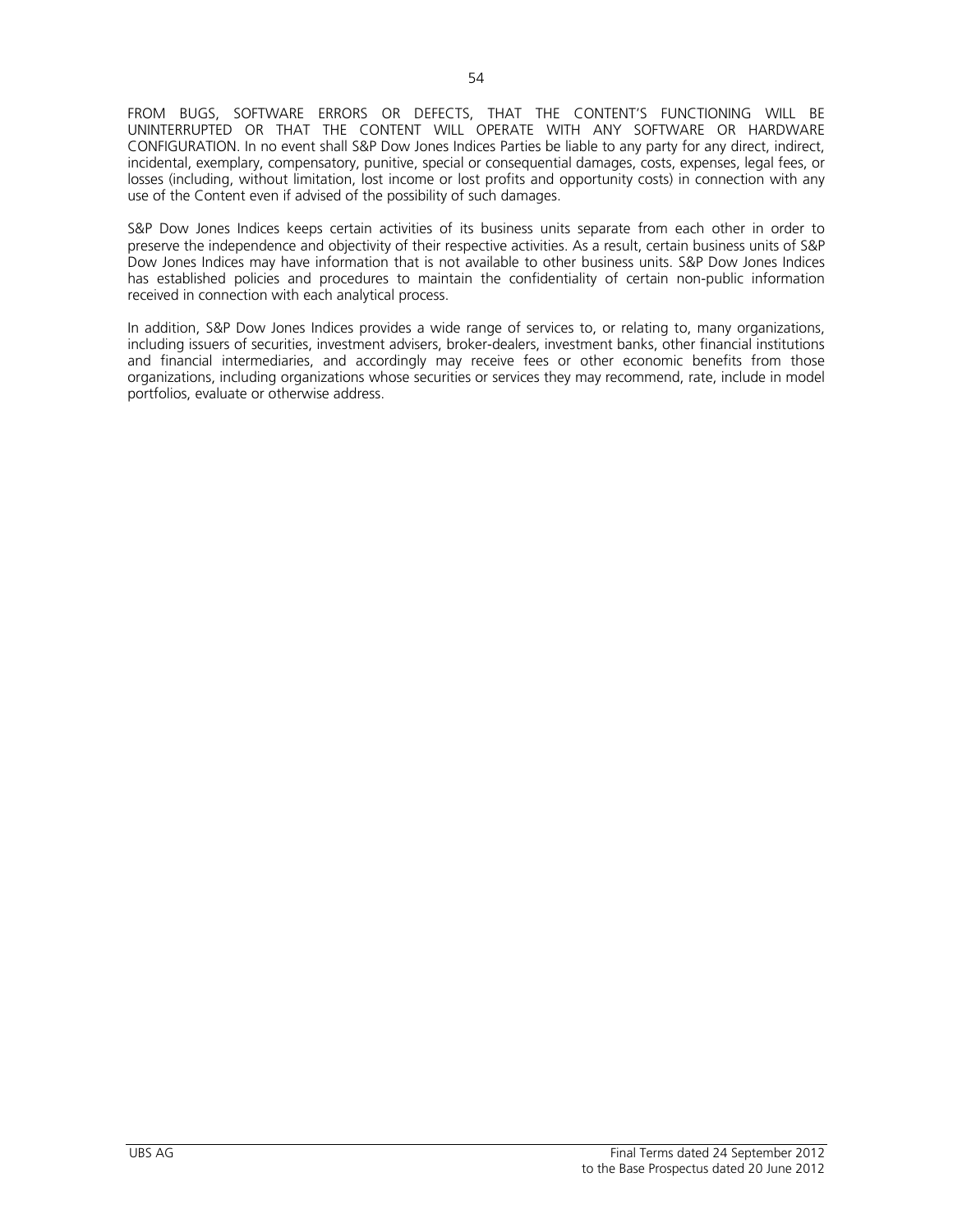FROM BUGS, SOFTWARE ERRORS OR DEFECTS, THAT THE CONTENT'S FUNCTIONING WILL BE UNINTERRUPTED OR THAT THE CONTENT WILL OPERATE WITH ANY SOFTWARE OR HARDWARE CONFIGURATION. In no event shall S&P Dow Jones Indices Parties be liable to any party for any direct, indirect, incidental, exemplary, compensatory, punitive, special or consequential damages, costs, expenses, legal fees, or losses (including, without limitation, lost income or lost profits and opportunity costs) in connection with any use of the Content even if advised of the possibility of such damages.

S&P Dow Jones Indices keeps certain activities of its business units separate from each other in order to preserve the independence and objectivity of their respective activities. As a result, certain business units of S&P Dow Jones Indices may have information that is not available to other business units. S&P Dow Jones Indices has established policies and procedures to maintain the confidentiality of certain non-public information received in connection with each analytical process.

In addition, S&P Dow Jones Indices provides a wide range of services to, or relating to, many organizations, including issuers of securities, investment advisers, broker-dealers, investment banks, other financial institutions and financial intermediaries, and accordingly may receive fees or other economic benefits from those organizations, including organizations whose securities or services they may recommend, rate, include in model portfolios, evaluate or otherwise address.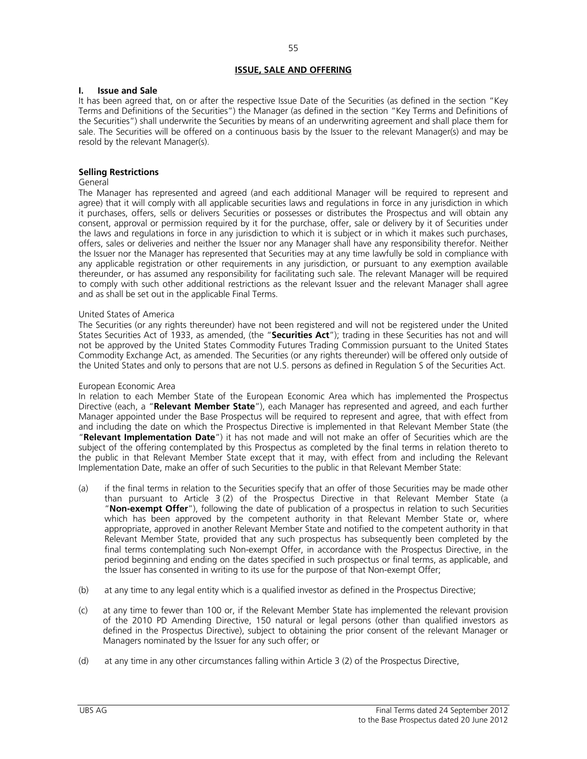## ISSUE, SALE AND OFFERING

### I. Issue and Sale

It has been agreed that, on or after the respective Issue Date of the Securities (as defined in the section "Key Terms and Definitions of the Securities") the Manager (as defined in the section "Key Terms and Definitions of the Securities") shall underwrite the Securities by means of an underwriting agreement and shall place them for sale. The Securities will be offered on a continuous basis by the Issuer to the relevant Manager(s) and may be resold by the relevant Manager(s).

**Selling Restrictions**

General

The Manager has represented and agreed (and each additional Manager will be required to represent and agree) that it will comply with all applicable securities laws and regulations in force in any jurisdiction in which it purchases, offers, sells or delivers Securities or possesses or distributes the Prospectus and will obtain any consent, approval or permission required by it for the purchase, offer, sale or delivery by it of Securities under the laws and regulations in force in any jurisdiction to which it is subject or in which it makes such purchases, offers, sales or deliveries and neither the Issuer nor any Manager shall have any responsibility therefor. Neither the Issuer nor the Manager has represented that Securities may at any time lawfully be sold in compliance with any applicable registration or other requirements in any jurisdiction, or pursuant to any exemption available thereunder, or has assumed any responsibility for facilitating such sale. The relevant Manager will be required to comply with such other additional restrictions as the relevant Issuer and the relevant Manager shall agree and as shall be set out in the applicable Final Terms.

United States of America

The Securities (or any rights thereunder) have not been registered and will not be registered under the United States Securities Act of 1933, as amended, (the "**Securities Act**"); trading in these Securities has not and will not be approved by the United States Commodity Futures Trading Commission pursuant to the United States Commodity Exchange Act, as amended. The Securities (or any rights thereunder) will be offered only outside of the United States and only to persons that are not U.S. persons as defined in Regulation S of the Securities Act.

European Economic Area

In relation to each Member State of the European Economic Area which has implemented the Prospectus Directive (each, a "**Relevant Member State**"), each Manager has represented and agreed, and each further Manager appointed under the Base Prospectus will be required to represent and agree, that with effect from and including the date on which the Prospectus Directive is implemented in that Relevant Member State (the "**Relevant Implementation Date**") it has not made and will not make an offer of Securities which are the subject of the offering contemplated by this Prospectus as completed by the final terms in relation thereto to the public in that Relevant Member State except that it may, with effect from and including the Relevant Implementation Date, make an offer of such Securities to the public in that Relevant Member State:

(a) if the final terms in relation to the Securities specify that an offer of those Securities may be made other than pursuant to Article 3 (2) of the Prospectus Directive in that Relevant Member State (a "**Non-exempt Offer**"), following the date of publication of a prospectus in relation to such Securities which has been approved by the competent authority in that Relevant Member State or, where appropriate, approved in another Relevant Member State and notified to the competent authority in that Relevant Member State, provided that any such prospectus has subsequently been completed by the final terms contemplating such Non-exempt Offer, in accordance with the Prospectus Directive, in the period beginning and ending on the dates specified in such prospectus or final terms, as applicable, and the Issuer has consented in writing to its use for the purpose of that Non-exempt Offer;

(b) at any time to any legal entity which is a qualified investor as defined in the Prospectus Directive;

(c) at any time to fewer than 100 or, if the Relevant Member State has implemented the relevant provision of the 2010 PD Amending Directive, 150 natural or legal persons (other than qualified investors as defined in the Prospectus Directive), subject to obtaining the prior consent of the relevant Manager or Managers nominated by the Issuer for any such offer; or

(d) at any time in any other circumstances falling within Article 3 (2) of the Prospectus Directive,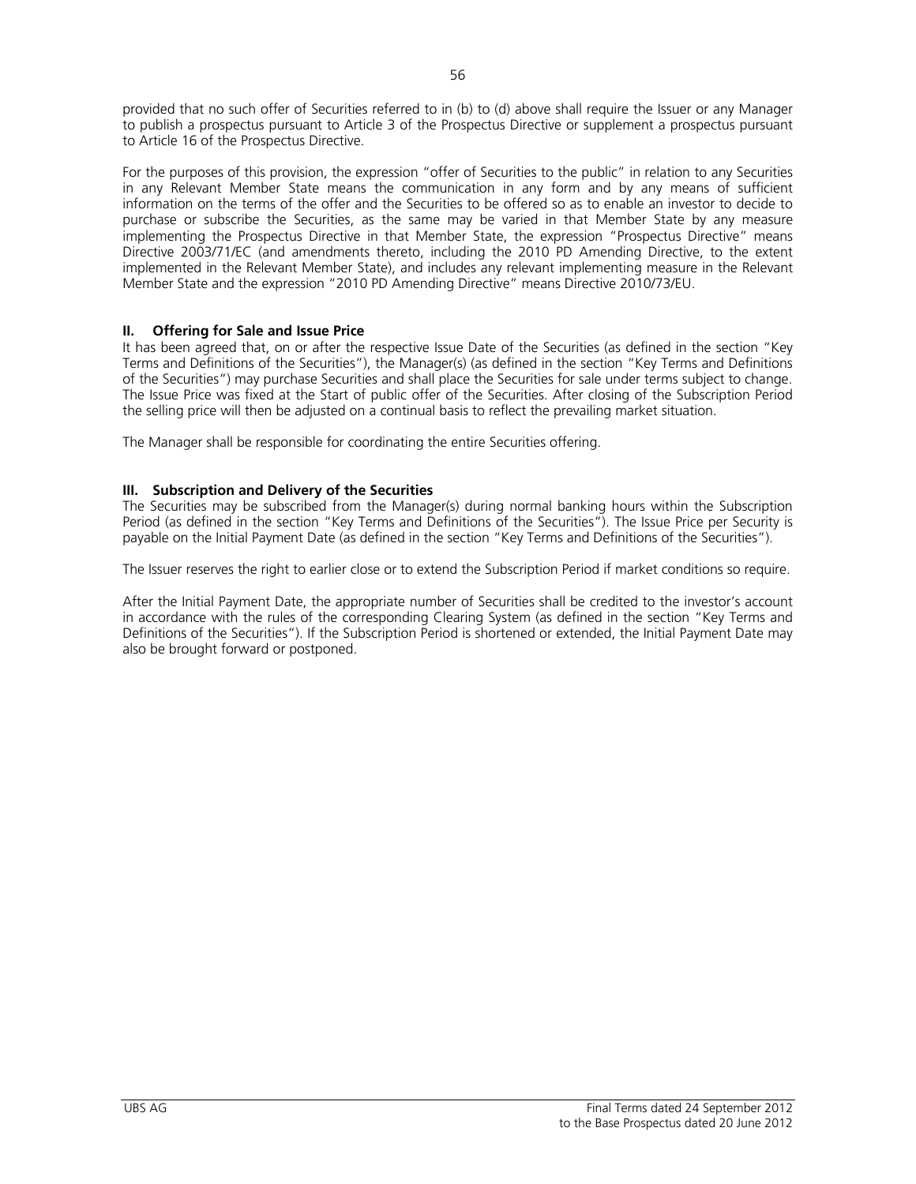provided that no such offer of Securities referred to in (b) to (d) above shall require the Issuer or any Manager to publish a prospectus pursuant to Article 3 of the Prospectus Directive or supplement a prospectus pursuant to Article 16 of the Prospectus Directive.

For the purposes of this provision, the expression "offer of Securities to the public" in relation to any Securities in any Relevant Member State means the communication in any form and by any means of sufficient information on the terms of the offer and the Securities to be offered so as to enable an investor to decide to purchase or subscribe the Securities, as the same may be varied in that Member State by any measure implementing the Prospectus Directive in that Member State, the expression "Prospectus Directive" means Directive 2003/71/EC (and amendments thereto, including the 2010 PD Amending Directive, to the extent implemented in the Relevant Member State), and includes any relevant implementing measure in the Relevant Member State and the expression "2010 PD Amending Directive" means Directive 2010/73/EU.

## II. Offering for Sale and Issue Price

It has been agreed that, on or after the respective Issue Date of the Securities (as defined in the section "Key Terms and Definitions of the Securities"), the Manager(s) (as defined in the section "Key Terms and Definitions of the Securities") may purchase Securities and shall place the Securities for sale under terms subject to change. The Issue Price was fixed at the Start of public offer of the Securities. After closing of the Subscription Period the selling price will then be adjusted on a continual basis to reflect the prevailing market situation.

The Manager shall be responsible for coordinating the entire Securities offering.

## III. Subscription and Delivery of the Securities

The Securities may be subscribed from the Manager(s) during normal banking hours within the Subscription Period (as defined in the section "Key Terms and Definitions of the Securities"). The Issue Price per Security is payable on the Initial Payment Date (as defined in the section "Key Terms and Definitions of the Securities").

The Issuer reserves the right to earlier close or to extend the Subscription Period if market conditions so require.

After the Initial Payment Date, the appropriate number of Securities shall be credited to the investor's account in accordance with the rules of the corresponding Clearing System (as defined in the section "Key Terms and Definitions of the Securities"). If the Subscription Period is shortened or extended, the Initial Payment Date may also be brought forward or postponed.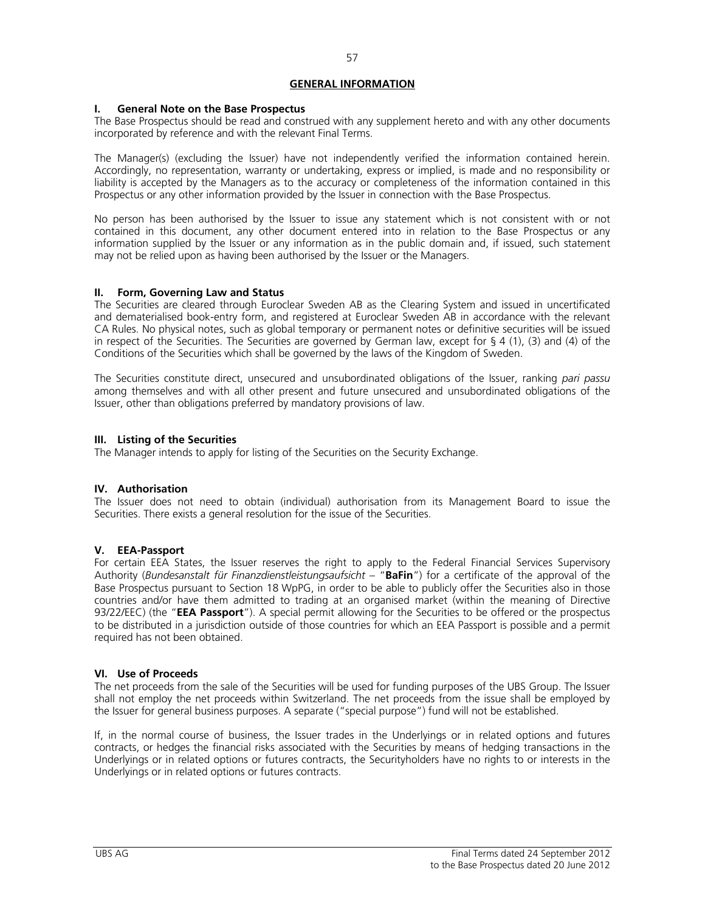## GENERAL INFORMATION

### I. General Note on the Base Prospectus

The Base Prospectus should be read and construed with any supplement hereto and with any other documents incorporated by reference and with the relevant Final Terms.

The Manager(s) (excluding the Issuer) have not independently verified the information contained herein. Accordingly, no representation, warranty or undertaking, express or implied, is made and no responsibility or liability is accepted by the Managers as to the accuracy or completeness of the information contained in this Prospectus or any other information provided by the Issuer in connection with the Base Prospectus.

No person has been authorised by the Issuer to issue any statement which is not consistent with or not contained in this document, any other document entered into in relation to the Base Prospectus or any information supplied by the Issuer or any information as in the public domain and, if issued, such statement may not be relied upon as having been authorised by the Issuer or the Managers.

### II. Form, Governing Law and Status

The Securities are cleared through Euroclear Sweden AB as the Clearing System and issued in uncertificated and dematerialised book-entry form, and registered at Euroclear Sweden AB in accordance with the relevant CA Rules. No physical notes, such as global temporary or permanent notes or definitive securities will be issued in respect of the Securities. The Securities are governed by German law, except for § 4 (1), (3) and (4) of the Conditions of the Securities which shall be governed by the laws of the Kingdom of Sweden.

The Securities constitute direct, unsecured and unsubordinated obligations of the Issuer, ranking *pari passu* among themselves and with all other present and future unsecured and unsubordinated obligations of the Issuer, other than obligations preferred by mandatory provisions of law.

### III. Listing of the Securities

The Manager intends to apply for listing of the Securities on the Security Exchange.

### IV. Authorisation

The Issuer does not need to obtain (individual) authorisation from its Management Board to issue the Securities. There exists a general resolution for the issue of the Securities.

### V. EEA-Passport

For certain EEA States, the Issuer reserves the right to apply to the Federal Financial Services Supervisory Authority (*Bundesanstalt für Finanzdienstleistungsaufsicht* – "**BaFin**") for a certificate of the approval of the Base Prospectus pursuant to Section 18 WpPG, in order to be able to publicly offer the Securities also in those countries and/or have them admitted to trading at an organised market (within the meaning of Directive 93/22/EEC) (the "**EEA Passport**"). A special permit allowing for the Securities to be offered or the prospectus to be distributed in a jurisdiction outside of those countries for which an EEA Passport is possible and a permit required has not been obtained.

### VI. Use of Proceeds

The net proceeds from the sale of the Securities will be used for funding purposes of the UBS Group. The Issuer shall not employ the net proceeds within Switzerland. The net proceeds from the issue shall be employed by the Issuer for general business purposes. A separate ("special purpose") fund will not be established.

If, in the normal course of business, the Issuer trades in the Underlyings or in related options and futures contracts, or hedges the financial risks associated with the Securities by means of hedging transactions in the Underlyings or in related options or futures contracts, the Securityholders have no rights to or interests in the Underlyings or in related options or futures contracts.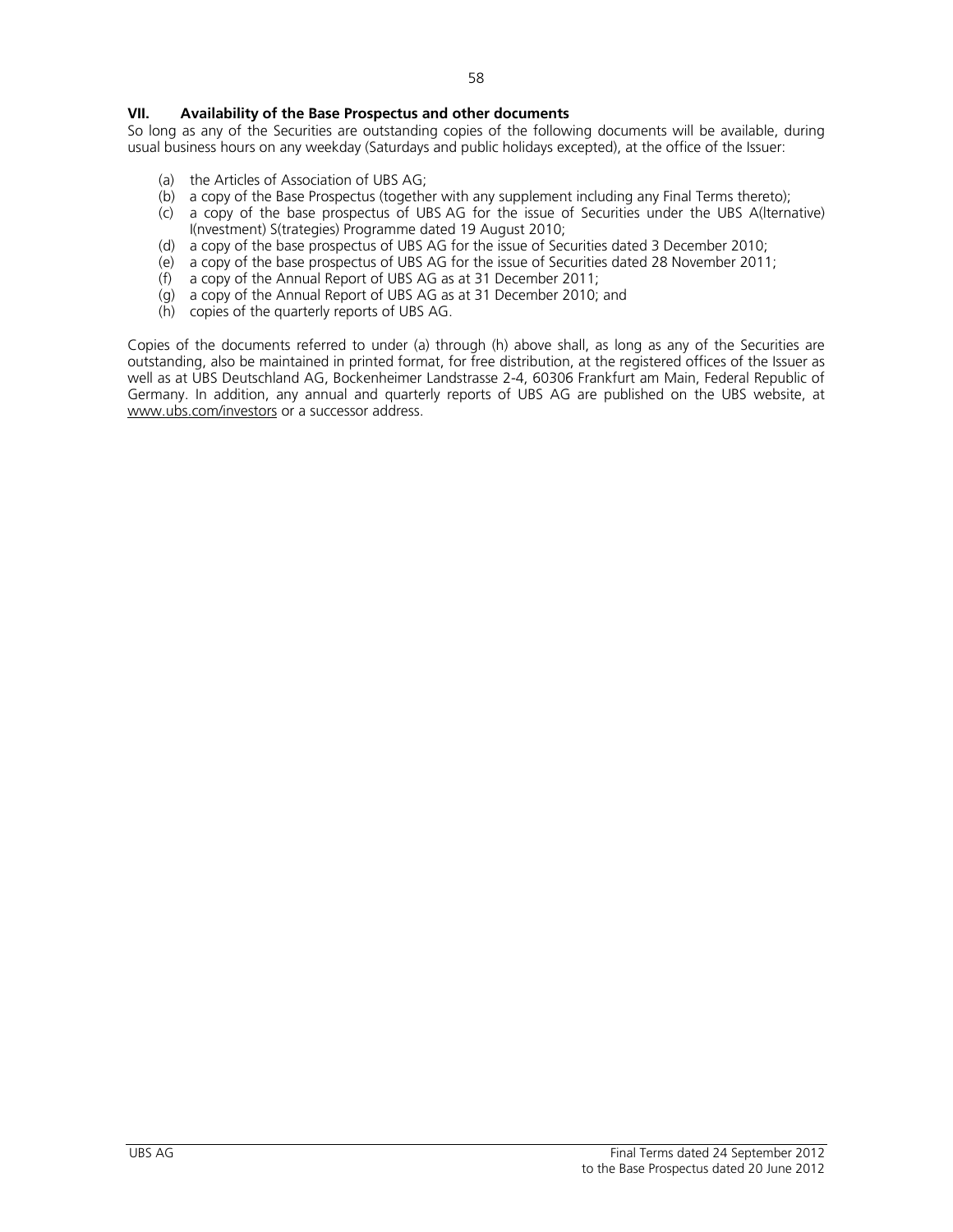## VII. Availability of the Base Prospectus and other documents

So long as any of the Securities are outstanding copies of the following documents will be available, during usual business hours on any weekday (Saturdays and public holidays excepted), at the office of the Issuer:

(a) the Articles of Association of UBS AG;
(b) a copy of the Base Prospectus (together with any supplement including any Final Terms thereto);
(c) a copy of the base prospectus of UBS AG for the issue of Securities under the UBS A(lternative) I(nvestment) S(trategies) Programme dated 19 August 2010;
(d) a copy of the base prospectus of UBS AG for the issue of Securities dated 3 December 2010;
(e) a copy of the base prospectus of UBS AG for the issue of Securities dated 28 November 2011;
(f) a copy of the Annual Report of UBS AG as at 31 December 2011;
(g) a copy of the Annual Report of UBS AG as at 31 December 2010; and
(h) copies of the quarterly reports of UBS AG.

Copies of the documents referred to under (a) through (h) above shall, as long as any of the Securities are outstanding, also be maintained in printed format, for free distribution, at the registered offices of the Issuer as well as at UBS Deutschland AG, Bockenheimer Landstrasse 2-4, 60306 Frankfurt am Main, Federal Republic of Germany. In addition, any annual and quarterly reports of UBS AG are published on the UBS website, at www.ubs.com/investors or a successor address.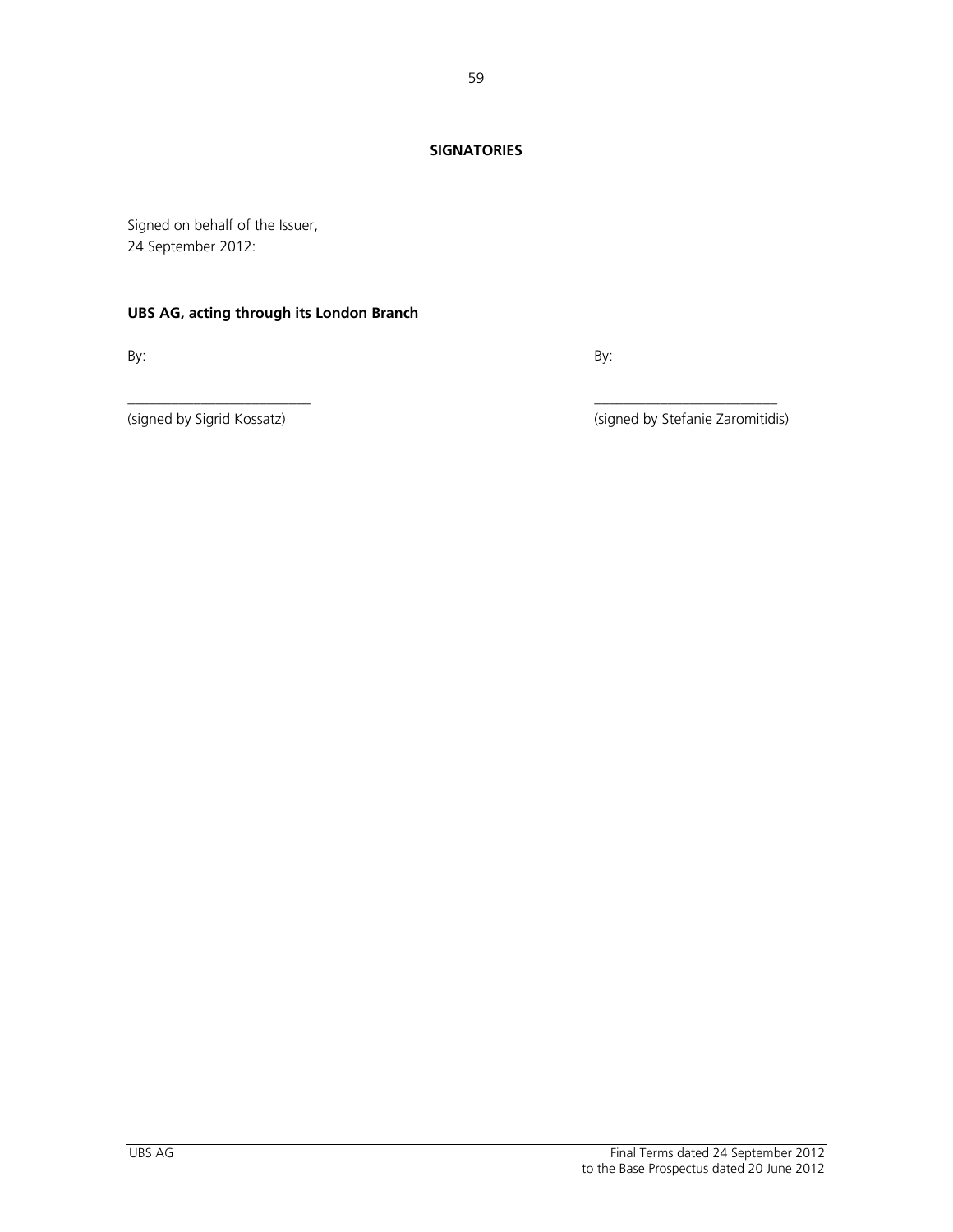**SIGNATORIES**

Signed on behalf of the Issuer,
24 September 2012:

**UBS AG, acting through its London Branch**

By:

_________________________

(signed by Sigrid Kossatz)

By:

_________________________

(signed by Stefanie Zaromitidis)